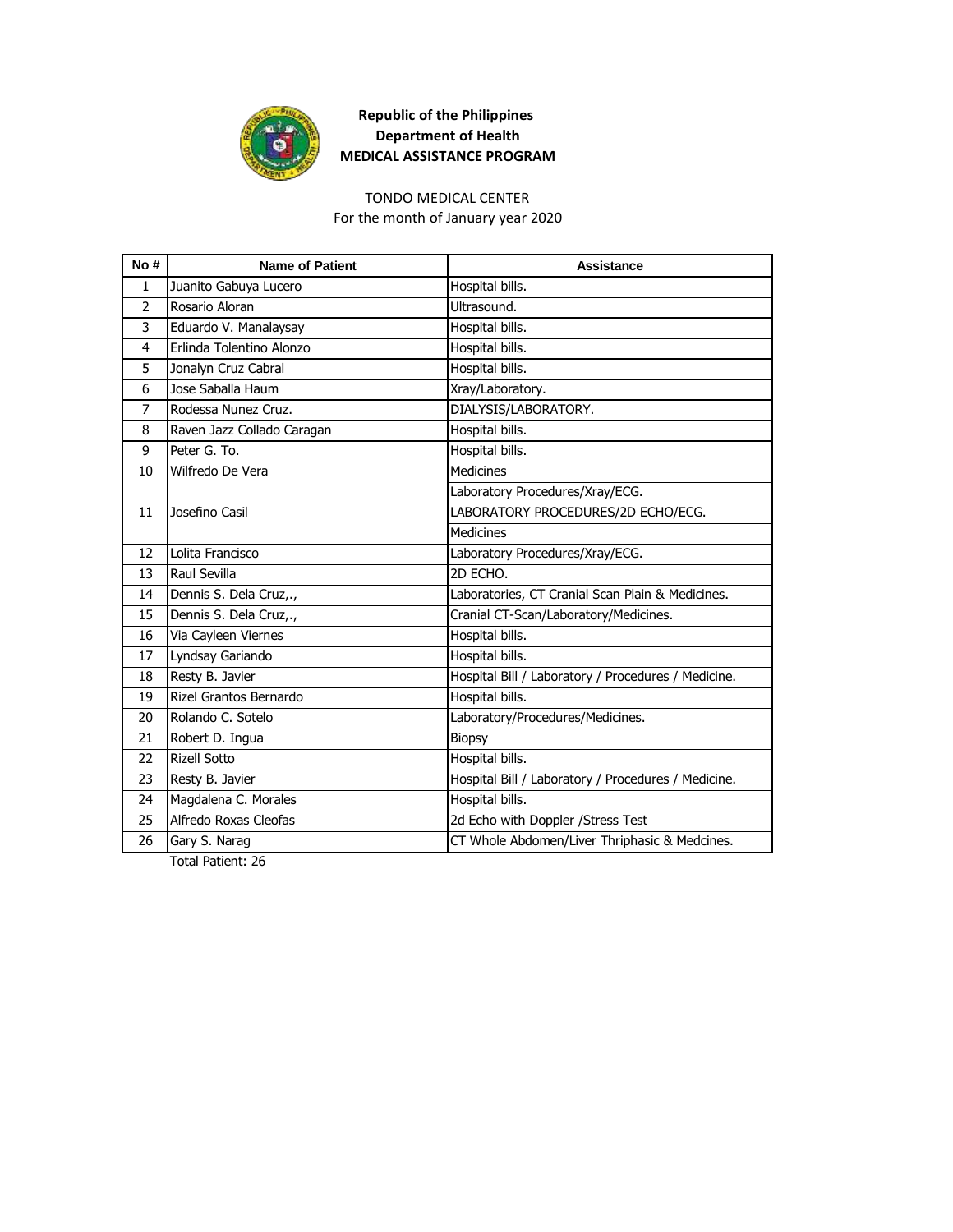**Republic of the Philippines**
**Department of Health**
**MEDICAL ASSISTANCE PROGRAM**

TONDO MEDICAL CENTER
For the month of January year 2020

| No # | Name of Patient | Assistance |
|---|---|---|
| 1 | Juanito Gabuya Lucero | Hospital bills. |
| 2 | Rosario Aloran | Ultrasound. |
| 3 | Eduardo V. Manalaysay | Hospital bills. |
| 4 | Erlinda Tolentino Alonzo | Hospital bills. |
| 5 | Jonalyn Cruz Cabral | Hospital bills. |
| 6 | Jose Saballa Haum | Xray/Laboratory. |
| 7 | Rodessa Nunez Cruz. | DIALYSIS/LABORATORY. |
| 8 | Raven Jazz Collado Caragan | Hospital bills. |
| 9 | Peter G. To. | Hospital bills. |
| 10 | Wilfredo De Vera | Medicines |
| | | Laboratory Procedures/Xray/ECG. |
| 11 | Josefino Casil | LABORATORY PROCEDURES/2D ECHO/ECG. |
| | | Medicines |
| 12 | Lolita Francisco | Laboratory Procedures/Xray/ECG. |
| 13 | Raul Sevilla | 2D ECHO. |
| 14 | Dennis S. Dela Cruz,., | Laboratories, CT Cranial Scan Plain & Medicines. |
| 15 | Dennis S. Dela Cruz,., | Cranial CT-Scan/Laboratory/Medicines. |
| 16 | Via Cayleen Viernes | Hospital bills. |
| 17 | Lyndsay Gariando | Hospital bills. |
| 18 | Resty B. Javier | Hospital Bill / Laboratory / Procedures / Medicine. |
| 19 | Rizel Grantos Bernardo | Hospital bills. |
| 20 | Rolando C. Sotelo | Laboratory/Procedures/Medicines. |
| 21 | Robert D. Ingua | Biopsy |
| 22 | Rizell Sotto | Hospital bills. |
| 23 | Resty B. Javier | Hospital Bill / Laboratory / Procedures / Medicine. |
| 24 | Magdalena C. Morales | Hospital bills. |
| 25 | Alfredo Roxas Cleofas | 2d Echo with Doppler /Stress Test |
| 26 | Gary S. Narag | CT Whole Abdomen/Liver Thriphasic & Medcines. |

Total Patient: 26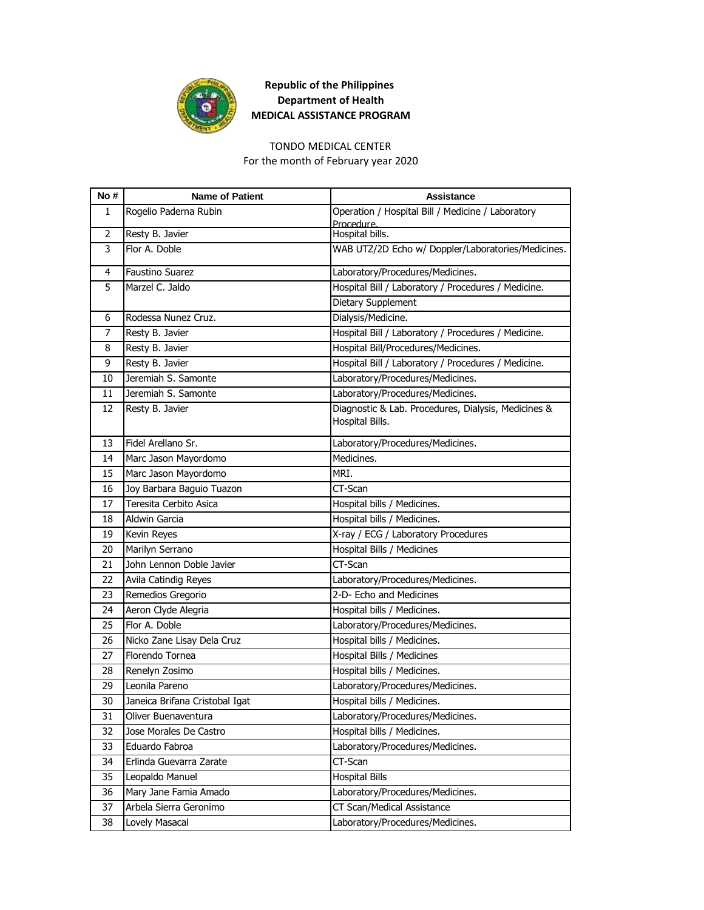**Republic of the Philippines**
**Department of Health**
**MEDICAL ASSISTANCE PROGRAM**

TONDO MEDICAL CENTER
For the month of February year 2020

| No # | Name of Patient | Assistance |
|---|---|---|
| 1 | Rogelio Paderna Rubin | Operation / Hospital Bill / Medicine / Laboratory Procedure. |
| 2 | Resty B. Javier | Hospital bills. |
| 3 | Flor A. Doble | WAB UTZ/2D Echo w/ Doppler/Laboratories/Medicines. |
| 4 | Faustino Suarez | Laboratory/Procedures/Medicines. |
| 5 | Marzel C. Jaldo | Hospital Bill / Laboratory / Procedures / Medicine. |
| | | Dietary Supplement |
| 6 | Rodessa Nunez Cruz. | Dialysis/Medicine. |
| 7 | Resty B. Javier | Hospital Bill / Laboratory / Procedures / Medicine. |
| 8 | Resty B. Javier | Hospital Bill/Procedures/Medicines. |
| 9 | Resty B. Javier | Hospital Bill / Laboratory / Procedures / Medicine. |
| 10 | Jeremiah S. Samonte | Laboratory/Procedures/Medicines. |
| 11 | Jeremiah S. Samonte | Laboratory/Procedures/Medicines. |
| 12 | Resty B. Javier | Diagnostic & Lab. Procedures, Dialysis, Medicines & Hospital Bills. |
| 13 | Fidel Arellano Sr. | Laboratory/Procedures/Medicines. |
| 14 | Marc Jason Mayordomo | Medicines. |
| 15 | Marc Jason Mayordomo | MRI. |
| 16 | Joy Barbara Baguio Tuazon | CT-Scan |
| 17 | Teresita Cerbito Asica | Hospital bills / Medicines. |
| 18 | Aldwin Garcia | Hospital bills / Medicines. |
| 19 | Kevin Reyes | X-ray / ECG / Laboratory Procedures |
| 20 | Marilyn Serrano | Hospital Bills / Medicines |
| 21 | John Lennon Doble Javier | CT-Scan |
| 22 | Avila Catindig Reyes | Laboratory/Procedures/Medicines. |
| 23 | Remedios Gregorio | 2-D- Echo and Medicines |
| 24 | Aeron Clyde Alegria | Hospital bills / Medicines. |
| 25 | Flor A. Doble | Laboratory/Procedures/Medicines. |
| 26 | Nicko Zane Lisay Dela Cruz | Hospital bills / Medicines. |
| 27 | Florendo Tornea | Hospital Bills / Medicines |
| 28 | Renelyn Zosimo | Hospital bills / Medicines. |
| 29 | Leonila Pareno | Laboratory/Procedures/Medicines. |
| 30 | Janeica Brifana Cristobal Igat | Hospital bills / Medicines. |
| 31 | Oliver Buenaventura | Laboratory/Procedures/Medicines. |
| 32 | Jose Morales De Castro | Hospital bills / Medicines. |
| 33 | Eduardo Fabroa | Laboratory/Procedures/Medicines. |
| 34 | Erlinda Guevarra Zarate | CT-Scan |
| 35 | Leopaldo Manuel | Hospital Bills |
| 36 | Mary Jane Famia Amado | Laboratory/Procedures/Medicines. |
| 37 | Arbela Sierra Geronimo | CT Scan/Medical Assistance |
| 38 | Lovely Masacal | Laboratory/Procedures/Medicines. |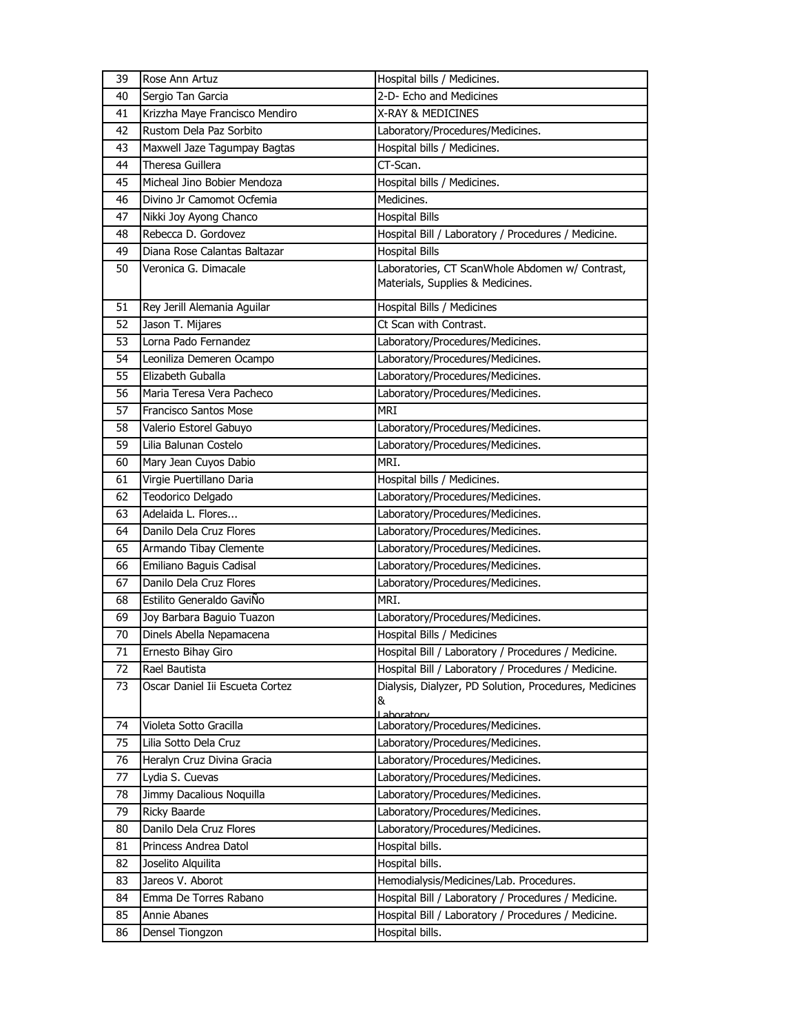| 39 | Rose Ann Artuz | Hospital bills / Medicines. |
|---|---|---|
| 40 | Sergio Tan Garcia | 2-D- Echo and Medicines |
| 41 | Krizzha Maye Francisco Mendiro | X-RAY & MEDICINES |
| 42 | Rustom Dela Paz Sorbito | Laboratory/Procedures/Medicines. |
| 43 | Maxwell Jaze Tagumpay Bagtas | Hospital bills / Medicines. |
| 44 | Theresa Guillera | CT-Scan. |
| 45 | Micheal Jino Bobier Mendoza | Hospital bills / Medicines. |
| 46 | Divino Jr Camomot Ocfemia | Medicines. |
| 47 | Nikki Joy Ayong Chanco | Hospital Bills |
| 48 | Rebecca D. Gordovez | Hospital Bill / Laboratory / Procedures / Medicine. |
| 49 | Diana Rose Calantas Baltazar | Hospital Bills |
| 50 | Veronica G. Dimacale | Laboratories, CT ScanWhole Abdomen w/ Contrast, Materials, Supplies & Medicines. |
| 51 | Rey Jerill Alemania Aguilar | Hospital Bills / Medicines |
| 52 | Jason T. Mijares | Ct Scan with Contrast. |
| 53 | Lorna Pado Fernandez | Laboratory/Procedures/Medicines. |
| 54 | Leoniliza Demeren Ocampo | Laboratory/Procedures/Medicines. |
| 55 | Elizabeth Guballa | Laboratory/Procedures/Medicines. |
| 56 | Maria Teresa Vera Pacheco | Laboratory/Procedures/Medicines. |
| 57 | Francisco Santos Mose | MRI |
| 58 | Valerio Estorel Gabuyo | Laboratory/Procedures/Medicines. |
| 59 | Lilia Balunan Costelo | Laboratory/Procedures/Medicines. |
| 60 | Mary Jean Cuyos Dabio | MRI. |
| 61 | Virgie Puertillano Daria | Hospital bills / Medicines. |
| 62 | Teodorico Delgado | Laboratory/Procedures/Medicines. |
| 63 | Adelaida L. Flores... | Laboratory/Procedures/Medicines. |
| 64 | Danilo Dela Cruz Flores | Laboratory/Procedures/Medicines. |
| 65 | Armando Tibay Clemente | Laboratory/Procedures/Medicines. |
| 66 | Emiliano Baguis Cadisal | Laboratory/Procedures/Medicines. |
| 67 | Danilo Dela Cruz Flores | Laboratory/Procedures/Medicines. |
| 68 | Estilito Generaldo GaviÑo | MRI. |
| 69 | Joy Barbara Baguio Tuazon | Laboratory/Procedures/Medicines. |
| 70 | Dinels Abella Nepamacena | Hospital Bills / Medicines |
| 71 | Ernesto Bihay Giro | Hospital Bill / Laboratory / Procedures / Medicine. |
| 72 | Rael Bautista | Hospital Bill / Laboratory / Procedures / Medicine. |
| 73 | Oscar Daniel Iii Escueta Cortez | Dialysis, Dialyzer, PD Solution, Procedures, Medicines & Laboratory |
| 74 | Violeta Sotto Gracilla | Laboratory/Procedures/Medicines. |
| 75 | Lilia Sotto Dela Cruz | Laboratory/Procedures/Medicines. |
| 76 | Heralyn Cruz Divina Gracia | Laboratory/Procedures/Medicines. |
| 77 | Lydia S. Cuevas | Laboratory/Procedures/Medicines. |
| 78 | Jimmy Dacalious Noquilla | Laboratory/Procedures/Medicines. |
| 79 | Ricky Baarde | Laboratory/Procedures/Medicines. |
| 80 | Danilo Dela Cruz Flores | Laboratory/Procedures/Medicines. |
| 81 | Princess Andrea Datol | Hospital bills. |
| 82 | Joselito Alquilita | Hospital bills. |
| 83 | Jareos V. Aborot | Hemodialysis/Medicines/Lab. Procedures. |
| 84 | Emma De Torres Rabano | Hospital Bill / Laboratory / Procedures / Medicine. |
| 85 | Annie Abanes | Hospital Bill / Laboratory / Procedures / Medicine. |
| 86 | Densel Tiongzon | Hospital bills. |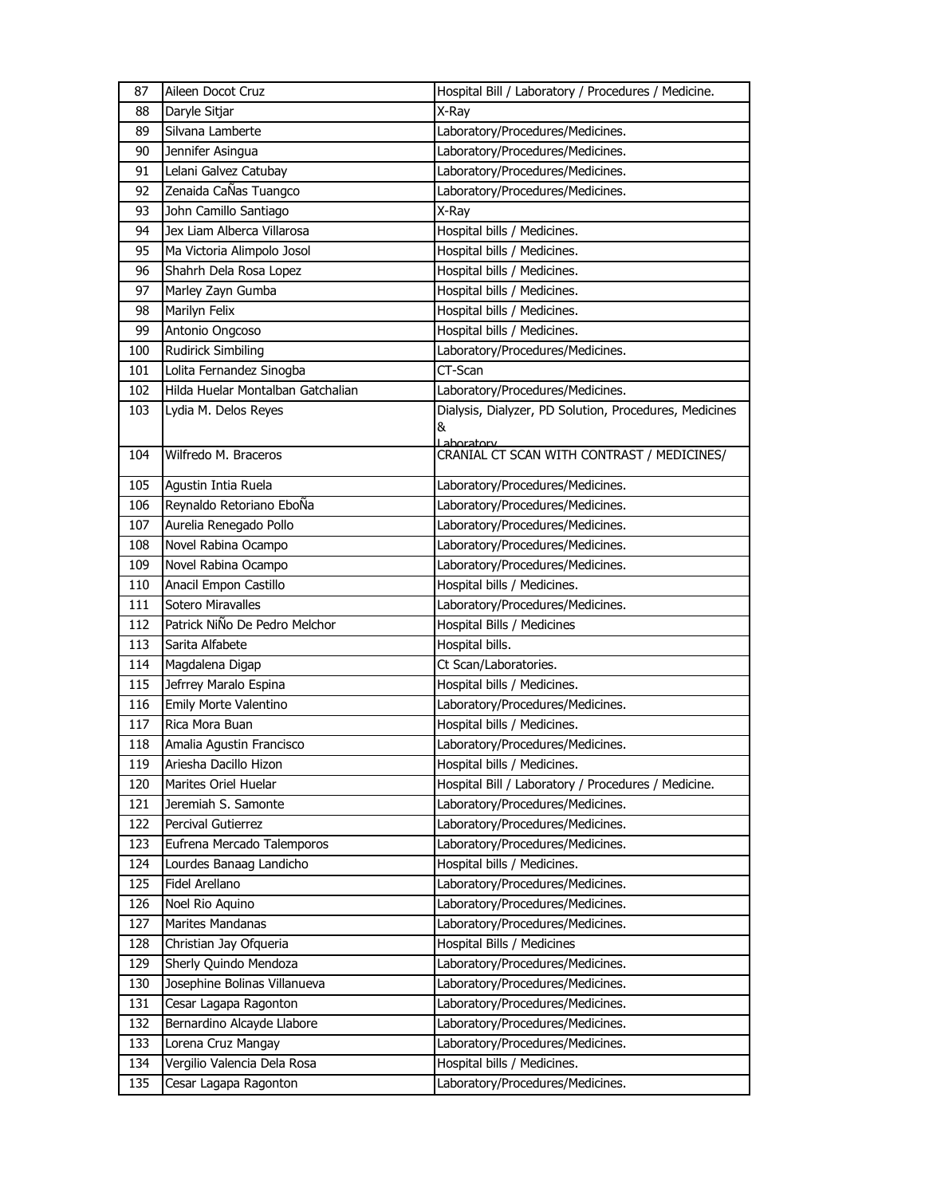| 87 | Aileen Docot Cruz | Hospital Bill / Laboratory / Procedures / Medicine. |
|---|---|---|
| 88 | Daryle Sitjar | X-Ray |
| 89 | Silvana Lamberte | Laboratory/Procedures/Medicines. |
| 90 | Jennifer Asingua | Laboratory/Procedures/Medicines. |
| 91 | Lelani Galvez Catubay | Laboratory/Procedures/Medicines. |
| 92 | Zenaida CaÑas Tuangco | Laboratory/Procedures/Medicines. |
| 93 | John Camillo Santiago | X-Ray |
| 94 | Jex Liam Alberca Villarosa | Hospital bills / Medicines. |
| 95 | Ma Victoria Alimpolo Josol | Hospital bills / Medicines. |
| 96 | Shahrh Dela Rosa Lopez | Hospital bills / Medicines. |
| 97 | Marley Zayn Gumba | Hospital bills / Medicines. |
| 98 | Marilyn Felix | Hospital bills / Medicines. |
| 99 | Antonio Ongcoso | Hospital bills / Medicines. |
| 100 | Rudirick Simbiling | Laboratory/Procedures/Medicines. |
| 101 | Lolita Fernandez Sinogba | CT-Scan |
| 102 | Hilda Huelar Montalban Gatchalian | Laboratory/Procedures/Medicines. |
| 103 | Lydia M. Delos Reyes | Dialysis, Dialyzer, PD Solution, Procedures, Medicines & Laboratory |
| 104 | Wilfredo M. Braceros | CRANIAL CT SCAN WITH CONTRAST / MEDICINES/ |
| 105 | Agustin Intia Ruela | Laboratory/Procedures/Medicines. |
| 106 | Reynaldo Retoriano EboÑa | Laboratory/Procedures/Medicines. |
| 107 | Aurelia Renegado Pollo | Laboratory/Procedures/Medicines. |
| 108 | Novel Rabina Ocampo | Laboratory/Procedures/Medicines. |
| 109 | Novel Rabina Ocampo | Laboratory/Procedures/Medicines. |
| 110 | Anacil Empon Castillo | Hospital bills / Medicines. |
| 111 | Sotero Miravalles | Laboratory/Procedures/Medicines. |
| 112 | Patrick NiÑo De Pedro Melchor | Hospital Bills / Medicines |
| 113 | Sarita Alfabete | Hospital bills. |
| 114 | Magdalena Digap | Ct Scan/Laboratories. |
| 115 | Jefrrey Maralo Espina | Hospital bills / Medicines. |
| 116 | Emily Morte Valentino | Laboratory/Procedures/Medicines. |
| 117 | Rica Mora Buan | Hospital bills / Medicines. |
| 118 | Amalia Agustin Francisco | Laboratory/Procedures/Medicines. |
| 119 | Ariesha Dacillo Hizon | Hospital bills / Medicines. |
| 120 | Marites Oriel Huelar | Hospital Bill / Laboratory / Procedures / Medicine. |
| 121 | Jeremiah S. Samonte | Laboratory/Procedures/Medicines. |
| 122 | Percival Gutierrez | Laboratory/Procedures/Medicines. |
| 123 | Eufrena Mercado Talemporos | Laboratory/Procedures/Medicines. |
| 124 | Lourdes Banaag Landicho | Hospital bills / Medicines. |
| 125 | Fidel Arellano | Laboratory/Procedures/Medicines. |
| 126 | Noel Rio Aquino | Laboratory/Procedures/Medicines. |
| 127 | Marites Mandanas | Laboratory/Procedures/Medicines. |
| 128 | Christian Jay Ofqueria | Hospital Bills / Medicines |
| 129 | Sherly Quindo Mendoza | Laboratory/Procedures/Medicines. |
| 130 | Josephine Bolinas Villanueva | Laboratory/Procedures/Medicines. |
| 131 | Cesar Lagapa Ragonton | Laboratory/Procedures/Medicines. |
| 132 | Bernardino Alcayde Llabore | Laboratory/Procedures/Medicines. |
| 133 | Lorena Cruz Mangay | Laboratory/Procedures/Medicines. |
| 134 | Vergilio Valencia Dela Rosa | Hospital bills / Medicines. |
| 135 | Cesar Lagapa Ragonton | Laboratory/Procedures/Medicines. |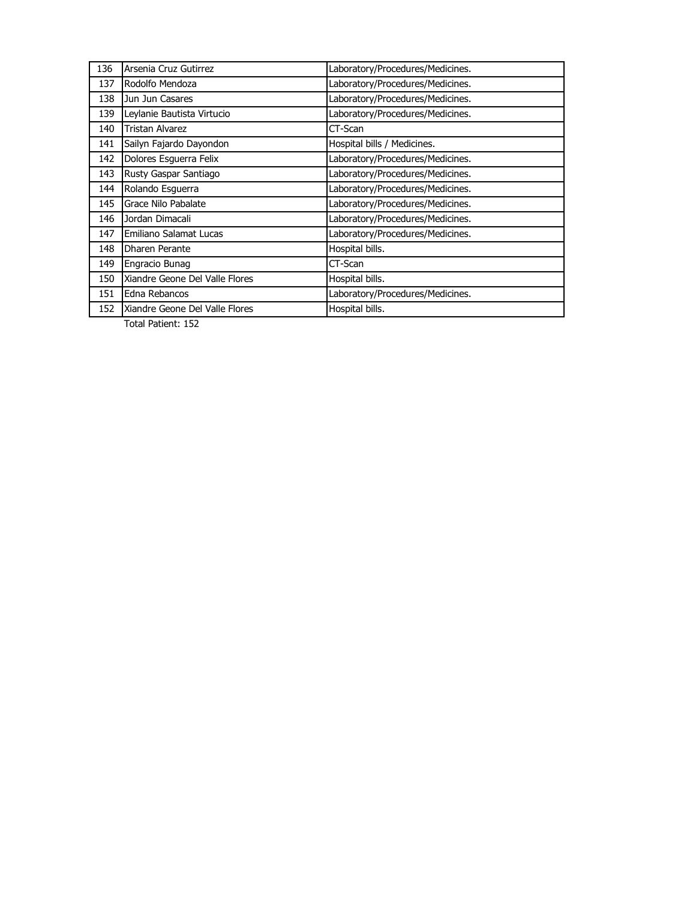| 136 | Arsenia Cruz Gutirrez | Laboratory/Procedures/Medicines. |
|---|---|---|
| 137 | Rodolfo Mendoza | Laboratory/Procedures/Medicines. |
| 138 | Jun Jun Casares | Laboratory/Procedures/Medicines. |
| 139 | Leylanie Bautista Virtucio | Laboratory/Procedures/Medicines. |
| 140 | Tristan Alvarez | CT-Scan |
| 141 | Sailyn Fajardo Dayondon | Hospital bills / Medicines. |
| 142 | Dolores Esguerra Felix | Laboratory/Procedures/Medicines. |
| 143 | Rusty Gaspar Santiago | Laboratory/Procedures/Medicines. |
| 144 | Rolando Esguerra | Laboratory/Procedures/Medicines. |
| 145 | Grace Nilo Pabalate | Laboratory/Procedures/Medicines. |
| 146 | Jordan Dimacali | Laboratory/Procedures/Medicines. |
| 147 | Emiliano Salamat Lucas | Laboratory/Procedures/Medicines. |
| 148 | Dharen Perante | Hospital bills. |
| 149 | Engracio Bunag | CT-Scan |
| 150 | Xiandre Geone Del Valle Flores | Hospital bills. |
| 151 | Edna Rebancos | Laboratory/Procedures/Medicines. |
| 152 | Xiandre Geone Del Valle Flores | Hospital bills. |

Total Patient: 152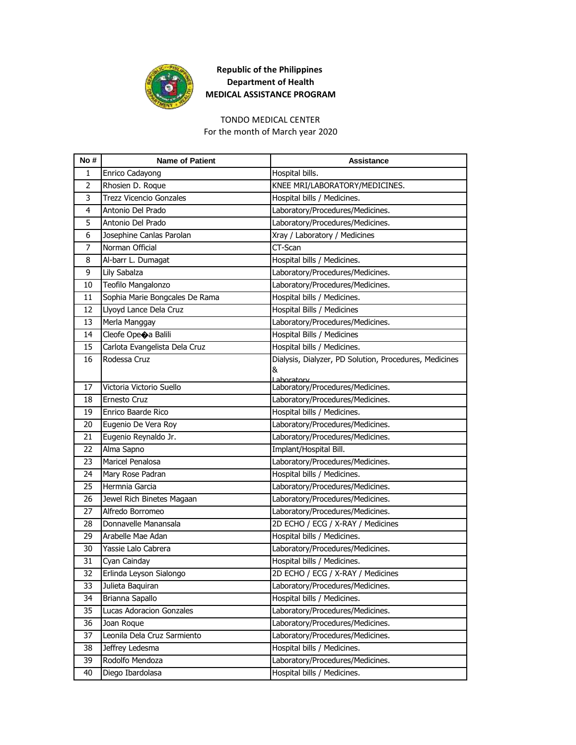**Republic of the Philippines**
**Department of Health**
**MEDICAL ASSISTANCE PROGRAM**

TONDO MEDICAL CENTER
For the month of March year 2020

| No # | Name of Patient | Assistance |
|---|---|---|
| 1 | Enrico Cadayong | Hospital bills. |
| 2 | Rhosien D. Roque | KNEE MRI/LABORATORY/MEDICINES. |
| 3 | Trezz Vicencio Gonzales | Hospital bills / Medicines. |
| 4 | Antonio Del Prado | Laboratory/Procedures/Medicines. |
| 5 | Antonio Del Prado | Laboratory/Procedures/Medicines. |
| 6 | Josephine Canlas Parolan | Xray / Laboratory / Medicines |
| 7 | Norman Official | CT-Scan |
| 8 | Al-barr L. Dumagat | Hospital bills / Medicines. |
| 9 | Lily Sabalza | Laboratory/Procedures/Medicines. |
| 10 | Teofilo Mangalonzo | Laboratory/Procedures/Medicines. |
| 11 | Sophia Marie Bongcales De Rama | Hospital bills / Medicines. |
| 12 | Llyoyd Lance Dela Cruz | Hospital Bills / Medicines |
| 13 | Merla Manggay | Laboratory/Procedures/Medicines. |
| 14 | Cleofe Ope�a Balili | Hospital Bills / Medicines |
| 15 | Carlota Evangelista Dela Cruz | Hospital bills / Medicines. |
| 16 | Rodessa Cruz | Dialysis, Dialyzer, PD Solution, Procedures, Medicines & Laboratory |
| 17 | Victoria Victorio Suello | Laboratory/Procedures/Medicines. |
| 18 | Ernesto Cruz | Laboratory/Procedures/Medicines. |
| 19 | Enrico Baarde Rico | Hospital bills / Medicines. |
| 20 | Eugenio De Vera Roy | Laboratory/Procedures/Medicines. |
| 21 | Eugenio Reynaldo Jr. | Laboratory/Procedures/Medicines. |
| 22 | Alma Sapno | Implant/Hospital Bill. |
| 23 | Maricel Penalosa | Laboratory/Procedures/Medicines. |
| 24 | Mary Rose Padran | Hospital bills / Medicines. |
| 25 | Hermnia Garcia | Laboratory/Procedures/Medicines. |
| 26 | Jewel Rich Binetes Magaan | Laboratory/Procedures/Medicines. |
| 27 | Alfredo Borromeo | Laboratory/Procedures/Medicines. |
| 28 | Donnavelle Manansala | 2D ECHO / ECG / X-RAY / Medicines |
| 29 | Arabelle Mae Adan | Hospital bills / Medicines. |
| 30 | Yassie Lalo Cabrera | Laboratory/Procedures/Medicines. |
| 31 | Cyan Cainday | Hospital bills / Medicines. |
| 32 | Erlinda Leyson Sialongo | 2D ECHO / ECG / X-RAY / Medicines |
| 33 | Julieta Baquiran | Laboratory/Procedures/Medicines. |
| 34 | Brianna Sapallo | Hospital bills / Medicines. |
| 35 | Lucas Adoracion Gonzales | Laboratory/Procedures/Medicines. |
| 36 | Joan Roque | Laboratory/Procedures/Medicines. |
| 37 | Leonila Dela Cruz Sarmiento | Laboratory/Procedures/Medicines. |
| 38 | Jeffrey Ledesma | Hospital bills / Medicines. |
| 39 | Rodolfo Mendoza | Laboratory/Procedures/Medicines. |
| 40 | Diego Ibardolasa | Hospital bills / Medicines. |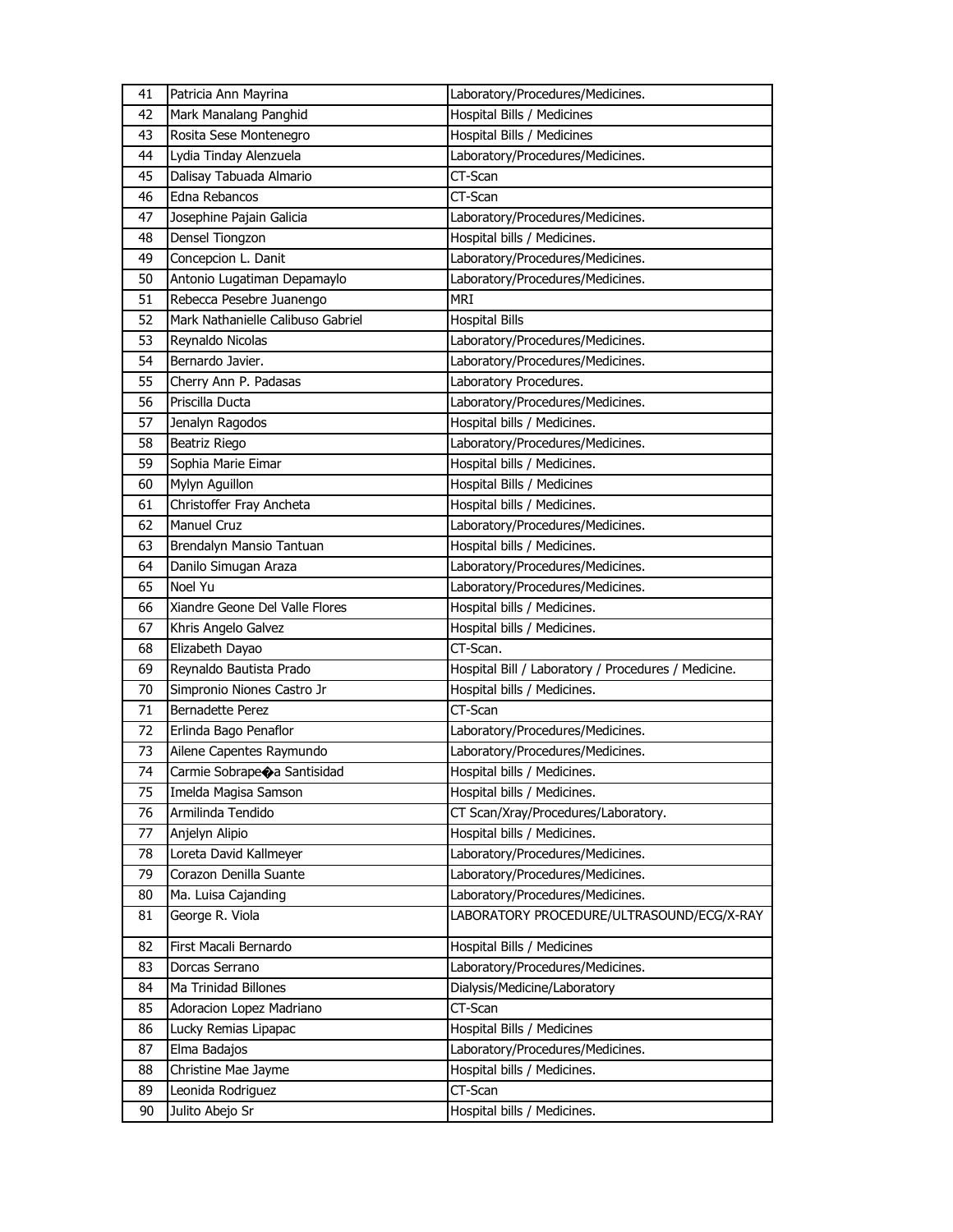| 41 | Patricia Ann Mayrina | Laboratory/Procedures/Medicines. |
|---|---|---|
| 42 | Mark Manalang Panghid | Hospital Bills / Medicines |
| 43 | Rosita Sese Montenegro | Hospital Bills / Medicines |
| 44 | Lydia Tinday Alenzuela | Laboratory/Procedures/Medicines. |
| 45 | Dalisay Tabuada Almario | CT-Scan |
| 46 | Edna Rebancos | CT-Scan |
| 47 | Josephine Pajain Galicia | Laboratory/Procedures/Medicines. |
| 48 | Densel Tiongzon | Hospital bills / Medicines. |
| 49 | Concepcion L. Danit | Laboratory/Procedures/Medicines. |
| 50 | Antonio Lugatiman Depamaylo | Laboratory/Procedures/Medicines. |
| 51 | Rebecca Pesebre Juanengo | MRI |
| 52 | Mark Nathanielle Calibuso Gabriel | Hospital Bills |
| 53 | Reynaldo Nicolas | Laboratory/Procedures/Medicines. |
| 54 | Bernardo Javier. | Laboratory/Procedures/Medicines. |
| 55 | Cherry Ann P. Padasas | Laboratory Procedures. |
| 56 | Priscilla Ducta | Laboratory/Procedures/Medicines. |
| 57 | Jenalyn Ragodos | Hospital bills / Medicines. |
| 58 | Beatriz Riego | Laboratory/Procedures/Medicines. |
| 59 | Sophia Marie Eimar | Hospital bills / Medicines. |
| 60 | Mylyn Aguillon | Hospital Bills / Medicines |
| 61 | Christoffer Fray Ancheta | Hospital bills / Medicines. |
| 62 | Manuel Cruz | Laboratory/Procedures/Medicines. |
| 63 | Brendalyn Mansio Tantuan | Hospital bills / Medicines. |
| 64 | Danilo Simugan Araza | Laboratory/Procedures/Medicines. |
| 65 | Noel Yu | Laboratory/Procedures/Medicines. |
| 66 | Xiandre Geone Del Valle Flores | Hospital bills / Medicines. |
| 67 | Khris Angelo Galvez | Hospital bills / Medicines. |
| 68 | Elizabeth Dayao | CT-Scan. |
| 69 | Reynaldo Bautista Prado | Hospital Bill / Laboratory / Procedures / Medicine. |
| 70 | Simpronio Niones Castro Jr | Hospital bills / Medicines. |
| 71 | Bernadette Perez | CT-Scan |
| 72 | Erlinda Bago Penaflor | Laboratory/Procedures/Medicines. |
| 73 | Ailene Capentes Raymundo | Laboratory/Procedures/Medicines. |
| 74 | Carmie Sobrape�a Santisidad | Hospital bills / Medicines. |
| 75 | Imelda Magisa Samson | Hospital bills / Medicines. |
| 76 | Armilinda Tendido | CT Scan/Xray/Procedures/Laboratory. |
| 77 | Anjelyn Alipio | Hospital bills / Medicines. |
| 78 | Loreta David Kallmeyer | Laboratory/Procedures/Medicines. |
| 79 | Corazon Denilla Suante | Laboratory/Procedures/Medicines. |
| 80 | Ma. Luisa Cajanding | Laboratory/Procedures/Medicines. |
| 81 | George R. Viola | LABORATORY PROCEDURE/ULTRASOUND/ECG/X-RAY |
| 82 | First Macali Bernardo | Hospital Bills / Medicines |
| 83 | Dorcas Serrano | Laboratory/Procedures/Medicines. |
| 84 | Ma Trinidad Billones | Dialysis/Medicine/Laboratory |
| 85 | Adoracion Lopez Madriano | CT-Scan |
| 86 | Lucky Remias Lipapac | Hospital Bills / Medicines |
| 87 | Elma Badajos | Laboratory/Procedures/Medicines. |
| 88 | Christine Mae Jayme | Hospital bills / Medicines. |
| 89 | Leonida Rodriguez | CT-Scan |
| 90 | Julito Abejo Sr | Hospital bills / Medicines. |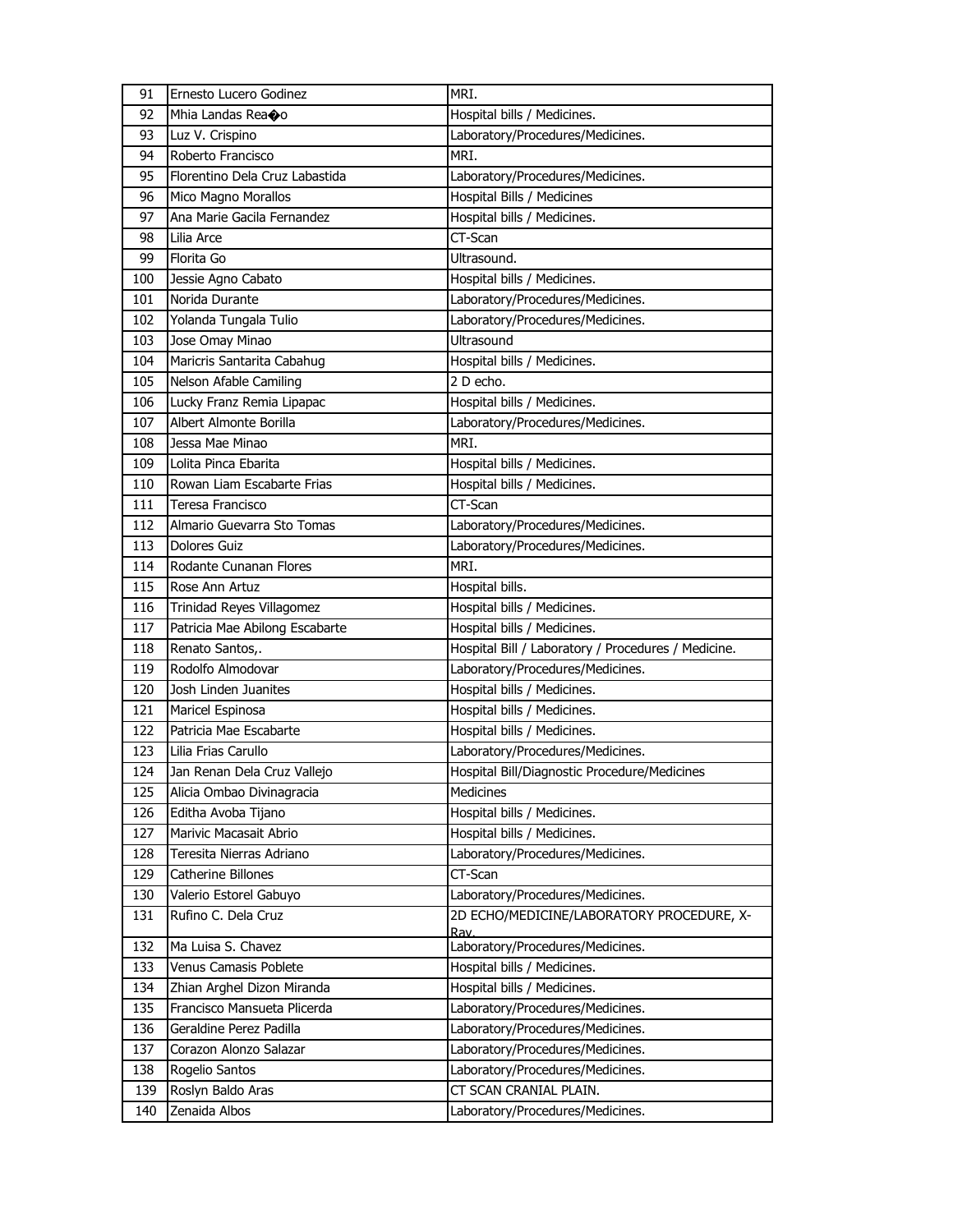| 91 | Ernesto Lucero Godinez | MRI. |
|---|---|---|
| 92 | Mhia Landas Rea�o | Hospital bills / Medicines. |
| 93 | Luz V. Crispino | Laboratory/Procedures/Medicines. |
| 94 | Roberto Francisco | MRI. |
| 95 | Florentino Dela Cruz Labastida | Laboratory/Procedures/Medicines. |
| 96 | Mico Magno Morallos | Hospital Bills / Medicines |
| 97 | Ana Marie Gacila Fernandez | Hospital bills / Medicines. |
| 98 | Lilia Arce | CT-Scan |
| 99 | Florita Go | Ultrasound. |
| 100 | Jessie Agno Cabato | Hospital bills / Medicines. |
| 101 | Norida Durante | Laboratory/Procedures/Medicines. |
| 102 | Yolanda Tungala Tulio | Laboratory/Procedures/Medicines. |
| 103 | Jose Omay Minao | Ultrasound |
| 104 | Maricris Santarita Cabahug | Hospital bills / Medicines. |
| 105 | Nelson Afable Camiling | 2 D echo. |
| 106 | Lucky Franz Remia Lipapac | Hospital bills / Medicines. |
| 107 | Albert Almonte Borilla | Laboratory/Procedures/Medicines. |
| 108 | Jessa Mae Minao | MRI. |
| 109 | Lolita Pinca Ebarita | Hospital bills / Medicines. |
| 110 | Rowan Liam Escabarte Frias | Hospital bills / Medicines. |
| 111 | Teresa Francisco | CT-Scan |
| 112 | Almario Guevarra Sto Tomas | Laboratory/Procedures/Medicines. |
| 113 | Dolores Guiz | Laboratory/Procedures/Medicines. |
| 114 | Rodante Cunanan Flores | MRI. |
| 115 | Rose Ann Artuz | Hospital bills. |
| 116 | Trinidad Reyes Villagomez | Hospital bills / Medicines. |
| 117 | Patricia Mae Abilong Escabarte | Hospital bills / Medicines. |
| 118 | Renato Santos,. | Hospital Bill / Laboratory / Procedures / Medicine. |
| 119 | Rodolfo Almodovar | Laboratory/Procedures/Medicines. |
| 120 | Josh Linden Juanites | Hospital bills / Medicines. |
| 121 | Maricel Espinosa | Hospital bills / Medicines. |
| 122 | Patricia Mae Escabarte | Hospital bills / Medicines. |
| 123 | Lilia Frias Carullo | Laboratory/Procedures/Medicines. |
| 124 | Jan Renan Dela Cruz Vallejo | Hospital Bill/Diagnostic Procedure/Medicines |
| 125 | Alicia Ombao Divinagracia | Medicines |
| 126 | Editha Avoba Tijano | Hospital bills / Medicines. |
| 127 | Marivic Macasait Abrio | Hospital bills / Medicines. |
| 128 | Teresita Nierras Adriano | Laboratory/Procedures/Medicines. |
| 129 | Catherine Billones | CT-Scan |
| 130 | Valerio Estorel Gabuyo | Laboratory/Procedures/Medicines. |
| 131 | Rufino C. Dela Cruz | 2D ECHO/MEDICINE/LABORATORY PROCEDURE, X-Ray. |
| 132 | Ma Luisa S. Chavez | Laboratory/Procedures/Medicines. |
| 133 | Venus Camasis Poblete | Hospital bills / Medicines. |
| 134 | Zhian Arghel Dizon Miranda | Hospital bills / Medicines. |
| 135 | Francisco Mansueta Plicerda | Laboratory/Procedures/Medicines. |
| 136 | Geraldine Perez Padilla | Laboratory/Procedures/Medicines. |
| 137 | Corazon Alonzo Salazar | Laboratory/Procedures/Medicines. |
| 138 | Rogelio Santos | Laboratory/Procedures/Medicines. |
| 139 | Roslyn Baldo Aras | CT SCAN CRANIAL PLAIN. |
| 140 | Zenaida Albos | Laboratory/Procedures/Medicines. |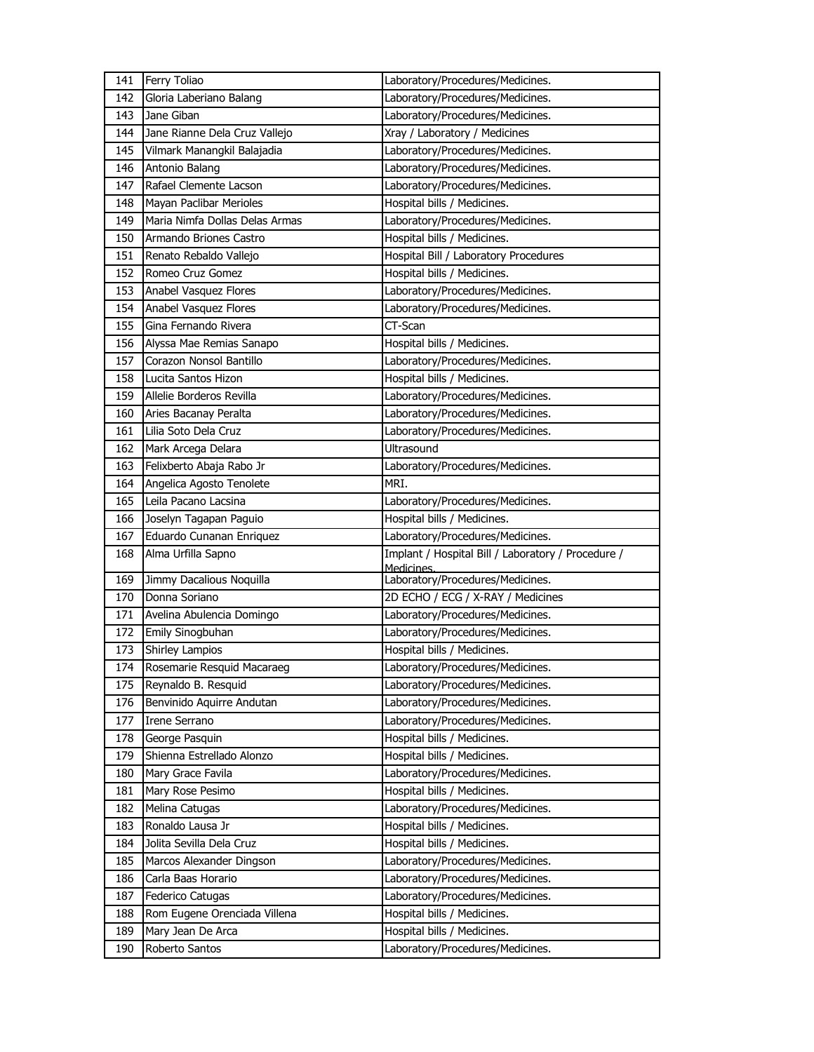| 141 | Ferry Toliao | Laboratory/Procedures/Medicines. |
|---|---|---|
| 142 | Gloria Laberiano Balang | Laboratory/Procedures/Medicines. |
| 143 | Jane Giban | Laboratory/Procedures/Medicines. |
| 144 | Jane Rianne Dela Cruz Vallejo | Xray / Laboratory / Medicines |
| 145 | Vilmark Manangkil Balajadia | Laboratory/Procedures/Medicines. |
| 146 | Antonio Balang | Laboratory/Procedures/Medicines. |
| 147 | Rafael Clemente Lacson | Laboratory/Procedures/Medicines. |
| 148 | Mayan Paclibar Merioles | Hospital bills / Medicines. |
| 149 | Maria Nimfa Dollas Delas Armas | Laboratory/Procedures/Medicines. |
| 150 | Armando Briones Castro | Hospital bills / Medicines. |
| 151 | Renato Rebaldo Vallejo | Hospital Bill / Laboratory Procedures |
| 152 | Romeo Cruz Gomez | Hospital bills / Medicines. |
| 153 | Anabel Vasquez Flores | Laboratory/Procedures/Medicines. |
| 154 | Anabel Vasquez Flores | Laboratory/Procedures/Medicines. |
| 155 | Gina Fernando Rivera | CT-Scan |
| 156 | Alyssa Mae Remias Sanapo | Hospital bills / Medicines. |
| 157 | Corazon Nonsol Bantillo | Laboratory/Procedures/Medicines. |
| 158 | Lucita Santos Hizon | Hospital bills / Medicines. |
| 159 | Allelie Borderos Revilla | Laboratory/Procedures/Medicines. |
| 160 | Aries Bacanay Peralta | Laboratory/Procedures/Medicines. |
| 161 | Lilia Soto Dela Cruz | Laboratory/Procedures/Medicines. |
| 162 | Mark Arcega Delara | Ultrasound |
| 163 | Felixberto Abaja Rabo Jr | Laboratory/Procedures/Medicines. |
| 164 | Angelica Agosto Tenolete | MRI. |
| 165 | Leila Pacano Lacsina | Laboratory/Procedures/Medicines. |
| 166 | Joselyn Tagapan Paguio | Hospital bills / Medicines. |
| 167 | Eduardo Cunanan Enriquez | Laboratory/Procedures/Medicines. |
| 168 | Alma Urfilla Sapno | Implant / Hospital Bill / Laboratory / Procedure / Medicines. |
| 169 | Jimmy Dacalious Noquilla | Laboratory/Procedures/Medicines. |
| 170 | Donna Soriano | 2D ECHO / ECG / X-RAY / Medicines |
| 171 | Avelina Abulencia Domingo | Laboratory/Procedures/Medicines. |
| 172 | Emily Sinogbuhan | Laboratory/Procedures/Medicines. |
| 173 | Shirley Lampios | Hospital bills / Medicines. |
| 174 | Rosemarie Resquid Macaraeg | Laboratory/Procedures/Medicines. |
| 175 | Reynaldo B. Resquid | Laboratory/Procedures/Medicines. |
| 176 | Benvinido Aquirre Andutan | Laboratory/Procedures/Medicines. |
| 177 | Irene Serrano | Laboratory/Procedures/Medicines. |
| 178 | George Pasquin | Hospital bills / Medicines. |
| 179 | Shienna Estrellado Alonzo | Hospital bills / Medicines. |
| 180 | Mary Grace Favila | Laboratory/Procedures/Medicines. |
| 181 | Mary Rose Pesimo | Hospital bills / Medicines. |
| 182 | Melina Catugas | Laboratory/Procedures/Medicines. |
| 183 | Ronaldo Lausa Jr | Hospital bills / Medicines. |
| 184 | Jolita Sevilla Dela Cruz | Hospital bills / Medicines. |
| 185 | Marcos Alexander Dingson | Laboratory/Procedures/Medicines. |
| 186 | Carla Baas Horario | Laboratory/Procedures/Medicines. |
| 187 | Federico Catugas | Laboratory/Procedures/Medicines. |
| 188 | Rom Eugene Orenciada Villena | Hospital bills / Medicines. |
| 189 | Mary Jean De Arca | Hospital bills / Medicines. |
| 190 | Roberto Santos | Laboratory/Procedures/Medicines. |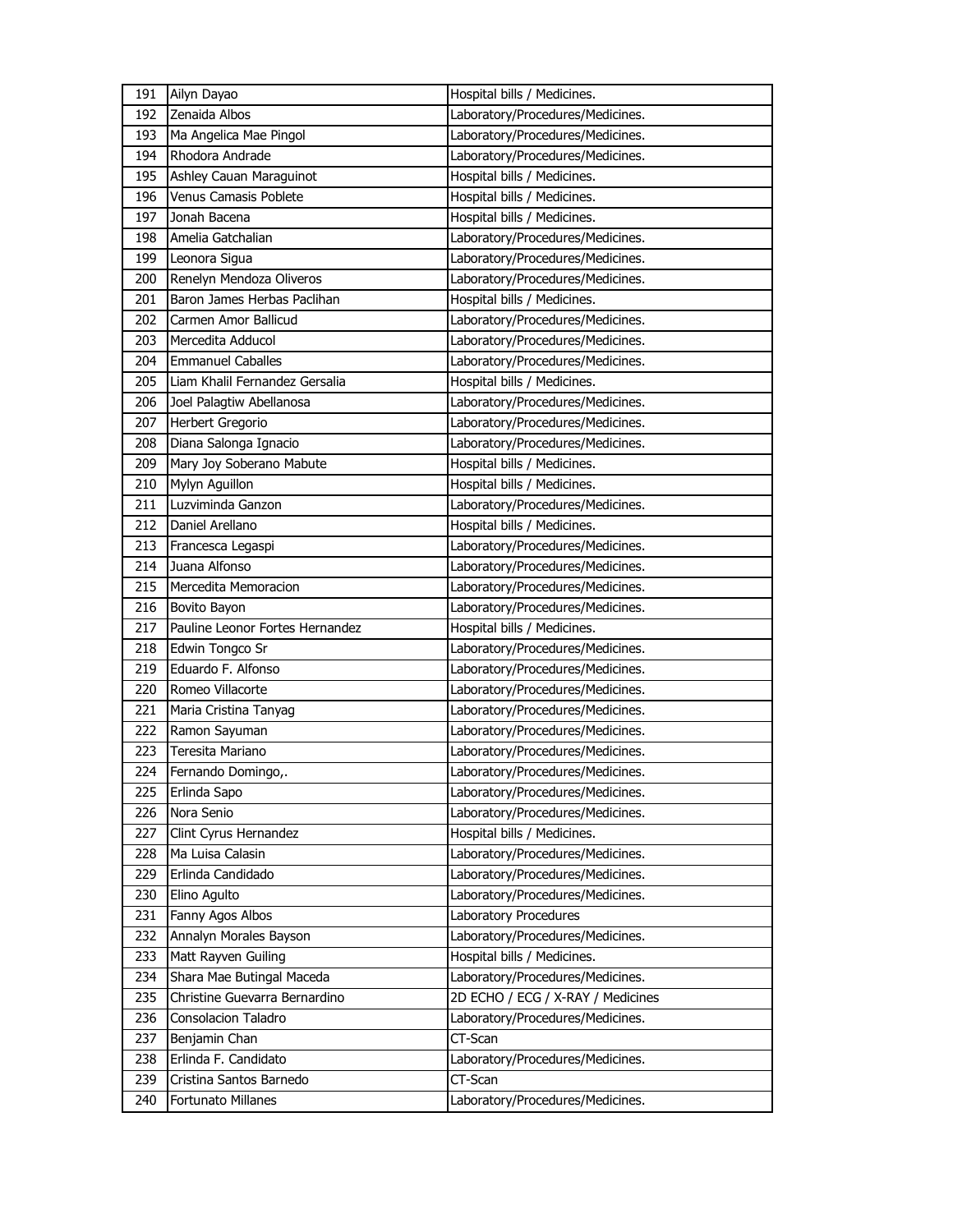| 191 | Ailyn Dayao | Hospital bills / Medicines. |
|---|---|---|
| 192 | Zenaida Albos | Laboratory/Procedures/Medicines. |
| 193 | Ma Angelica Mae Pingol | Laboratory/Procedures/Medicines. |
| 194 | Rhodora Andrade | Laboratory/Procedures/Medicines. |
| 195 | Ashley Cauan Maraguinot | Hospital bills / Medicines. |
| 196 | Venus Camasis Poblete | Hospital bills / Medicines. |
| 197 | Jonah Bacena | Hospital bills / Medicines. |
| 198 | Amelia Gatchalian | Laboratory/Procedures/Medicines. |
| 199 | Leonora Sigua | Laboratory/Procedures/Medicines. |
| 200 | Renelyn Mendoza Oliveros | Laboratory/Procedures/Medicines. |
| 201 | Baron James Herbas Paclihan | Hospital bills / Medicines. |
| 202 | Carmen Amor Ballicud | Laboratory/Procedures/Medicines. |
| 203 | Mercedita Adducol | Laboratory/Procedures/Medicines. |
| 204 | Emmanuel Caballes | Laboratory/Procedures/Medicines. |
| 205 | Liam Khalil Fernandez Gersalia | Hospital bills / Medicines. |
| 206 | Joel Palagtiw Abellanosa | Laboratory/Procedures/Medicines. |
| 207 | Herbert Gregorio | Laboratory/Procedures/Medicines. |
| 208 | Diana Salonga Ignacio | Laboratory/Procedures/Medicines. |
| 209 | Mary Joy Soberano Mabute | Hospital bills / Medicines. |
| 210 | Mylyn Aguillon | Hospital bills / Medicines. |
| 211 | Luzviminda Ganzon | Laboratory/Procedures/Medicines. |
| 212 | Daniel Arellano | Hospital bills / Medicines. |
| 213 | Francesca Legaspi | Laboratory/Procedures/Medicines. |
| 214 | Juana Alfonso | Laboratory/Procedures/Medicines. |
| 215 | Mercedita Memoracion | Laboratory/Procedures/Medicines. |
| 216 | Bovito Bayon | Laboratory/Procedures/Medicines. |
| 217 | Pauline Leonor Fortes Hernandez | Hospital bills / Medicines. |
| 218 | Edwin Tongco Sr | Laboratory/Procedures/Medicines. |
| 219 | Eduardo F. Alfonso | Laboratory/Procedures/Medicines. |
| 220 | Romeo Villacorte | Laboratory/Procedures/Medicines. |
| 221 | Maria Cristina Tanyag | Laboratory/Procedures/Medicines. |
| 222 | Ramon Sayuman | Laboratory/Procedures/Medicines. |
| 223 | Teresita Mariano | Laboratory/Procedures/Medicines. |
| 224 | Fernando Domingo,. | Laboratory/Procedures/Medicines. |
| 225 | Erlinda Sapo | Laboratory/Procedures/Medicines. |
| 226 | Nora Senio | Laboratory/Procedures/Medicines. |
| 227 | Clint Cyrus Hernandez | Hospital bills / Medicines. |
| 228 | Ma Luisa Calasin | Laboratory/Procedures/Medicines. |
| 229 | Erlinda Candidado | Laboratory/Procedures/Medicines. |
| 230 | Elino Agulto | Laboratory/Procedures/Medicines. |
| 231 | Fanny Agos Albos | Laboratory Procedures |
| 232 | Annalyn Morales Bayson | Laboratory/Procedures/Medicines. |
| 233 | Matt Rayven Guiling | Hospital bills / Medicines. |
| 234 | Shara Mae Butingal Maceda | Laboratory/Procedures/Medicines. |
| 235 | Christine Guevarra Bernardino | 2D ECHO / ECG / X-RAY / Medicines |
| 236 | Consolacion Taladro | Laboratory/Procedures/Medicines. |
| 237 | Benjamin Chan | CT-Scan |
| 238 | Erlinda F. Candidato | Laboratory/Procedures/Medicines. |
| 239 | Cristina Santos Barnedo | CT-Scan |
| 240 | Fortunato Millanes | Laboratory/Procedures/Medicines. |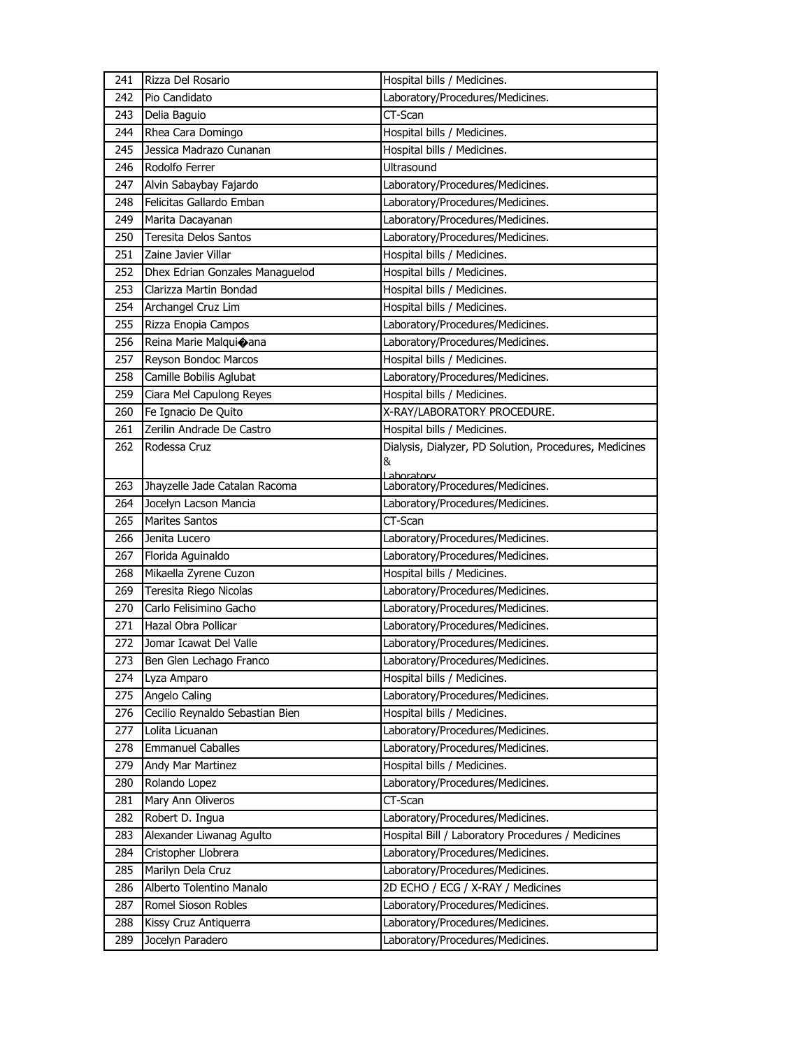| 241 | Rizza Del Rosario | Hospital bills / Medicines. |
|---|---|---|
| 242 | Pio Candidato | Laboratory/Procedures/Medicines. |
| 243 | Delia Baguio | CT-Scan |
| 244 | Rhea Cara Domingo | Hospital bills / Medicines. |
| 245 | Jessica Madrazo Cunanan | Hospital bills / Medicines. |
| 246 | Rodolfo Ferrer | Ultrasound |
| 247 | Alvin Sabaybay Fajardo | Laboratory/Procedures/Medicines. |
| 248 | Felicitas Gallardo Emban | Laboratory/Procedures/Medicines. |
| 249 | Marita Dacayanan | Laboratory/Procedures/Medicines. |
| 250 | Teresita Delos Santos | Laboratory/Procedures/Medicines. |
| 251 | Zaine Javier Villar | Hospital bills / Medicines. |
| 252 | Dhex Edrian Gonzales Managuelod | Hospital bills / Medicines. |
| 253 | Clarizza Martin Bondad | Hospital bills / Medicines. |
| 254 | Archangel Cruz Lim | Hospital bills / Medicines. |
| 255 | Rizza Enopia Campos | Laboratory/Procedures/Medicines. |
| 256 | Reina Marie Malqui�ana | Laboratory/Procedures/Medicines. |
| 257 | Reyson Bondoc Marcos | Hospital bills / Medicines. |
| 258 | Camille Bobilis Aglubat | Laboratory/Procedures/Medicines. |
| 259 | Ciara Mel Capulong Reyes | Hospital bills / Medicines. |
| 260 | Fe Ignacio De Quito | X-RAY/LABORATORY PROCEDURE. |
| 261 | Zerilin Andrade De Castro | Hospital bills / Medicines. |
| 262 | Rodessa Cruz | Dialysis, Dialyzer, PD Solution, Procedures, Medicines & Laboratory |
| 263 | Jhayzelle Jade Catalan Racoma | Laboratory/Procedures/Medicines. |
| 264 | Jocelyn Lacson Mancia | Laboratory/Procedures/Medicines. |
| 265 | Marites Santos | CT-Scan |
| 266 | Jenita Lucero | Laboratory/Procedures/Medicines. |
| 267 | Florida Aguinaldo | Laboratory/Procedures/Medicines. |
| 268 | Mikaella Zyrene Cuzon | Hospital bills / Medicines. |
| 269 | Teresita Riego Nicolas | Laboratory/Procedures/Medicines. |
| 270 | Carlo Felisimino Gacho | Laboratory/Procedures/Medicines. |
| 271 | Hazal Obra Pollicar | Laboratory/Procedures/Medicines. |
| 272 | Jomar Icawat Del Valle | Laboratory/Procedures/Medicines. |
| 273 | Ben Glen Lechago Franco | Laboratory/Procedures/Medicines. |
| 274 | Lyza Amparo | Hospital bills / Medicines. |
| 275 | Angelo Caling | Laboratory/Procedures/Medicines. |
| 276 | Cecilio Reynaldo Sebastian Bien | Hospital bills / Medicines. |
| 277 | Lolita Licuanan | Laboratory/Procedures/Medicines. |
| 278 | Emmanuel Caballes | Laboratory/Procedures/Medicines. |
| 279 | Andy Mar Martinez | Hospital bills / Medicines. |
| 280 | Rolando Lopez | Laboratory/Procedures/Medicines. |
| 281 | Mary Ann Oliveros | CT-Scan |
| 282 | Robert D. Ingua | Laboratory/Procedures/Medicines. |
| 283 | Alexander Liwanag Agulto | Hospital Bill / Laboratory Procedures / Medicines |
| 284 | Cristopher Llobrera | Laboratory/Procedures/Medicines. |
| 285 | Marilyn Dela Cruz | Laboratory/Procedures/Medicines. |
| 286 | Alberto Tolentino Manalo | 2D ECHO / ECG / X-RAY / Medicines |
| 287 | Romel Sioson Robles | Laboratory/Procedures/Medicines. |
| 288 | Kissy Cruz Antiquerra | Laboratory/Procedures/Medicines. |
| 289 | Jocelyn Paradero | Laboratory/Procedures/Medicines. |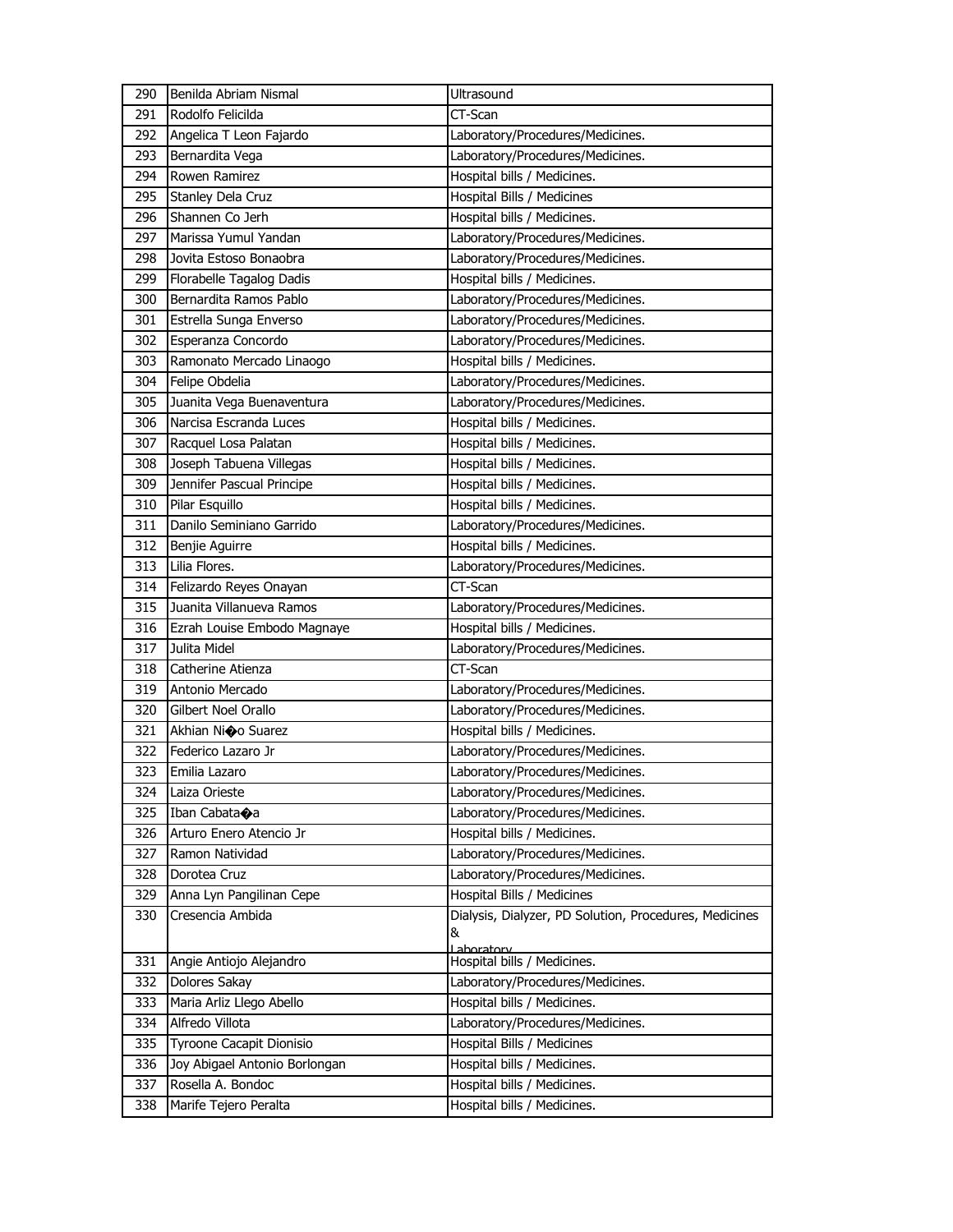| 290 | Benilda Abriam Nismal | Ultrasound |
|---|---|---|
| 291 | Rodolfo Felicilda | CT-Scan |
| 292 | Angelica T Leon Fajardo | Laboratory/Procedures/Medicines. |
| 293 | Bernardita Vega | Laboratory/Procedures/Medicines. |
| 294 | Rowen Ramirez | Hospital bills / Medicines. |
| 295 | Stanley Dela Cruz | Hospital Bills / Medicines |
| 296 | Shannen Co Jerh | Hospital bills / Medicines. |
| 297 | Marissa Yumul Yandan | Laboratory/Procedures/Medicines. |
| 298 | Jovita Estoso Bonaobra | Laboratory/Procedures/Medicines. |
| 299 | Florabelle Tagalog Dadis | Hospital bills / Medicines. |
| 300 | Bernardita Ramos Pablo | Laboratory/Procedures/Medicines. |
| 301 | Estrella Sunga Enverso | Laboratory/Procedures/Medicines. |
| 302 | Esperanza Concordo | Laboratory/Procedures/Medicines. |
| 303 | Ramonato Mercado Linaogo | Hospital bills / Medicines. |
| 304 | Felipe Obdelia | Laboratory/Procedures/Medicines. |
| 305 | Juanita Vega Buenaventura | Laboratory/Procedures/Medicines. |
| 306 | Narcisa Escranda Luces | Hospital bills / Medicines. |
| 307 | Racquel Losa Palatan | Hospital bills / Medicines. |
| 308 | Joseph Tabuena Villegas | Hospital bills / Medicines. |
| 309 | Jennifer Pascual Principe | Hospital bills / Medicines. |
| 310 | Pilar Esquillo | Hospital bills / Medicines. |
| 311 | Danilo Seminiano Garrido | Laboratory/Procedures/Medicines. |
| 312 | Benjie Aguirre | Hospital bills / Medicines. |
| 313 | Lilia Flores. | Laboratory/Procedures/Medicines. |
| 314 | Felizardo Reyes Onayan | CT-Scan |
| 315 | Juanita Villanueva Ramos | Laboratory/Procedures/Medicines. |
| 316 | Ezrah Louise Embodo Magnaye | Hospital bills / Medicines. |
| 317 | Julita Midel | Laboratory/Procedures/Medicines. |
| 318 | Catherine Atienza | CT-Scan |
| 319 | Antonio Mercado | Laboratory/Procedures/Medicines. |
| 320 | Gilbert Noel Orallo | Laboratory/Procedures/Medicines. |
| 321 | Akhian Ni�o Suarez | Hospital bills / Medicines. |
| 322 | Federico Lazaro Jr | Laboratory/Procedures/Medicines. |
| 323 | Emilia Lazaro | Laboratory/Procedures/Medicines. |
| 324 | Laiza Orieste | Laboratory/Procedures/Medicines. |
| 325 | Iban Cabata�a | Laboratory/Procedures/Medicines. |
| 326 | Arturo Enero Atencio Jr | Hospital bills / Medicines. |
| 327 | Ramon Natividad | Laboratory/Procedures/Medicines. |
| 328 | Dorotea Cruz | Laboratory/Procedures/Medicines. |
| 329 | Anna Lyn Pangilinan Cepe | Hospital Bills / Medicines |
| 330 | Cresencia Ambida | Dialysis, Dialyzer, PD Solution, Procedures, Medicines & Laboratory |
| 331 | Angie Antiojo Alejandro | Hospital bills / Medicines. |
| 332 | Dolores Sakay | Laboratory/Procedures/Medicines. |
| 333 | Maria Arliz Llego Abello | Hospital bills / Medicines. |
| 334 | Alfredo Villota | Laboratory/Procedures/Medicines. |
| 335 | Tyroone Cacapit Dionisio | Hospital Bills / Medicines |
| 336 | Joy Abigael Antonio Borlongan | Hospital bills / Medicines. |
| 337 | Rosella A. Bondoc | Hospital bills / Medicines. |
| 338 | Marife Tejero Peralta | Hospital bills / Medicines. |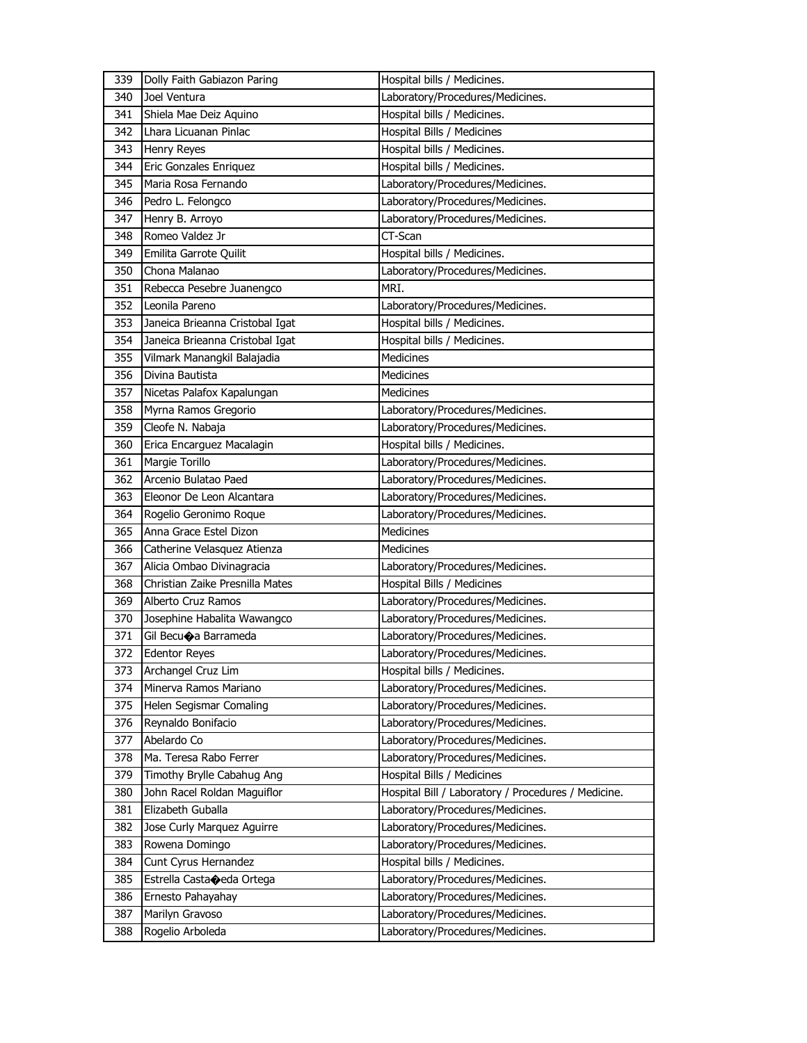| 339 | Dolly Faith Gabiazon Paring | Hospital bills / Medicines. |
|---|---|---|
| 340 | Joel Ventura | Laboratory/Procedures/Medicines. |
| 341 | Shiela Mae Deiz Aquino | Hospital bills / Medicines. |
| 342 | Lhara Licuanan Pinlac | Hospital Bills / Medicines |
| 343 | Henry Reyes | Hospital bills / Medicines. |
| 344 | Eric Gonzales Enriquez | Hospital bills / Medicines. |
| 345 | Maria Rosa Fernando | Laboratory/Procedures/Medicines. |
| 346 | Pedro L. Felongco | Laboratory/Procedures/Medicines. |
| 347 | Henry B. Arroyo | Laboratory/Procedures/Medicines. |
| 348 | Romeo Valdez Jr | CT-Scan |
| 349 | Emilita Garrote Quilit | Hospital bills / Medicines. |
| 350 | Chona Malanao | Laboratory/Procedures/Medicines. |
| 351 | Rebecca Pesebre Juanengco | MRI. |
| 352 | Leonila Pareno | Laboratory/Procedures/Medicines. |
| 353 | Janeica Brieanna Cristobal Igat | Hospital bills / Medicines. |
| 354 | Janeica Brieanna Cristobal Igat | Hospital bills / Medicines. |
| 355 | Vilmark Manangkil Balajadia | Medicines |
| 356 | Divina Bautista | Medicines |
| 357 | Nicetas Palafox Kapalungan | Medicines |
| 358 | Myrna Ramos Gregorio | Laboratory/Procedures/Medicines. |
| 359 | Cleofe N. Nabaja | Laboratory/Procedures/Medicines. |
| 360 | Erica Encarguez Macalagin | Hospital bills / Medicines. |
| 361 | Margie Torillo | Laboratory/Procedures/Medicines. |
| 362 | Arcenio Bulatao Paed | Laboratory/Procedures/Medicines. |
| 363 | Eleonor De Leon Alcantara | Laboratory/Procedures/Medicines. |
| 364 | Rogelio Geronimo Roque | Laboratory/Procedures/Medicines. |
| 365 | Anna Grace Estel Dizon | Medicines |
| 366 | Catherine Velasquez Atienza | Medicines |
| 367 | Alicia Ombao Divinagracia | Laboratory/Procedures/Medicines. |
| 368 | Christian Zaike Presnilla Mates | Hospital Bills / Medicines |
| 369 | Alberto Cruz Ramos | Laboratory/Procedures/Medicines. |
| 370 | Josephine Habalita Wawangco | Laboratory/Procedures/Medicines. |
| 371 | Gil Becu�a Barrameda | Laboratory/Procedures/Medicines. |
| 372 | Edentor Reyes | Laboratory/Procedures/Medicines. |
| 373 | Archangel Cruz Lim | Hospital bills / Medicines. |
| 374 | Minerva Ramos Mariano | Laboratory/Procedures/Medicines. |
| 375 | Helen Segismar Comaling | Laboratory/Procedures/Medicines. |
| 376 | Reynaldo Bonifacio | Laboratory/Procedures/Medicines. |
| 377 | Abelardo Co | Laboratory/Procedures/Medicines. |
| 378 | Ma. Teresa Rabo Ferrer | Laboratory/Procedures/Medicines. |
| 379 | Timothy Brylle Cabahug Ang | Hospital Bills / Medicines |
| 380 | John Racel Roldan Maguiflor | Hospital Bill / Laboratory / Procedures / Medicine. |
| 381 | Elizabeth Guballa | Laboratory/Procedures/Medicines. |
| 382 | Jose Curly Marquez Aguirre | Laboratory/Procedures/Medicines. |
| 383 | Rowena Domingo | Laboratory/Procedures/Medicines. |
| 384 | Cunt Cyrus Hernandez | Hospital bills / Medicines. |
| 385 | Estrella Casta�eda Ortega | Laboratory/Procedures/Medicines. |
| 386 | Ernesto Pahayahay | Laboratory/Procedures/Medicines. |
| 387 | Marilyn Gravoso | Laboratory/Procedures/Medicines. |
| 388 | Rogelio Arboleda | Laboratory/Procedures/Medicines. |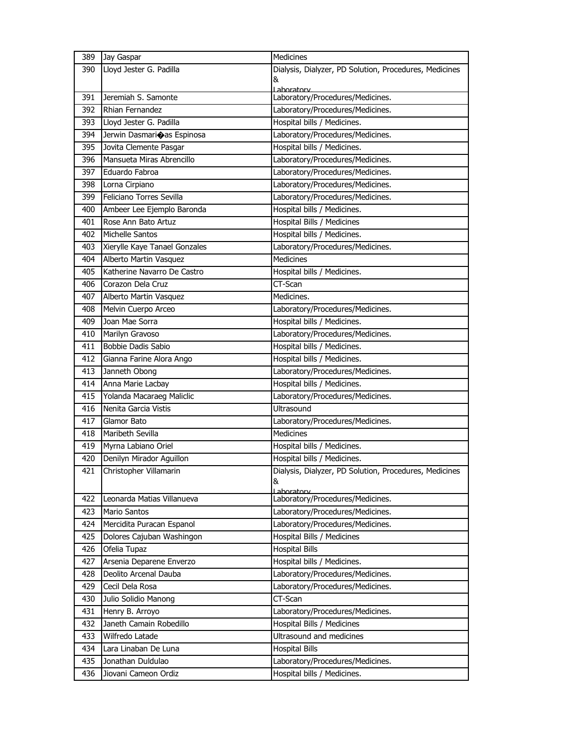| 389 | Jay Gaspar | Medicines |
|---|---|---|
| 390 | Lloyd Jester G. Padilla | Dialysis, Dialyzer, PD Solution, Procedures, Medicines & Laboratory |
| 391 | Jeremiah S. Samonte | Laboratory/Procedures/Medicines. |
| 392 | Rhian Fernandez | Laboratory/Procedures/Medicines. |
| 393 | Lloyd Jester G. Padilla | Hospital bills / Medicines. |
| 394 | Jerwin Dasmari�as Espinosa | Laboratory/Procedures/Medicines. |
| 395 | Jovita Clemente Pasgar | Hospital bills / Medicines. |
| 396 | Mansueta Miras Abrencillo | Laboratory/Procedures/Medicines. |
| 397 | Eduardo Fabroa | Laboratory/Procedures/Medicines. |
| 398 | Lorna Cirpiano | Laboratory/Procedures/Medicines. |
| 399 | Feliciano Torres Sevilla | Laboratory/Procedures/Medicines. |
| 400 | Ambeer Lee Ejemplo Baronda | Hospital bills / Medicines. |
| 401 | Rose Ann Bato Artuz | Hospital Bills / Medicines |
| 402 | Michelle Santos | Hospital bills / Medicines. |
| 403 | Xierylle Kaye Tanael Gonzales | Laboratory/Procedures/Medicines. |
| 404 | Alberto Martin Vasquez | Medicines |
| 405 | Katherine Navarro De Castro | Hospital bills / Medicines. |
| 406 | Corazon Dela Cruz | CT-Scan |
| 407 | Alberto Martin Vasquez | Medicines. |
| 408 | Melvin Cuerpo Arceo | Laboratory/Procedures/Medicines. |
| 409 | Joan Mae Sorra | Hospital bills / Medicines. |
| 410 | Marilyn Gravoso | Laboratory/Procedures/Medicines. |
| 411 | Bobbie Dadis Sabio | Hospital bills / Medicines. |
| 412 | Gianna Farine Alora Ango | Hospital bills / Medicines. |
| 413 | Janneth Obong | Laboratory/Procedures/Medicines. |
| 414 | Anna Marie Lacbay | Hospital bills / Medicines. |
| 415 | Yolanda Macaraeg Maliclic | Laboratory/Procedures/Medicines. |
| 416 | Nenita Garcia Vistis | Ultrasound |
| 417 | Glamor Bato | Laboratory/Procedures/Medicines. |
| 418 | Maribeth Sevilla | Medicines |
| 419 | Myrna Labiano Oriel | Hospital bills / Medicines. |
| 420 | Denilyn Mirador Aguillon | Hospital bills / Medicines. |
| 421 | Christopher Villamarin | Dialysis, Dialyzer, PD Solution, Procedures, Medicines & Laboratory |
| 422 | Leonarda Matias Villanueva | Laboratory/Procedures/Medicines. |
| 423 | Mario Santos | Laboratory/Procedures/Medicines. |
| 424 | Mercidita Puracan Espanol | Laboratory/Procedures/Medicines. |
| 425 | Dolores Cajuban Washington | Hospital Bills / Medicines |
| 426 | Ofelia Tupaz | Hospital Bills |
| 427 | Arsenia Deparene Enverzo | Hospital bills / Medicines. |
| 428 | Deolito Arcenal Dauba | Laboratory/Procedures/Medicines. |
| 429 | Cecil Dela Rosa | Laboratory/Procedures/Medicines. |
| 430 | Julio Solidio Manong | CT-Scan |
| 431 | Henry B. Arroyo | Laboratory/Procedures/Medicines. |
| 432 | Janeth Camain Robedillo | Hospital Bills / Medicines |
| 433 | Wilfredo Latade | Ultrasound and medicines |
| 434 | Lara Linaban De Luna | Hospital Bills |
| 435 | Jonathan Duldulao | Laboratory/Procedures/Medicines. |
| 436 | Jiovani Cameon Ordiz | Hospital bills / Medicines. |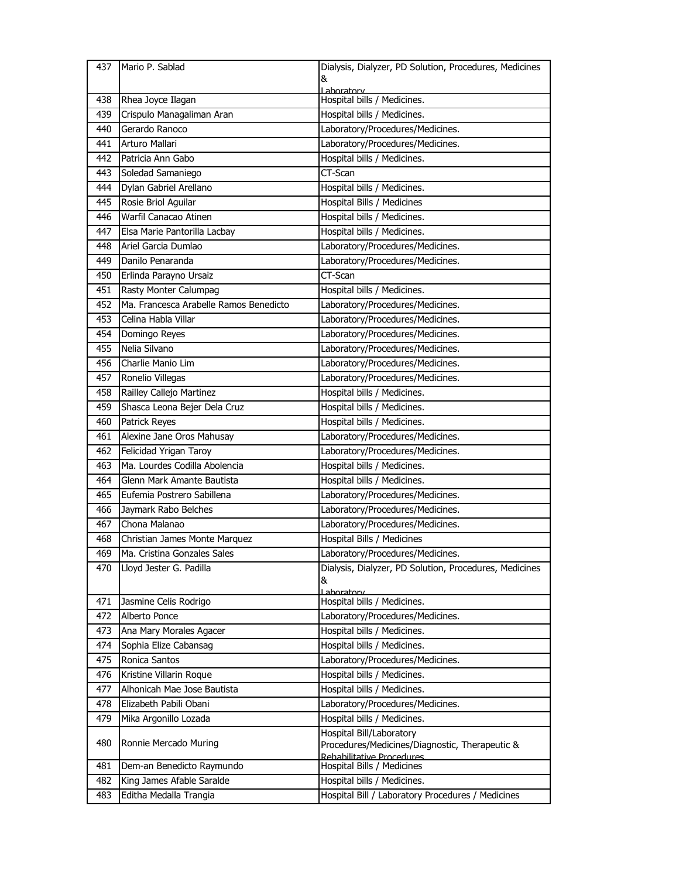| 437 | Mario P. Sablad | Dialysis, Dialyzer, PD Solution, Procedures, Medicines & Laboratory |
|---|---|---|
| 438 | Rhea Joyce Ilagan | Hospital bills / Medicines. |
| 439 | Crispulo Managaliman Aran | Hospital bills / Medicines. |
| 440 | Gerardo Ranoco | Laboratory/Procedures/Medicines. |
| 441 | Arturo Mallari | Laboratory/Procedures/Medicines. |
| 442 | Patricia Ann Gabo | Hospital bills / Medicines. |
| 443 | Soledad Samaniego | CT-Scan |
| 444 | Dylan Gabriel Arellano | Hospital bills / Medicines. |
| 445 | Rosie Briol Aguilar | Hospital Bills / Medicines |
| 446 | Warfil Canacao Atinen | Hospital bills / Medicines. |
| 447 | Elsa Marie Pantorilla Lacbay | Hospital bills / Medicines. |
| 448 | Ariel Garcia Dumlao | Laboratory/Procedures/Medicines. |
| 449 | Danilo Penaranda | Laboratory/Procedures/Medicines. |
| 450 | Erlinda Parayno Ursaiz | CT-Scan |
| 451 | Rasty Monter Calumpag | Hospital bills / Medicines. |
| 452 | Ma. Francesca Arabelle Ramos Benedicto | Laboratory/Procedures/Medicines. |
| 453 | Celina Habla Villar | Laboratory/Procedures/Medicines. |
| 454 | Domingo Reyes | Laboratory/Procedures/Medicines. |
| 455 | Nelia Silvano | Laboratory/Procedures/Medicines. |
| 456 | Charlie Manio Lim | Laboratory/Procedures/Medicines. |
| 457 | Ronelio Villegas | Laboratory/Procedures/Medicines. |
| 458 | Railley Callejo Martinez | Hospital bills / Medicines. |
| 459 | Shasca Leona Bejer Dela Cruz | Hospital bills / Medicines. |
| 460 | Patrick Reyes | Hospital bills / Medicines. |
| 461 | Alexine Jane Oros Mahusay | Laboratory/Procedures/Medicines. |
| 462 | Felicidad Yrigan Taroy | Laboratory/Procedures/Medicines. |
| 463 | Ma. Lourdes Codilla Abolencia | Hospital bills / Medicines. |
| 464 | Glenn Mark Amante Bautista | Hospital bills / Medicines. |
| 465 | Eufemia Postrero Sabillena | Laboratory/Procedures/Medicines. |
| 466 | Jaymark Rabo Belches | Laboratory/Procedures/Medicines. |
| 467 | Chona Malanao | Laboratory/Procedures/Medicines. |
| 468 | Christian James Monte Marquez | Hospital Bills / Medicines |
| 469 | Ma. Cristina Gonzales Sales | Laboratory/Procedures/Medicines. |
| 470 | Lloyd Jester G. Padilla | Dialysis, Dialyzer, PD Solution, Procedures, Medicines & Laboratory |
| 471 | Jasmine Celis Rodrigo | Hospital bills / Medicines. |
| 472 | Alberto Ponce | Laboratory/Procedures/Medicines. |
| 473 | Ana Mary Morales Agacer | Hospital bills / Medicines. |
| 474 | Sophia Elize Cabansag | Hospital bills / Medicines. |
| 475 | Ronica Santos | Laboratory/Procedures/Medicines. |
| 476 | Kristine Villarin Roque | Hospital bills / Medicines. |
| 477 | Alhonicah Mae Jose Bautista | Hospital bills / Medicines. |
| 478 | Elizabeth Pabili Obani | Laboratory/Procedures/Medicines. |
| 479 | Mika Argonillo Lozada | Hospital bills / Medicines. |
| 480 | Ronnie Mercado Muring | Hospital Bill/Laboratory Procedures/Medicines/Diagnostic, Therapeutic & Rehabilitative Procedures |
| 481 | Dem-an Benedicto Raymundo | Hospital Bills / Medicines |
| 482 | King James Afable Saralde | Hospital bills / Medicines. |
| 483 | Editha Medalla Trangia | Hospital Bill / Laboratory Procedures / Medicines |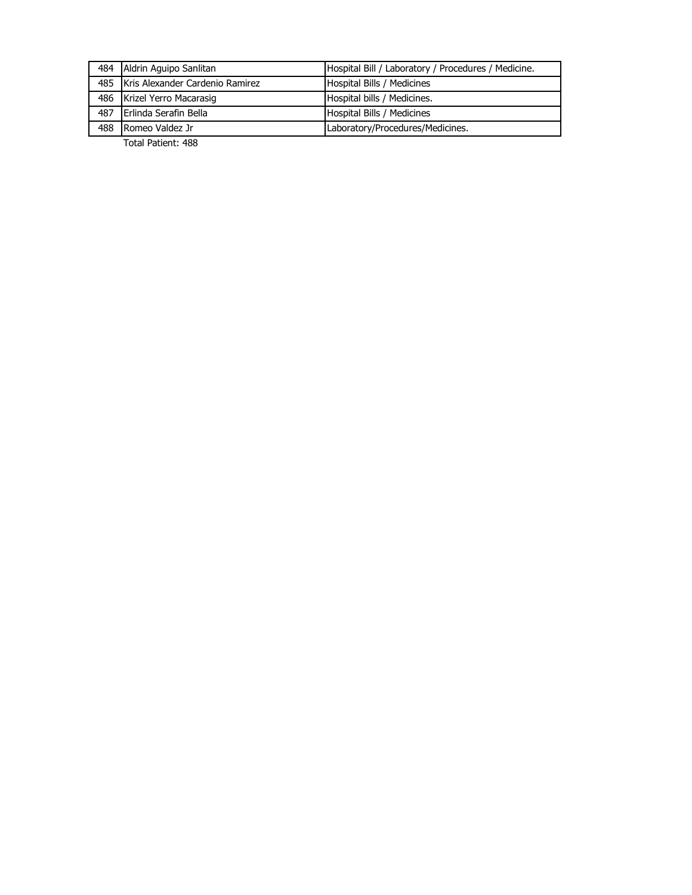| 484 | Aldrin Aguipo Sanlitan | Hospital Bill / Laboratory / Procedures / Medicine. |
|---|---|---|
| 485 | Kris Alexander Cardenio Ramirez | Hospital Bills / Medicines |
| 486 | Krizel Yerro Macarasig | Hospital bills / Medicines. |
| 487 | Erlinda Serafin Bella | Hospital Bills / Medicines |
| 488 | Romeo Valdez Jr | Laboratory/Procedures/Medicines. |

Total Patient: 488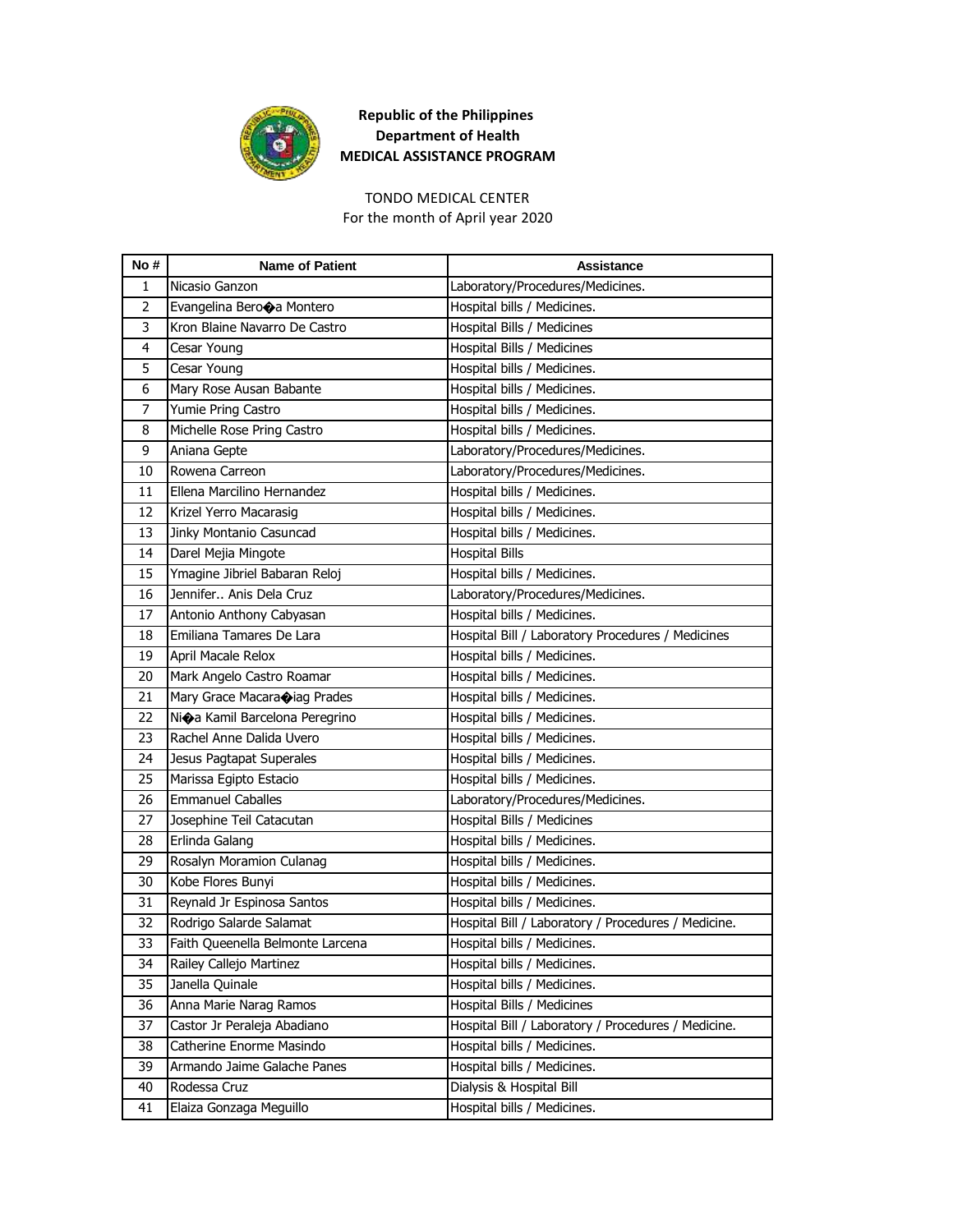**Republic of the Philippines**
**Department of Health**
**MEDICAL ASSISTANCE PROGRAM**

TONDO MEDICAL CENTER
For the month of April year 2020

| No # | Name of Patient | Assistance |
|---|---|---|
| 1 | Nicasio Ganzon | Laboratory/Procedures/Medicines. |
| 2 | Evangelina Bero�a Montero | Hospital bills / Medicines. |
| 3 | Kron Blaine Navarro De Castro | Hospital Bills / Medicines |
| 4 | Cesar Young | Hospital Bills / Medicines |
| 5 | Cesar Young | Hospital bills / Medicines. |
| 6 | Mary Rose Ausan Babante | Hospital bills / Medicines. |
| 7 | Yumie Pring Castro | Hospital bills / Medicines. |
| 8 | Michelle Rose Pring Castro | Hospital bills / Medicines. |
| 9 | Aniana Gepte | Laboratory/Procedures/Medicines. |
| 10 | Rowena Carreon | Laboratory/Procedures/Medicines. |
| 11 | Ellena Marcilino Hernandez | Hospital bills / Medicines. |
| 12 | Krizel Yerro Macarasig | Hospital bills / Medicines. |
| 13 | Jinky Montanio Casuncad | Hospital bills / Medicines. |
| 14 | Darel Mejia Mingote | Hospital Bills |
| 15 | Ymagine Jibriel Babaran Reloj | Hospital bills / Medicines. |
| 16 | Jennifer.. Anis Dela Cruz | Laboratory/Procedures/Medicines. |
| 17 | Antonio Anthony Cabyasan | Hospital bills / Medicines. |
| 18 | Emiliana Tamares De Lara | Hospital Bill / Laboratory Procedures / Medicines |
| 19 | April Macale Relox | Hospital bills / Medicines. |
| 20 | Mark Angelo Castro Roamar | Hospital bills / Medicines. |
| 21 | Mary Grace Macara�iag Prades | Hospital bills / Medicines. |
| 22 | Ni�a Kamil Barcelona Peregrino | Hospital bills / Medicines. |
| 23 | Rachel Anne Dalida Uvero | Hospital bills / Medicines. |
| 24 | Jesus Pagtapat Superales | Hospital bills / Medicines. |
| 25 | Marissa Egipto Estacio | Hospital bills / Medicines. |
| 26 | Emmanuel Caballes | Laboratory/Procedures/Medicines. |
| 27 | Josephine Teil Catacutan | Hospital Bills / Medicines |
| 28 | Erlinda Galang | Hospital bills / Medicines. |
| 29 | Rosalyn Moramion Culanag | Hospital bills / Medicines. |
| 30 | Kobe Flores Bunyi | Hospital bills / Medicines. |
| 31 | Reynald Jr Espinosa Santos | Hospital bills / Medicines. |
| 32 | Rodrigo Salarde Salamat | Hospital Bill / Laboratory / Procedures / Medicine. |
| 33 | Faith Queenella Belmonte Larcena | Hospital bills / Medicines. |
| 34 | Railey Callejo Martinez | Hospital bills / Medicines. |
| 35 | Janella Quinale | Hospital bills / Medicines. |
| 36 | Anna Marie Narag Ramos | Hospital Bills / Medicines |
| 37 | Castor Jr Peraleja Abadiano | Hospital Bill / Laboratory / Procedures / Medicine. |
| 38 | Catherine Enorme Masindo | Hospital bills / Medicines. |
| 39 | Armando Jaime Galache Panes | Hospital bills / Medicines. |
| 40 | Rodessa Cruz | Dialysis & Hospital Bill |
| 41 | Elaiza Gonzaga Meguillo | Hospital bills / Medicines. |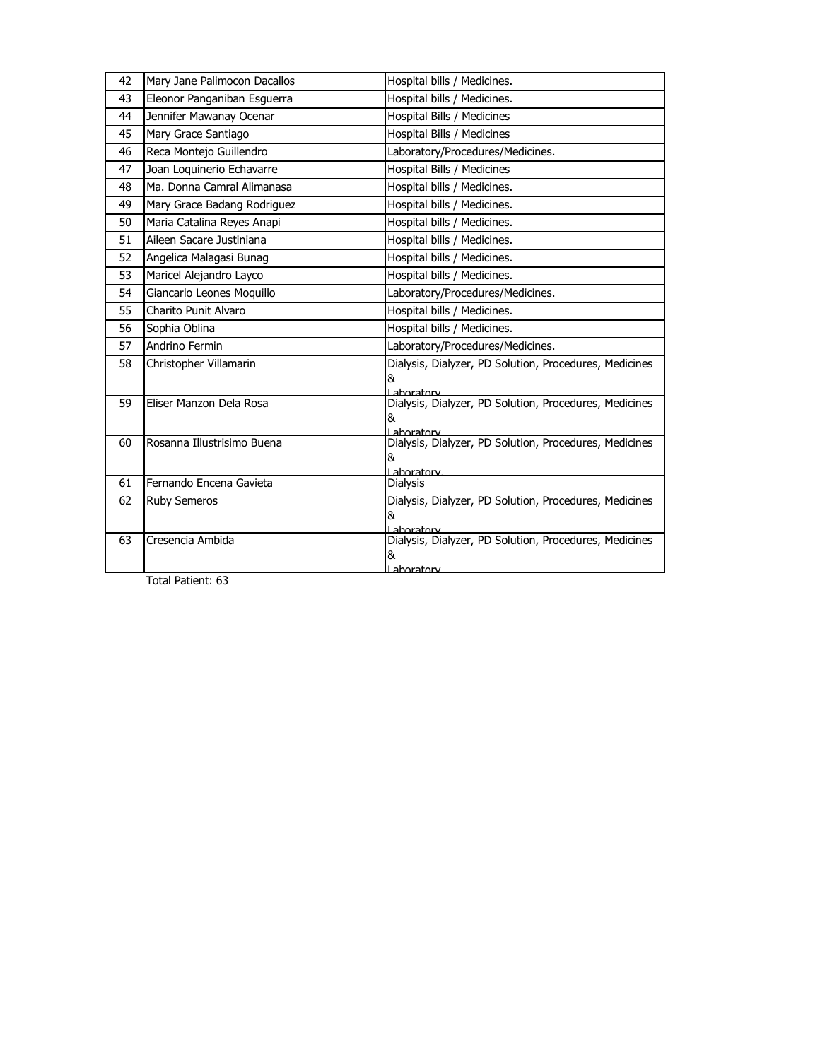| 42 | Mary Jane Palimocon Dacallos | Hospital bills / Medicines. |
|---|---|---|
| 43 | Eleonor Panganiban Esguerra | Hospital bills / Medicines. |
| 44 | Jennifer Mawanay Ocenar | Hospital Bills / Medicines |
| 45 | Mary Grace Santiago | Hospital Bills / Medicines |
| 46 | Reca Montejo Guillendro | Laboratory/Procedures/Medicines. |
| 47 | Joan Loquinerio Echavarre | Hospital Bills / Medicines |
| 48 | Ma. Donna Camral Alimanasa | Hospital bills / Medicines. |
| 49 | Mary Grace Badang Rodriguez | Hospital bills / Medicines. |
| 50 | Maria Catalina Reyes Anapi | Hospital bills / Medicines. |
| 51 | Aileen Sacare Justiniana | Hospital bills / Medicines. |
| 52 | Angelica Malagasi Bunag | Hospital bills / Medicines. |
| 53 | Maricel Alejandro Layco | Hospital bills / Medicines. |
| 54 | Giancarlo Leones Moquillo | Laboratory/Procedures/Medicines. |
| 55 | Charito Punit Alvaro | Hospital bills / Medicines. |
| 56 | Sophia Oblina | Hospital bills / Medicines. |
| 57 | Andrino Fermin | Laboratory/Procedures/Medicines. |
| 58 | Christopher Villamarin | Dialysis, Dialyzer, PD Solution, Procedures, Medicines & Laboratory |
| 59 | Eliser Manzon Dela Rosa | Dialysis, Dialyzer, PD Solution, Procedures, Medicines & Laboratory |
| 60 | Rosanna Illustrisimo Buena | Dialysis, Dialyzer, PD Solution, Procedures, Medicines & Laboratory |
| 61 | Fernando Encena Gavieta | Dialysis |
| 62 | Ruby Semeros | Dialysis, Dialyzer, PD Solution, Procedures, Medicines & Laboratory |
| 63 | Cresencia Ambida | Dialysis, Dialyzer, PD Solution, Procedures, Medicines & Laboratory |

Total Patient: 63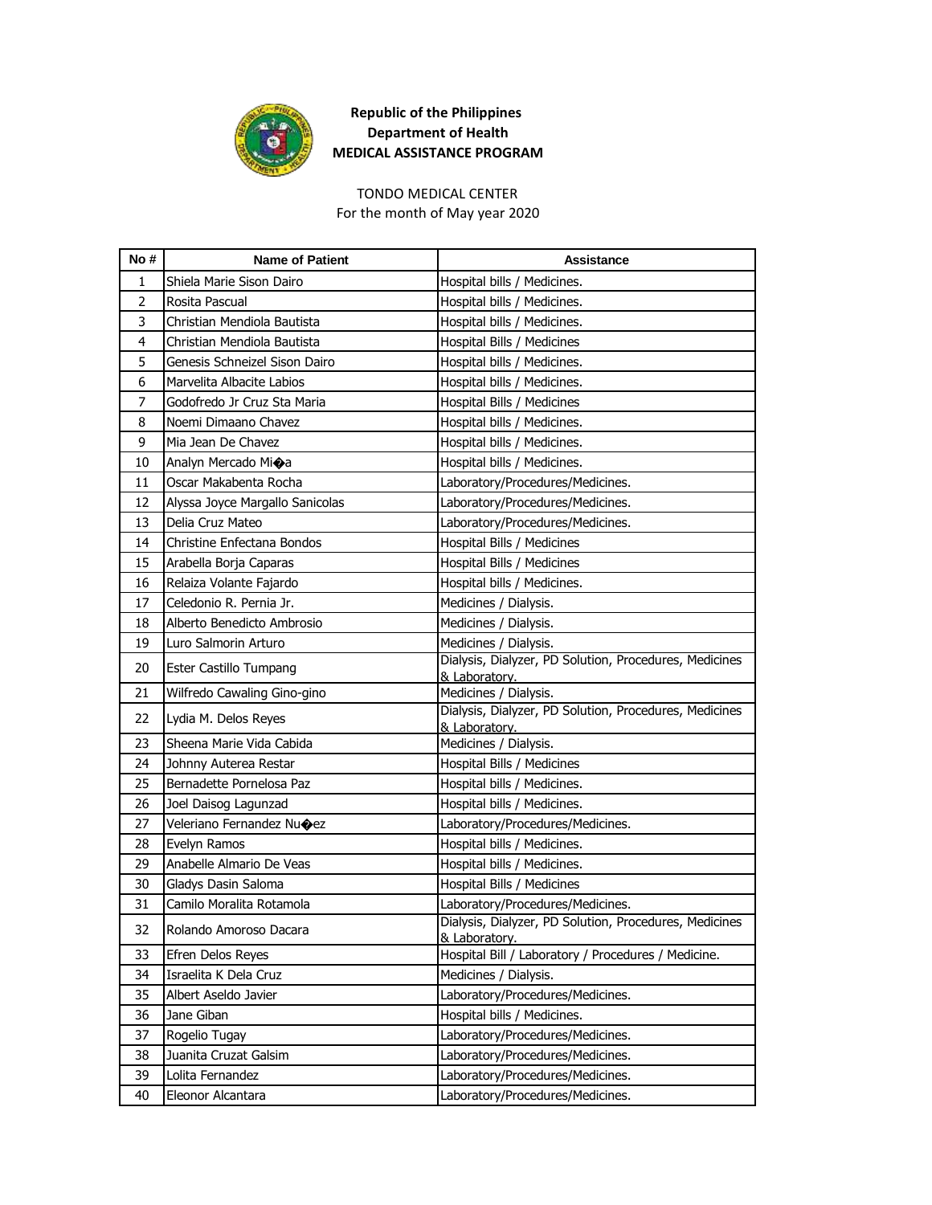**Republic of the Philippines**
**Department of Health**
**MEDICAL ASSISTANCE PROGRAM**

TONDO MEDICAL CENTER
For the month of May year 2020

| No # | Name of Patient | Assistance |
|---|---|---|
| 1 | Shiela Marie Sison Dairo | Hospital bills / Medicines. |
| 2 | Rosita Pascual | Hospital bills / Medicines. |
| 3 | Christian Mendiola Bautista | Hospital bills / Medicines. |
| 4 | Christian Mendiola Bautista | Hospital Bills / Medicines |
| 5 | Genesis Schneizel Sison Dairo | Hospital bills / Medicines. |
| 6 | Marvelita Albacite Labios | Hospital bills / Medicines. |
| 7 | Godofredo Jr Cruz Sta Maria | Hospital Bills / Medicines |
| 8 | Noemi Dimaano Chavez | Hospital bills / Medicines. |
| 9 | Mia Jean De Chavez | Hospital bills / Medicines. |
| 10 | Analyn Mercado Mi�a | Hospital bills / Medicines. |
| 11 | Oscar Makabenta Rocha | Laboratory/Procedures/Medicines. |
| 12 | Alyssa Joyce Margallo Sanicolas | Laboratory/Procedures/Medicines. |
| 13 | Delia Cruz Mateo | Laboratory/Procedures/Medicines. |
| 14 | Christine Enfectana Bondos | Hospital Bills / Medicines |
| 15 | Arabella Borja Caparas | Hospital Bills / Medicines |
| 16 | Relaiza Volante Fajardo | Hospital bills / Medicines. |
| 17 | Celedonio R. Pernia Jr. | Medicines / Dialysis. |
| 18 | Alberto Benedicto Ambrosio | Medicines / Dialysis. |
| 19 | Luro Salmorin Arturo | Medicines / Dialysis. |
| 20 | Ester Castillo Tumpang | Dialysis, Dialyzer, PD Solution, Procedures, Medicines & Laboratory. |
| 21 | Wilfredo Cawaling Gino-gino | Medicines / Dialysis. |
| 22 | Lydia M. Delos Reyes | Dialysis, Dialyzer, PD Solution, Procedures, Medicines & Laboratory. |
| 23 | Sheena Marie Vida Cabida | Medicines / Dialysis. |
| 24 | Johnny Auterea Restar | Hospital Bills / Medicines |
| 25 | Bernadette Pornelosa Paz | Hospital bills / Medicines. |
| 26 | Joel Daisog Lagunzad | Hospital bills / Medicines. |
| 27 | Veleriano Fernandez Nu�ez | Laboratory/Procedures/Medicines. |
| 28 | Evelyn Ramos | Hospital bills / Medicines. |
| 29 | Anabelle Almario De Veas | Hospital bills / Medicines. |
| 30 | Gladys Dasin Saloma | Hospital Bills / Medicines |
| 31 | Camilo Moralita Rotamola | Laboratory/Procedures/Medicines. |
| 32 | Rolando Amoroso Dacara | Dialysis, Dialyzer, PD Solution, Procedures, Medicines & Laboratory. |
| 33 | Efren Delos Reyes | Hospital Bill / Laboratory / Procedures / Medicine. |
| 34 | Israelita K Dela Cruz | Medicines / Dialysis. |
| 35 | Albert Aseldo Javier | Laboratory/Procedures/Medicines. |
| 36 | Jane Giban | Hospital bills / Medicines. |
| 37 | Rogelio Tugay | Laboratory/Procedures/Medicines. |
| 38 | Juanita Cruzat Galsim | Laboratory/Procedures/Medicines. |
| 39 | Lolita Fernandez | Laboratory/Procedures/Medicines. |
| 40 | Eleonor Alcantara | Laboratory/Procedures/Medicines. |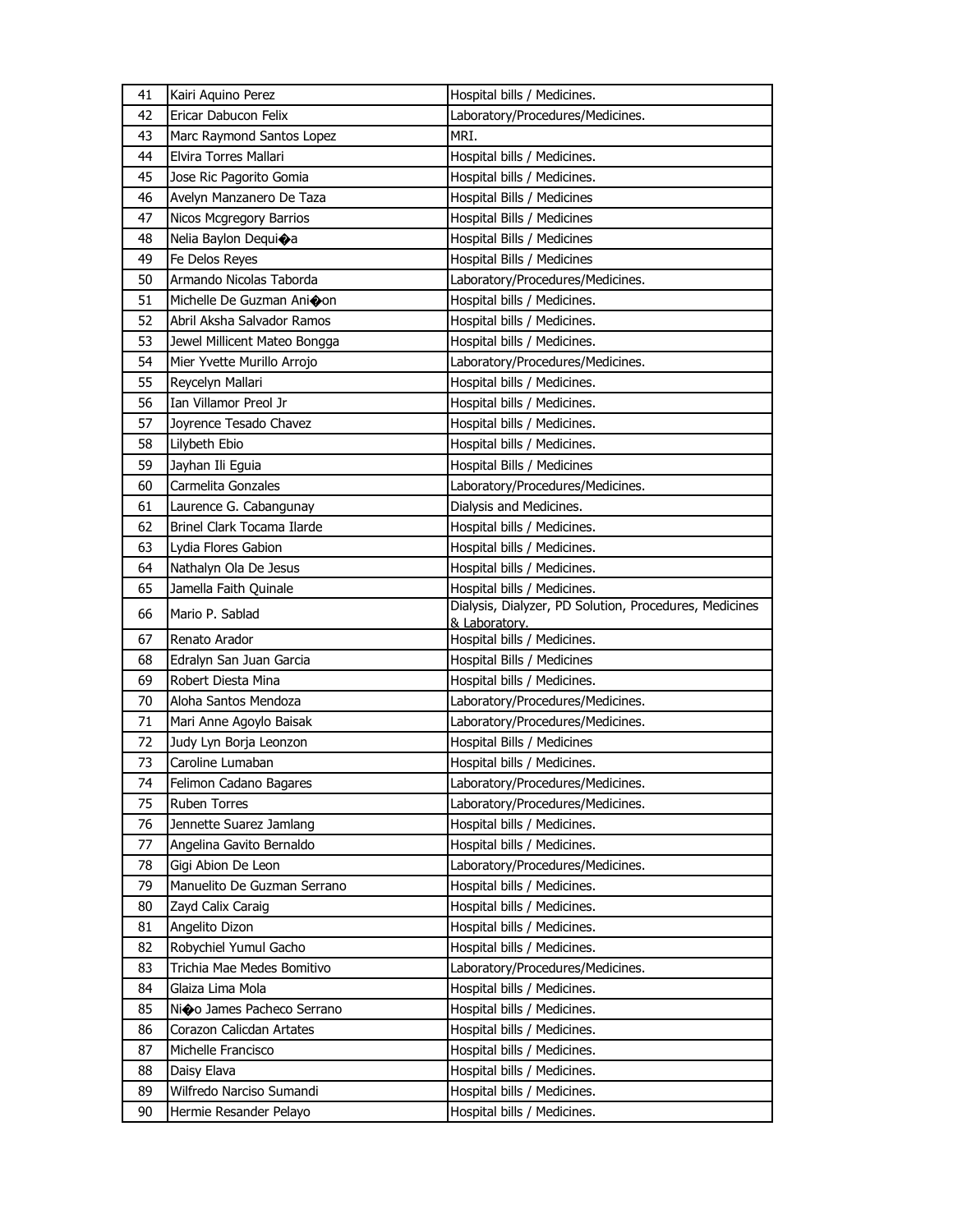| 41 | Kairi Aquino Perez | Hospital bills / Medicines. |
|---|---|---|
| 42 | Ericar Dabucon Felix | Laboratory/Procedures/Medicines. |
| 43 | Marc Raymond Santos Lopez | MRI. |
| 44 | Elvira Torres Mallari | Hospital bills / Medicines. |
| 45 | Jose Ric Pagorito Gomia | Hospital bills / Medicines. |
| 46 | Avelyn Manzanero De Taza | Hospital Bills / Medicines |
| 47 | Nicos Mcgregory Barrios | Hospital Bills / Medicines |
| 48 | Nelia Baylon Dequi�a | Hospital Bills / Medicines |
| 49 | Fe Delos Reyes | Hospital Bills / Medicines |
| 50 | Armando Nicolas Taborda | Laboratory/Procedures/Medicines. |
| 51 | Michelle De Guzman Ani�on | Hospital bills / Medicines. |
| 52 | Abril Aksha Salvador Ramos | Hospital bills / Medicines. |
| 53 | Jewel Millicent Mateo Bongga | Hospital bills / Medicines. |
| 54 | Mier Yvette Murillo Arrojo | Laboratory/Procedures/Medicines. |
| 55 | Reycelyn Mallari | Hospital bills / Medicines. |
| 56 | Ian Villamor Preol Jr | Hospital bills / Medicines. |
| 57 | Joyrence Tesado Chavez | Hospital bills / Medicines. |
| 58 | Lilybeth Ebio | Hospital bills / Medicines. |
| 59 | Jayhan Ili Eguia | Hospital Bills / Medicines |
| 60 | Carmelita Gonzales | Laboratory/Procedures/Medicines. |
| 61 | Laurence G. Cabangunay | Dialysis and Medicines. |
| 62 | Brinel Clark Tocama Ilarde | Hospital bills / Medicines. |
| 63 | Lydia Flores Gabion | Hospital bills / Medicines. |
| 64 | Nathalyn Ola De Jesus | Hospital bills / Medicines. |
| 65 | Jamella Faith Quinale | Hospital bills / Medicines. |
| 66 | Mario P. Sablad | Dialysis, Dialyzer, PD Solution, Procedures, Medicines & Laboratory. |
| 67 | Renato Arador | Hospital bills / Medicines. |
| 68 | Edralyn San Juan Garcia | Hospital Bills / Medicines |
| 69 | Robert Diesta Mina | Hospital bills / Medicines. |
| 70 | Aloha Santos Mendoza | Laboratory/Procedures/Medicines. |
| 71 | Mari Anne Agoylo Baisak | Laboratory/Procedures/Medicines. |
| 72 | Judy Lyn Borja Leonzon | Hospital Bills / Medicines |
| 73 | Caroline Lumaban | Hospital bills / Medicines. |
| 74 | Felimon Cadano Bagares | Laboratory/Procedures/Medicines. |
| 75 | Ruben Torres | Laboratory/Procedures/Medicines. |
| 76 | Jennette Suarez Jamlang | Hospital bills / Medicines. |
| 77 | Angelina Gavito Bernaldo | Hospital bills / Medicines. |
| 78 | Gigi Abion De Leon | Laboratory/Procedures/Medicines. |
| 79 | Manuelito De Guzman Serrano | Hospital bills / Medicines. |
| 80 | Zayd Calix Caraig | Hospital bills / Medicines. |
| 81 | Angelito Dizon | Hospital bills / Medicines. |
| 82 | Robychiel Yumul Gacho | Hospital bills / Medicines. |
| 83 | Trichia Mae Medes Bomitivo | Laboratory/Procedures/Medicines. |
| 84 | Glaiza Lima Mola | Hospital bills / Medicines. |
| 85 | Ni�o James Pacheco Serrano | Hospital bills / Medicines. |
| 86 | Corazon Calicdan Artates | Hospital bills / Medicines. |
| 87 | Michelle Francisco | Hospital bills / Medicines. |
| 88 | Daisy Elava | Hospital bills / Medicines. |
| 89 | Wilfredo Narciso Sumandi | Hospital bills / Medicines. |
| 90 | Hermie Resander Pelayo | Hospital bills / Medicines. |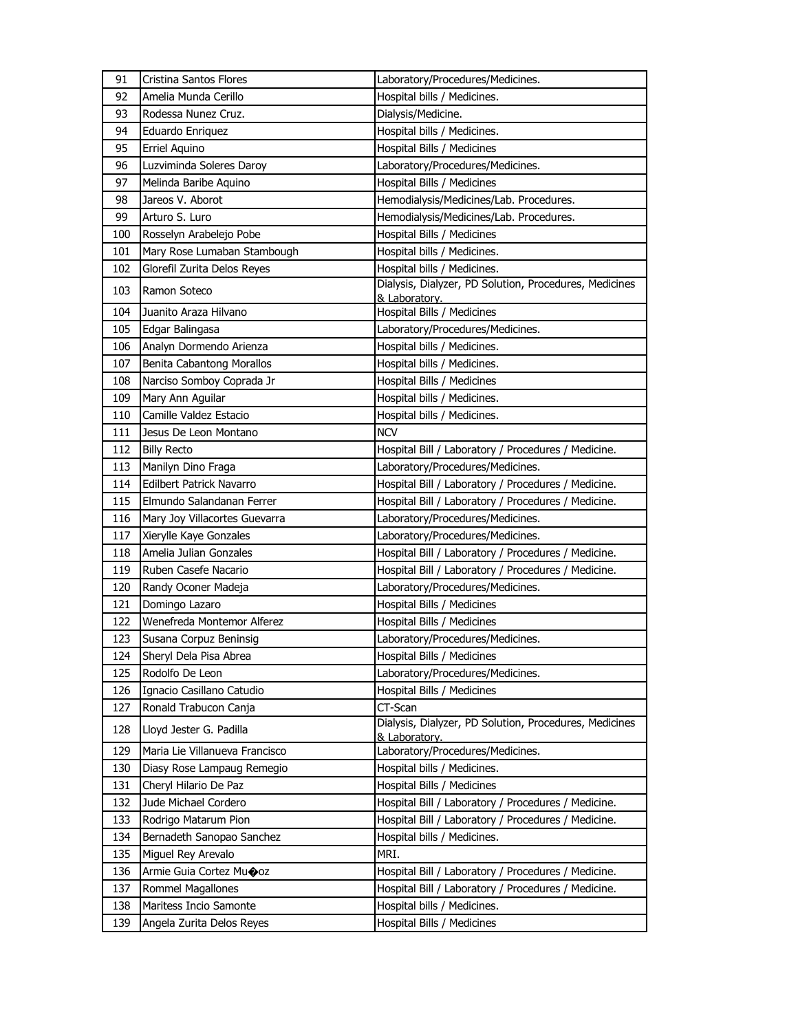| | | |
|---|---|---|
| 91 | Cristina Santos Flores | Laboratory/Procedures/Medicines. |
| 92 | Amelia Munda Cerillo | Hospital bills / Medicines. |
| 93 | Rodessa Nunez Cruz. | Dialysis/Medicine. |
| 94 | Eduardo Enriquez | Hospital bills / Medicines. |
| 95 | Erriel Aquino | Hospital Bills / Medicines |
| 96 | Luzviminda Soleres Daroy | Laboratory/Procedures/Medicines. |
| 97 | Melinda Baribe Aquino | Hospital Bills / Medicines |
| 98 | Jareos V. Aborot | Hemodialysis/Medicines/Lab. Procedures. |
| 99 | Arturo S. Luro | Hemodialysis/Medicines/Lab. Procedures. |
| 100 | Rosselyn Arabelejo Pobe | Hospital Bills / Medicines |
| 101 | Mary Rose Lumaban Stambough | Hospital bills / Medicines. |
| 102 | Glorefil Zurita Delos Reyes | Hospital bills / Medicines. |
| 103 | Ramon Soteco | Dialysis, Dialyzer, PD Solution, Procedures, Medicines & Laboratory. |
| 104 | Juanito Araza Hilvano | Hospital Bills / Medicines |
| 105 | Edgar Balingasa | Laboratory/Procedures/Medicines. |
| 106 | Analyn Dormendo Arienza | Hospital bills / Medicines. |
| 107 | Benita Cabantong Morallos | Hospital bills / Medicines. |
| 108 | Narciso Somboy Coprada Jr | Hospital Bills / Medicines |
| 109 | Mary Ann Aguilar | Hospital bills / Medicines. |
| 110 | Camille Valdez Estacio | Hospital bills / Medicines. |
| 111 | Jesus De Leon Montano | NCV |
| 112 | Billy Recto | Hospital Bill / Laboratory / Procedures / Medicine. |
| 113 | Manilyn Dino Fraga | Laboratory/Procedures/Medicines. |
| 114 | Edilbert Patrick Navarro | Hospital Bill / Laboratory / Procedures / Medicine. |
| 115 | Elmundo Salandanan Ferrer | Hospital Bill / Laboratory / Procedures / Medicine. |
| 116 | Mary Joy Villacortes Guevarra | Laboratory/Procedures/Medicines. |
| 117 | Xierylle Kaye Gonzales | Laboratory/Procedures/Medicines. |
| 118 | Amelia Julian Gonzales | Hospital Bill / Laboratory / Procedures / Medicine. |
| 119 | Ruben Casefe Nacario | Hospital Bill / Laboratory / Procedures / Medicine. |
| 120 | Randy Oconer Madeja | Laboratory/Procedures/Medicines. |
| 121 | Domingo Lazaro | Hospital Bills / Medicines |
| 122 | Wenefreda Montemor Alferez | Hospital Bills / Medicines |
| 123 | Susana Corpuz Beninsig | Laboratory/Procedures/Medicines. |
| 124 | Sheryl Dela Pisa Abrea | Hospital Bills / Medicines |
| 125 | Rodolfo De Leon | Laboratory/Procedures/Medicines. |
| 126 | Ignacio Casillano Catudio | Hospital Bills / Medicines |
| 127 | Ronald Trabucon Canja | CT-Scan |
| 128 | Lloyd Jester G. Padilla | Dialysis, Dialyzer, PD Solution, Procedures, Medicines & Laboratory. |
| 129 | Maria Lie Villanueva Francisco | Laboratory/Procedures/Medicines. |
| 130 | Diasy Rose Lampaug Remegio | Hospital bills / Medicines. |
| 131 | Cheryl Hilario De Paz | Hospital Bills / Medicines |
| 132 | Jude Michael Cordero | Hospital Bill / Laboratory / Procedures / Medicine. |
| 133 | Rodrigo Matarum Pion | Hospital Bill / Laboratory / Procedures / Medicine. |
| 134 | Bernadeth Sanopao Sanchez | Hospital bills / Medicines. |
| 135 | Miguel Rey Arevalo | MRI. |
| 136 | Armie Guia Cortez Mu�oz | Hospital Bill / Laboratory / Procedures / Medicine. |
| 137 | Rommel Magallones | Hospital Bill / Laboratory / Procedures / Medicine. |
| 138 | Maritess Incio Samonte | Hospital bills / Medicines. |
| 139 | Angela Zurita Delos Reyes | Hospital Bills / Medicines |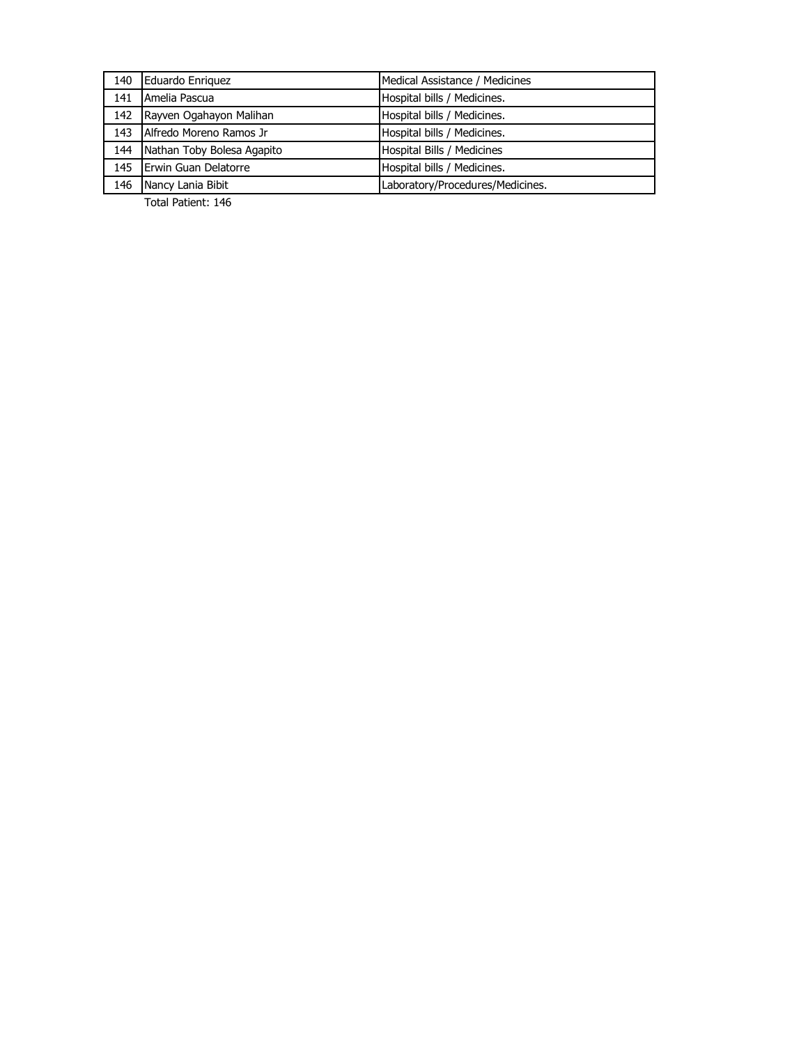| 140 | Eduardo Enriquez | Medical Assistance / Medicines |
|---|---|---|
| 141 | Amelia Pascua | Hospital bills / Medicines. |
| 142 | Rayven Ogahayon Malihan | Hospital bills / Medicines. |
| 143 | Alfredo Moreno Ramos Jr | Hospital bills / Medicines. |
| 144 | Nathan Toby Bolesa Agapito | Hospital Bills / Medicines |
| 145 | Erwin Guan Delatorre | Hospital bills / Medicines. |
| 146 | Nancy Lania Bibit | Laboratory/Procedures/Medicines. |

Total Patient: 146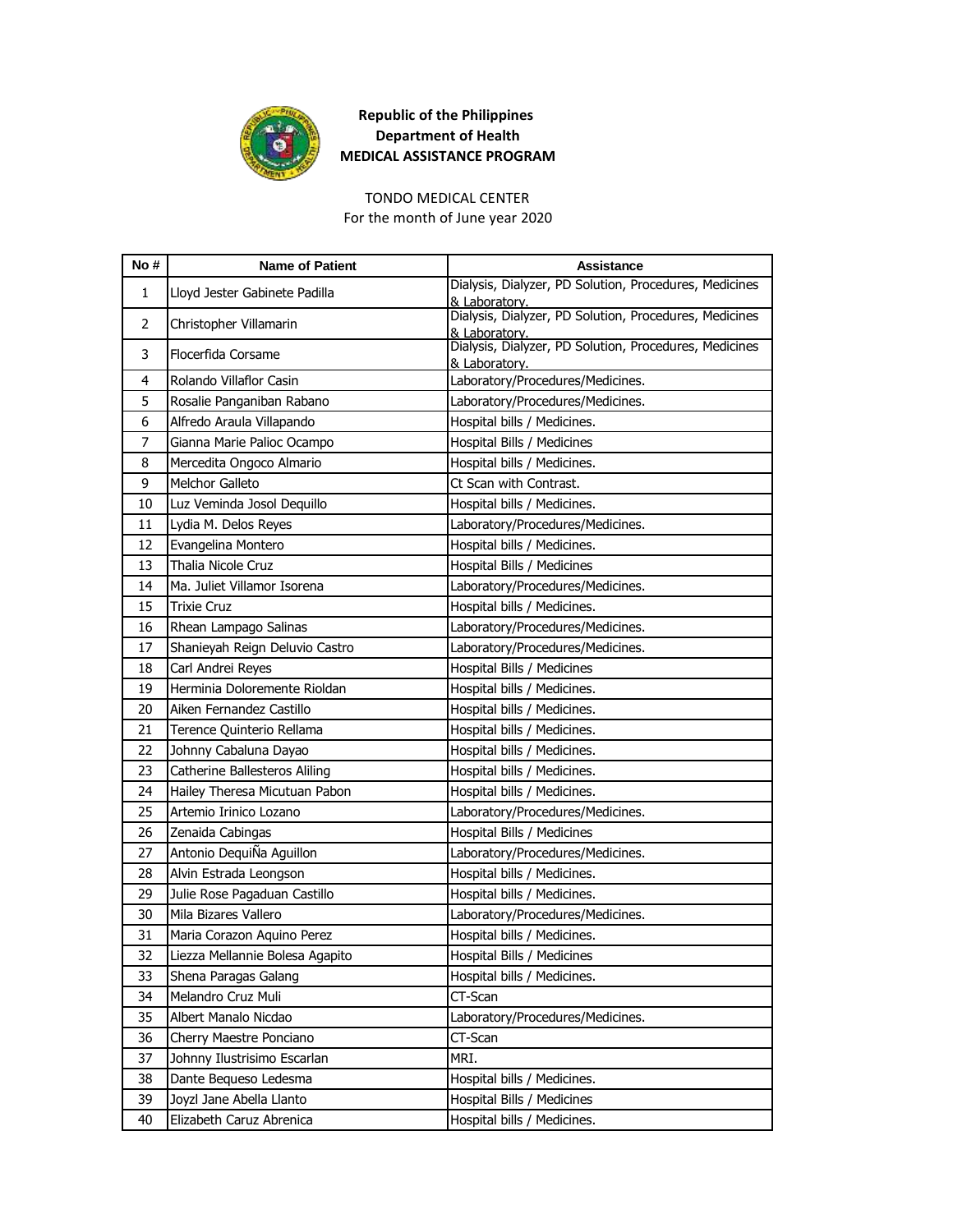**Republic of the Philippines**
**Department of Health**
**MEDICAL ASSISTANCE PROGRAM**

TONDO MEDICAL CENTER
For the month of June year 2020

| No # | Name of Patient | Assistance |
|---|---|---|
| 1 | Lloyd Jester Gabinete Padilla | Dialysis, Dialyzer, PD Solution, Procedures, Medicines & Laboratory. |
| 2 | Christopher Villamarin | Dialysis, Dialyzer, PD Solution, Procedures, Medicines & Laboratory. |
| 3 | Flocerfida Corsame | Dialysis, Dialyzer, PD Solution, Procedures, Medicines & Laboratory. |
| 4 | Rolando Villaflor Casin | Laboratory/Procedures/Medicines. |
| 5 | Rosalie Panganiban Rabano | Laboratory/Procedures/Medicines. |
| 6 | Alfredo Araula Villapando | Hospital bills / Medicines. |
| 7 | Gianna Marie Palioc Ocampo | Hospital Bills / Medicines |
| 8 | Mercedita Ongoco Almario | Hospital bills / Medicines. |
| 9 | Melchor Galleto | Ct Scan with Contrast. |
| 10 | Luz Veminda Josol Dequillo | Hospital bills / Medicines. |
| 11 | Lydia M. Delos Reyes | Laboratory/Procedures/Medicines. |
| 12 | Evangelina Montero | Hospital bills / Medicines. |
| 13 | Thalia Nicole Cruz | Hospital Bills / Medicines |
| 14 | Ma. Juliet Villamor Isorena | Laboratory/Procedures/Medicines. |
| 15 | Trixie Cruz | Hospital bills / Medicines. |
| 16 | Rhean Lampago Salinas | Laboratory/Procedures/Medicines. |
| 17 | Shanieyah Reign Deluvio Castro | Laboratory/Procedures/Medicines. |
| 18 | Carl Andrei Reyes | Hospital Bills / Medicines |
| 19 | Herminia Doloremente Rioldan | Hospital bills / Medicines. |
| 20 | Aiken Fernandez Castillo | Hospital bills / Medicines. |
| 21 | Terence Quinterio Rellama | Hospital bills / Medicines. |
| 22 | Johnny Cabaluna Dayao | Hospital bills / Medicines. |
| 23 | Catherine Ballesteros Aliling | Hospital bills / Medicines. |
| 24 | Hailey Theresa Micutuan Pabon | Hospital bills / Medicines. |
| 25 | Artemio Irinico Lozano | Laboratory/Procedures/Medicines. |
| 26 | Zenaida Cabingas | Hospital Bills / Medicines |
| 27 | Antonio DequiÑa Aguillon | Laboratory/Procedures/Medicines. |
| 28 | Alvin Estrada Leongson | Hospital bills / Medicines. |
| 29 | Julie Rose Pagaduan Castillo | Hospital bills / Medicines. |
| 30 | Mila Bizares Vallero | Laboratory/Procedures/Medicines. |
| 31 | Maria Corazon Aquino Perez | Hospital bills / Medicines. |
| 32 | Liezza Mellannie Bolesa Agapito | Hospital Bills / Medicines |
| 33 | Shena Paragas Galang | Hospital bills / Medicines. |
| 34 | Melandro Cruz Muli | CT-Scan |
| 35 | Albert Manalo Nicdao | Laboratory/Procedures/Medicines. |
| 36 | Cherry Maestre Ponciano | CT-Scan |
| 37 | Johnny Ilustrisimo Escarlan | MRI. |
| 38 | Dante Bequeso Ledesma | Hospital bills / Medicines. |
| 39 | Joyzl Jane Abella Llanto | Hospital Bills / Medicines |
| 40 | Elizabeth Caruz Abrenica | Hospital bills / Medicines. |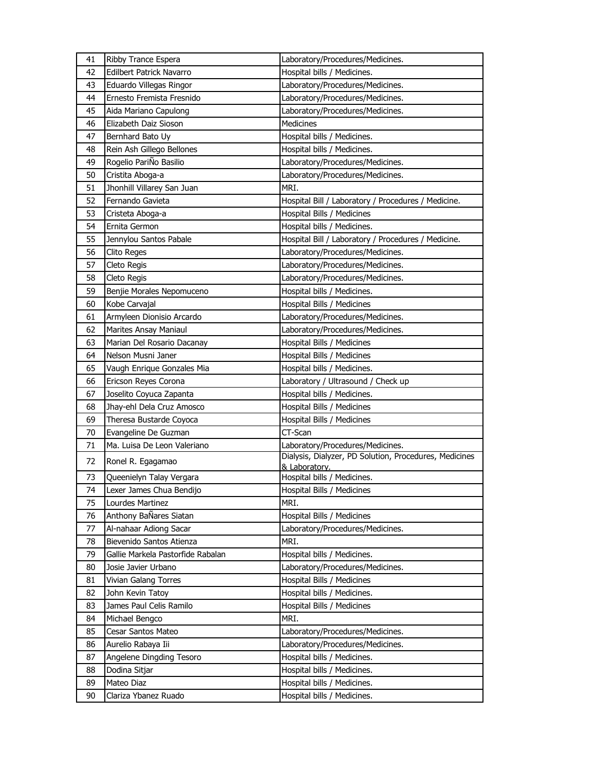| 41 | Ribby Trance Espera | Laboratory/Procedures/Medicines. |
|---|---|---|
| 42 | Edilbert Patrick Navarro | Hospital bills / Medicines. |
| 43 | Eduardo Villegas Ringor | Laboratory/Procedures/Medicines. |
| 44 | Ernesto Fremista Fresnido | Laboratory/Procedures/Medicines. |
| 45 | Aida Mariano Capulong | Laboratory/Procedures/Medicines. |
| 46 | Elizabeth Daiz Sioson | Medicines |
| 47 | Bernhard Bato Uy | Hospital bills / Medicines. |
| 48 | Rein Ash Gillego Bellones | Hospital bills / Medicines. |
| 49 | Rogelio PariÑo Basilio | Laboratory/Procedures/Medicines. |
| 50 | Cristita Aboga-a | Laboratory/Procedures/Medicines. |
| 51 | Jhonhill Villarey San Juan | MRI. |
| 52 | Fernando Gavieta | Hospital Bill / Laboratory / Procedures / Medicine. |
| 53 | Cristeta Aboga-a | Hospital Bills / Medicines |
| 54 | Ernita Germon | Hospital bills / Medicines. |
| 55 | Jennylou Santos Pabale | Hospital Bill / Laboratory / Procedures / Medicine. |
| 56 | Clito Reges | Laboratory/Procedures/Medicines. |
| 57 | Cleto Regis | Laboratory/Procedures/Medicines. |
| 58 | Cleto Regis | Laboratory/Procedures/Medicines. |
| 59 | Benjie Morales Nepomuceno | Hospital bills / Medicines. |
| 60 | Kobe Carvajal | Hospital Bills / Medicines |
| 61 | Armyleen Dionisio Arcardo | Laboratory/Procedures/Medicines. |
| 62 | Marites Ansay Maniaul | Laboratory/Procedures/Medicines. |
| 63 | Marian Del Rosario Dacanay | Hospital Bills / Medicines |
| 64 | Nelson Musni Janer | Hospital Bills / Medicines |
| 65 | Vaugh Enrique Gonzales Mia | Hospital bills / Medicines. |
| 66 | Ericson Reyes Corona | Laboratory / Ultrasound / Check up |
| 67 | Joselito Coyuca Zapanta | Hospital bills / Medicines. |
| 68 | Jhay-ehl Dela Cruz Amosco | Hospital Bills / Medicines |
| 69 | Theresa Bustarde Coyoca | Hospital Bills / Medicines |
| 70 | Evangeline De Guzman | CT-Scan |
| 71 | Ma. Luisa De Leon Valeriano | Laboratory/Procedures/Medicines. |
| 72 | Ronel R. Egagamao | Dialysis, Dialyzer, PD Solution, Procedures, Medicines & Laboratory. |
| 73 | Queenielyn Talay Vergara | Hospital bills / Medicines. |
| 74 | Lexer James Chua Bendijo | Hospital Bills / Medicines |
| 75 | Lourdes Martinez | MRI. |
| 76 | Anthony BaÑares Siatan | Hospital Bills / Medicines |
| 77 | Al-nahaar Adiong Sacar | Laboratory/Procedures/Medicines. |
| 78 | Bievenido Santos Atienza | MRI. |
| 79 | Gallie Markela Pastorfide Rabalan | Hospital bills / Medicines. |
| 80 | Josie Javier Urbano | Laboratory/Procedures/Medicines. |
| 81 | Vivian Galang Torres | Hospital Bills / Medicines |
| 82 | John Kevin Tatoy | Hospital bills / Medicines. |
| 83 | James Paul Celis Ramilo | Hospital Bills / Medicines |
| 84 | Michael Bengco | MRI. |
| 85 | Cesar Santos Mateo | Laboratory/Procedures/Medicines. |
| 86 | Aurelio Rabaya Iii | Laboratory/Procedures/Medicines. |
| 87 | Angelene Dingding Tesoro | Hospital bills / Medicines. |
| 88 | Dodina Sitjar | Hospital bills / Medicines. |
| 89 | Mateo Diaz | Hospital bills / Medicines. |
| 90 | Clariza Ybanez Ruado | Hospital bills / Medicines. |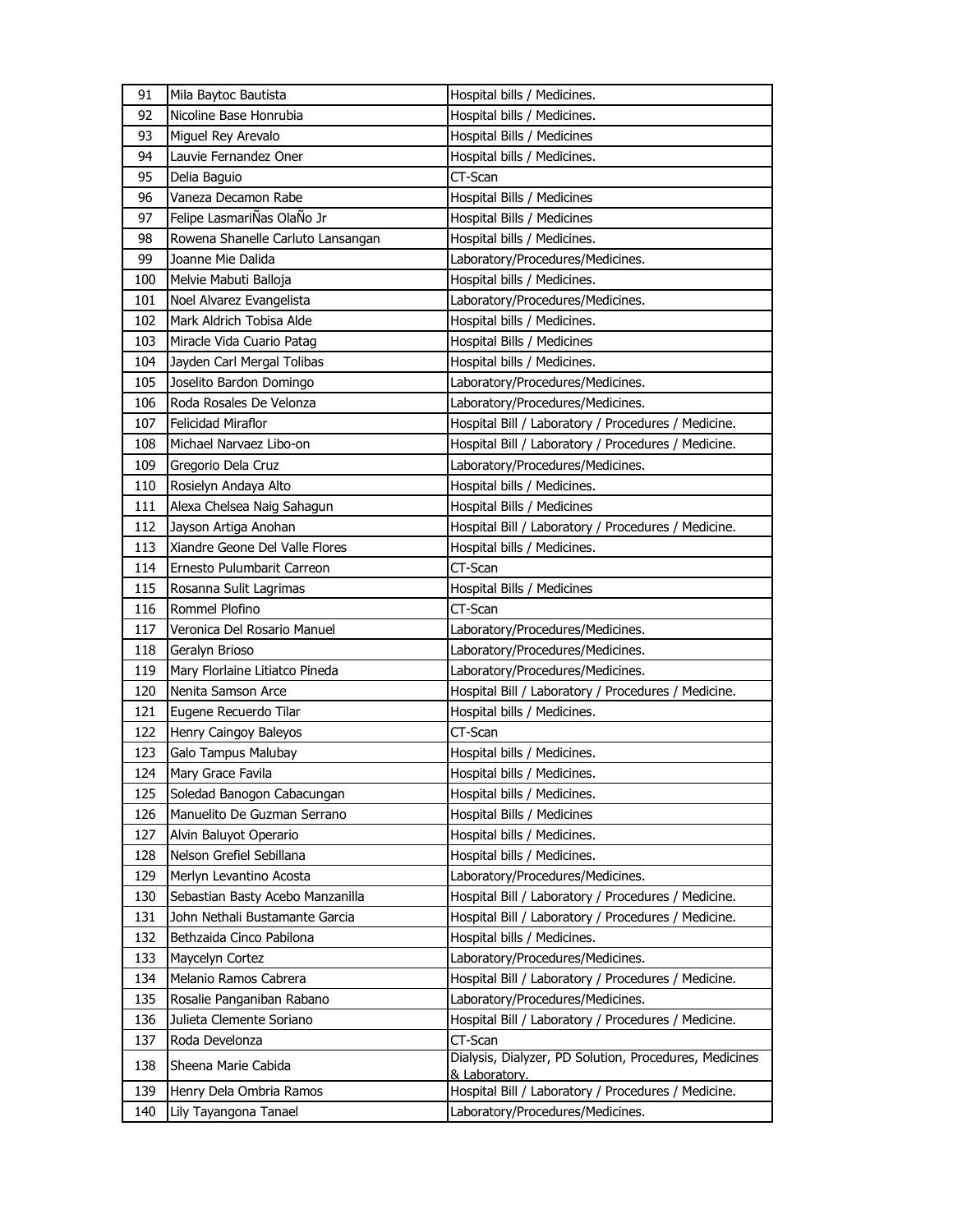| 91 | Mila Baytoc Bautista | Hospital bills / Medicines. |
|---|---|---|
| 92 | Nicoline Base Honrubia | Hospital bills / Medicines. |
| 93 | Miguel Rey Arevalo | Hospital Bills / Medicines |
| 94 | Lauvie Fernandez Oner | Hospital bills / Medicines. |
| 95 | Delia Baguio | CT-Scan |
| 96 | Vaneza Decamon Rabe | Hospital Bills / Medicines |
| 97 | Felipe LasmariÑas OlaÑo Jr | Hospital Bills / Medicines |
| 98 | Rowena Shanelle Carluto Lansangan | Hospital bills / Medicines. |
| 99 | Joanne Mie Dalida | Laboratory/Procedures/Medicines. |
| 100 | Melvie Mabuti Balloja | Hospital bills / Medicines. |
| 101 | Noel Alvarez Evangelista | Laboratory/Procedures/Medicines. |
| 102 | Mark Aldrich Tobisa Alde | Hospital bills / Medicines. |
| 103 | Miracle Vida Cuario Patag | Hospital Bills / Medicines |
| 104 | Jayden Carl Mergal Tolibas | Hospital bills / Medicines. |
| 105 | Joselito Bardon Domingo | Laboratory/Procedures/Medicines. |
| 106 | Roda Rosales De Velonza | Laboratory/Procedures/Medicines. |
| 107 | Felicidad Miraflor | Hospital Bill / Laboratory / Procedures / Medicine. |
| 108 | Michael Narvaez Libo-on | Hospital Bill / Laboratory / Procedures / Medicine. |
| 109 | Gregorio Dela Cruz | Laboratory/Procedures/Medicines. |
| 110 | Rosielyn Andaya Alto | Hospital bills / Medicines. |
| 111 | Alexa Chelsea Naig Sahagun | Hospital Bills / Medicines |
| 112 | Jayson Artiga Anohan | Hospital Bill / Laboratory / Procedures / Medicine. |
| 113 | Xiandre Geone Del Valle Flores | Hospital bills / Medicines. |
| 114 | Ernesto Pulumbarit Carreon | CT-Scan |
| 115 | Rosanna Sulit Lagrimas | Hospital Bills / Medicines |
| 116 | Rommel Plofino | CT-Scan |
| 117 | Veronica Del Rosario Manuel | Laboratory/Procedures/Medicines. |
| 118 | Geralyn Brioso | Laboratory/Procedures/Medicines. |
| 119 | Mary Florlaine Litiatco Pineda | Laboratory/Procedures/Medicines. |
| 120 | Nenita Samson Arce | Hospital Bill / Laboratory / Procedures / Medicine. |
| 121 | Eugene Recuerdo Tilar | Hospital bills / Medicines. |
| 122 | Henry Caingoy Baleyos | CT-Scan |
| 123 | Galo Tampus Malubay | Hospital bills / Medicines. |
| 124 | Mary Grace Favila | Hospital bills / Medicines. |
| 125 | Soledad Banogon Cabacungan | Hospital bills / Medicines. |
| 126 | Manuelito De Guzman Serrano | Hospital Bills / Medicines |
| 127 | Alvin Baluyot Operario | Hospital bills / Medicines. |
| 128 | Nelson Grefiel Sebillana | Hospital bills / Medicines. |
| 129 | Merlyn Levantino Acosta | Laboratory/Procedures/Medicines. |
| 130 | Sebastian Basty Acebo Manzanilla | Hospital Bill / Laboratory / Procedures / Medicine. |
| 131 | John Nethali Bustamante Garcia | Hospital Bill / Laboratory / Procedures / Medicine. |
| 132 | Bethzaida Cinco Pabilona | Hospital bills / Medicines. |
| 133 | Maycelyn Cortez | Laboratory/Procedures/Medicines. |
| 134 | Melanio Ramos Cabrera | Hospital Bill / Laboratory / Procedures / Medicine. |
| 135 | Rosalie Panganiban Rabano | Laboratory/Procedures/Medicines. |
| 136 | Julieta Clemente Soriano | Hospital Bill / Laboratory / Procedures / Medicine. |
| 137 | Roda Develonza | CT-Scan |
| 138 | Sheena Marie Cabida | Dialysis, Dialyzer, PD Solution, Procedures, Medicines & Laboratory. |
| 139 | Henry Dela Ombria Ramos | Hospital Bill / Laboratory / Procedures / Medicine. |
| 140 | Lily Tayangona Tanael | Laboratory/Procedures/Medicines. |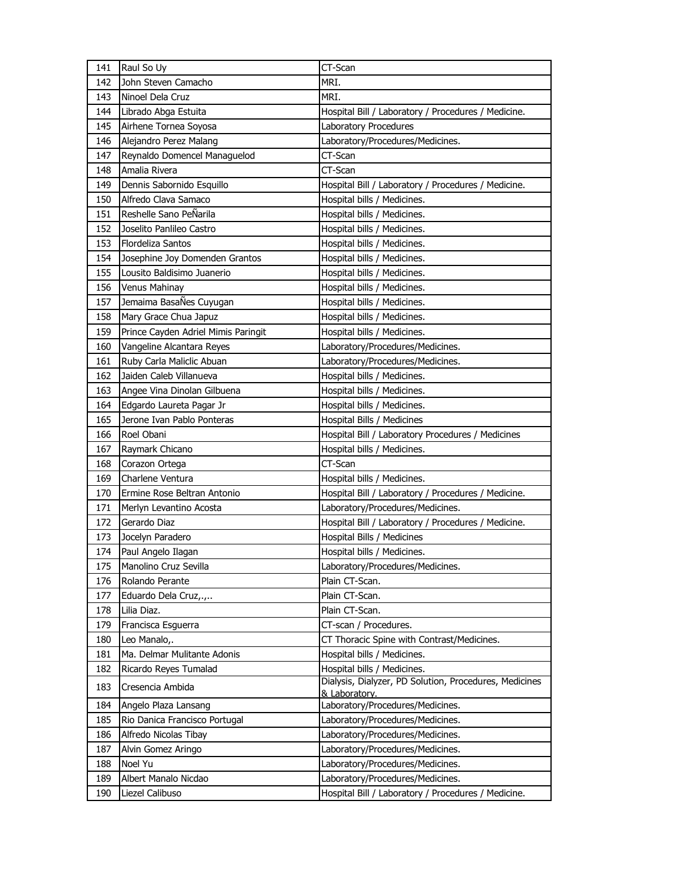| 141 | Raul So Uy | CT-Scan |
|---|---|---|
| 142 | John Steven Camacho | MRI. |
| 143 | Ninoel Dela Cruz | MRI. |
| 144 | Librado Abga Estuita | Hospital Bill / Laboratory / Procedures / Medicine. |
| 145 | Airhene Tornea Soyosa | Laboratory Procedures |
| 146 | Alejandro Perez Malang | Laboratory/Procedures/Medicines. |
| 147 | Reynaldo Domencel Managuelod | CT-Scan |
| 148 | Amalia Rivera | CT-Scan |
| 149 | Dennis Sabornido Esquillo | Hospital Bill / Laboratory / Procedures / Medicine. |
| 150 | Alfredo Clava Samaco | Hospital bills / Medicines. |
| 151 | Reshelle Sano PeÑarila | Hospital bills / Medicines. |
| 152 | Joselito Panlileo Castro | Hospital bills / Medicines. |
| 153 | Flordeliza Santos | Hospital bills / Medicines. |
| 154 | Josephine Joy Domenden Grantos | Hospital bills / Medicines. |
| 155 | Lousito Baldisimo Juanerio | Hospital bills / Medicines. |
| 156 | Venus Mahinay | Hospital bills / Medicines. |
| 157 | Jemaima BasaÑes Cuyugan | Hospital bills / Medicines. |
| 158 | Mary Grace Chua Japuz | Hospital bills / Medicines. |
| 159 | Prince Cayden Adriel Mimis Paringit | Hospital bills / Medicines. |
| 160 | Vangeline Alcantara Reyes | Laboratory/Procedures/Medicines. |
| 161 | Ruby Carla Maliclic Abuan | Laboratory/Procedures/Medicines. |
| 162 | Jaiden Caleb Villanueva | Hospital bills / Medicines. |
| 163 | Angee Vina Dinolan Gilbuena | Hospital bills / Medicines. |
| 164 | Edgardo Laureta Pagar Jr | Hospital bills / Medicines. |
| 165 | Jerone Ivan Pablo Ponteras | Hospital Bills / Medicines |
| 166 | Roel Obani | Hospital Bill / Laboratory Procedures / Medicines |
| 167 | Raymark Chicano | Hospital bills / Medicines. |
| 168 | Corazon Ortega | CT-Scan |
| 169 | Charlene Ventura | Hospital bills / Medicines. |
| 170 | Ermine Rose Beltran Antonio | Hospital Bill / Laboratory / Procedures / Medicine. |
| 171 | Merlyn Levantino Acosta | Laboratory/Procedures/Medicines. |
| 172 | Gerardo Diaz | Hospital Bill / Laboratory / Procedures / Medicine. |
| 173 | Jocelyn Paradero | Hospital Bills / Medicines |
| 174 | Paul Angelo Ilagan | Hospital bills / Medicines. |
| 175 | Manolino Cruz Sevilla | Laboratory/Procedures/Medicines. |
| 176 | Rolando Perante | Plain CT-Scan. |
| 177 | Eduardo Dela Cruz,.,.. | Plain CT-Scan. |
| 178 | Lilia Diaz. | Plain CT-Scan. |
| 179 | Francisca Esguerra | CT-scan / Procedures. |
| 180 | Leo Manalo,. | CT Thoracic Spine with Contrast/Medicines. |
| 181 | Ma. Delmar Mulitante Adonis | Hospital bills / Medicines. |
| 182 | Ricardo Reyes Tumalad | Hospital bills / Medicines. |
| 183 | Cresencia Ambida | Dialysis, Dialyzer, PD Solution, Procedures, Medicines & Laboratory. |
| 184 | Angelo Plaza Lansang | Laboratory/Procedures/Medicines. |
| 185 | Rio Danica Francisco Portugal | Laboratory/Procedures/Medicines. |
| 186 | Alfredo Nicolas Tibay | Laboratory/Procedures/Medicines. |
| 187 | Alvin Gomez Aringo | Laboratory/Procedures/Medicines. |
| 188 | Noel Yu | Laboratory/Procedures/Medicines. |
| 189 | Albert Manalo Nicdao | Laboratory/Procedures/Medicines. |
| 190 | Liezel Calibuso | Hospital Bill / Laboratory / Procedures / Medicine. |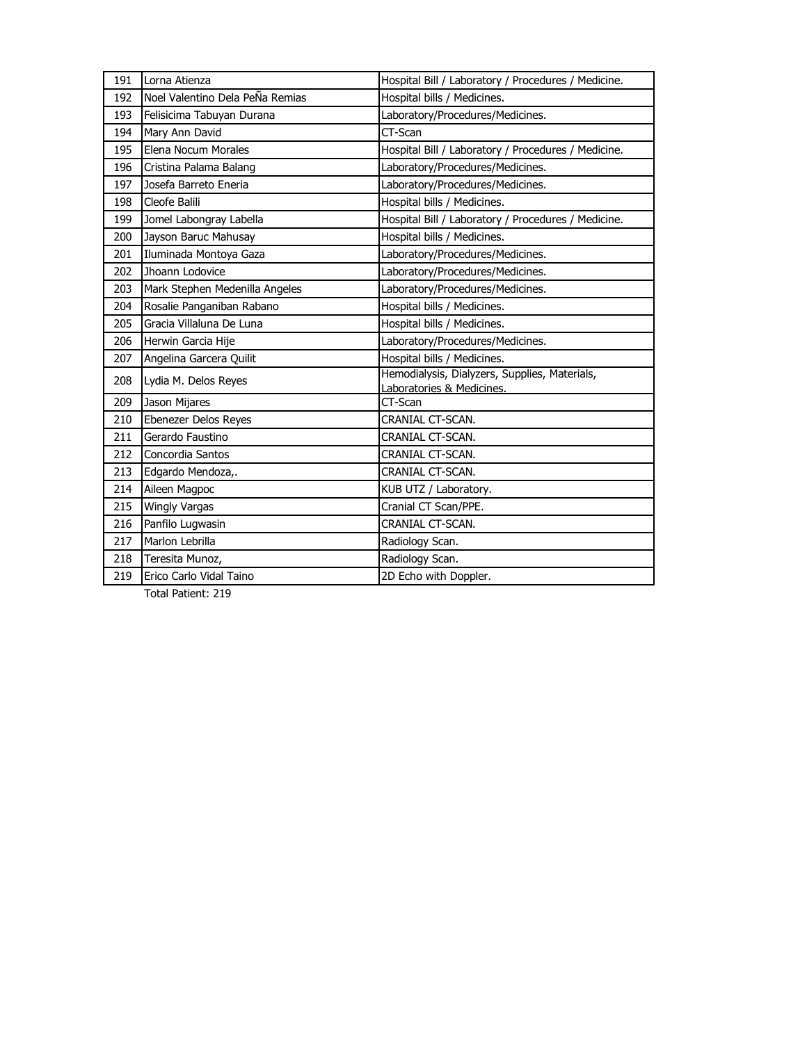| 191 | Lorna Atienza | Hospital Bill / Laboratory / Procedures / Medicine. |
|---|---|---|
| 192 | Noel Valentino Dela PeÑa Remias | Hospital bills / Medicines. |
| 193 | Felisicima Tabuyan Durana | Laboratory/Procedures/Medicines. |
| 194 | Mary Ann David | CT-Scan |
| 195 | Elena Nocum Morales | Hospital Bill / Laboratory / Procedures / Medicine. |
| 196 | Cristina Palama Balang | Laboratory/Procedures/Medicines. |
| 197 | Josefa Barreto Eneria | Laboratory/Procedures/Medicines. |
| 198 | Cleofe Balili | Hospital bills / Medicines. |
| 199 | Jomel Labongray Labella | Hospital Bill / Laboratory / Procedures / Medicine. |
| 200 | Jayson Baruc Mahusay | Hospital bills / Medicines. |
| 201 | Iluminada Montoya Gaza | Laboratory/Procedures/Medicines. |
| 202 | Jhoann Lodovice | Laboratory/Procedures/Medicines. |
| 203 | Mark Stephen Medenilla Angeles | Laboratory/Procedures/Medicines. |
| 204 | Rosalie Panganiban Rabano | Hospital bills / Medicines. |
| 205 | Gracia Villaluna De Luna | Hospital bills / Medicines. |
| 206 | Herwin Garcia Hije | Laboratory/Procedures/Medicines. |
| 207 | Angelina Garcera Quilit | Hospital bills / Medicines. |
| 208 | Lydia M. Delos Reyes | Hemodialysis, Dialyzers, Supplies, Materials, Laboratories & Medicines. |
| 209 | Jason Mijares | CT-Scan |
| 210 | Ebenezer Delos Reyes | CRANIAL CT-SCAN. |
| 211 | Gerardo Faustino | CRANIAL CT-SCAN. |
| 212 | Concordia Santos | CRANIAL CT-SCAN. |
| 213 | Edgardo Mendoza,. | CRANIAL CT-SCAN. |
| 214 | Aileen Magpoc | KUB UTZ / Laboratory. |
| 215 | Wingly Vargas | Cranial CT Scan/PPE. |
| 216 | Panfilo Lugwasin | CRANIAL CT-SCAN. |
| 217 | Marlon Lebrilla | Radiology Scan. |
| 218 | Teresita Munoz, | Radiology Scan. |
| 219 | Erico Carlo Vidal Taino | 2D Echo with Doppler. |

Total Patient: 219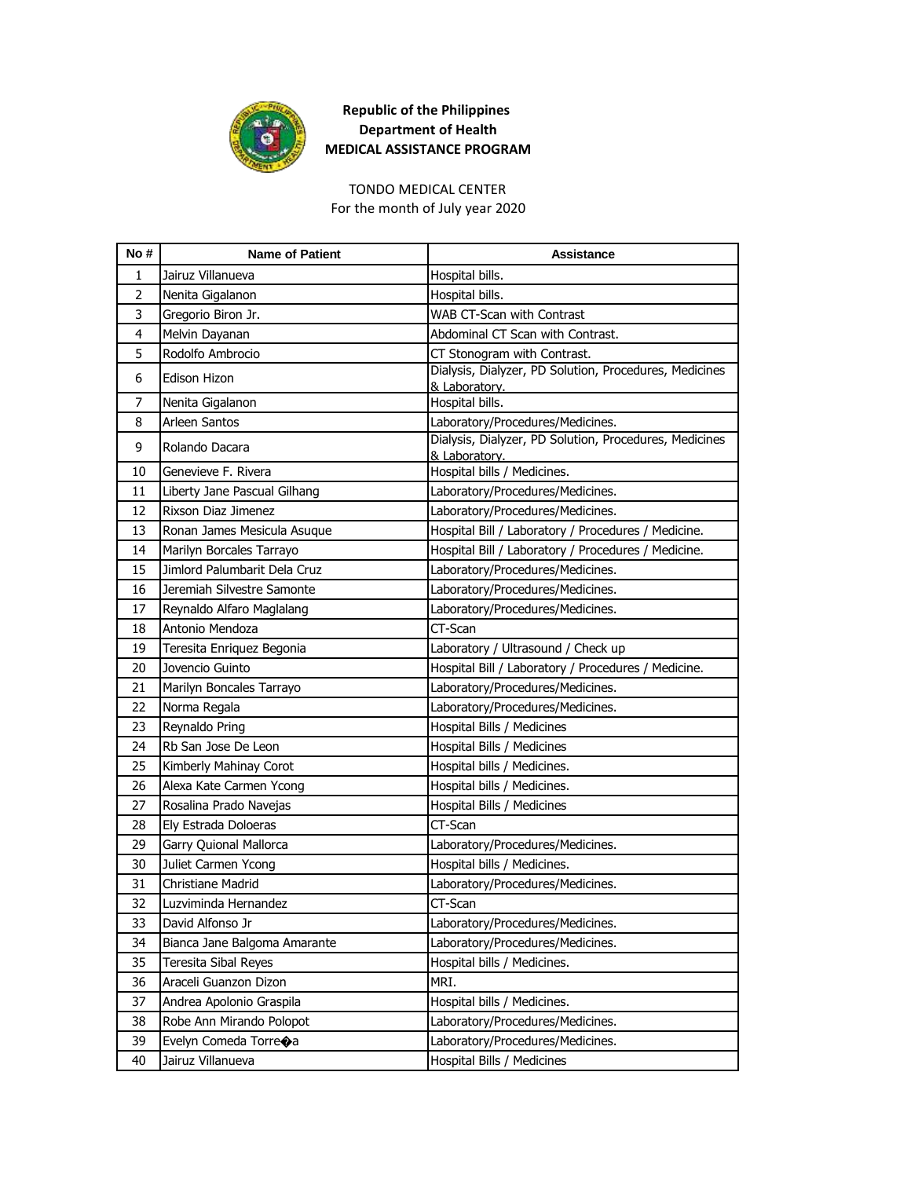**Republic of the Philippines**
**Department of Health**
**MEDICAL ASSISTANCE PROGRAM**

TONDO MEDICAL CENTER
For the month of July year 2020

| No # | Name of Patient | Assistance |
|---|---|---|
| 1 | Jairuz Villanueva | Hospital bills. |
| 2 | Nenita Gigalanon | Hospital bills. |
| 3 | Gregorio Biron Jr. | WAB CT-Scan with Contrast |
| 4 | Melvin Dayanan | Abdominal CT Scan with Contrast. |
| 5 | Rodolfo Ambrocio | CT Stonogram with Contrast. |
| 6 | Edison Hizon | Dialysis, Dialyzer, PD Solution, Procedures, Medicines & Laboratory. |
| 7 | Nenita Gigalanon | Hospital bills. |
| 8 | Arleen Santos | Laboratory/Procedures/Medicines. |
| 9 | Rolando Dacara | Dialysis, Dialyzer, PD Solution, Procedures, Medicines & Laboratory. |
| 10 | Genevieve F. Rivera | Hospital bills / Medicines. |
| 11 | Liberty Jane Pascual Gilhang | Laboratory/Procedures/Medicines. |
| 12 | Rixson Diaz Jimenez | Laboratory/Procedures/Medicines. |
| 13 | Ronan James Mesicula Asuque | Hospital Bill / Laboratory / Procedures / Medicine. |
| 14 | Marilyn Borcales Tarrayo | Hospital Bill / Laboratory / Procedures / Medicine. |
| 15 | Jimlord Palumbarit Dela Cruz | Laboratory/Procedures/Medicines. |
| 16 | Jeremiah Silvestre Samonte | Laboratory/Procedures/Medicines. |
| 17 | Reynaldo Alfaro Maglalang | Laboratory/Procedures/Medicines. |
| 18 | Antonio Mendoza | CT-Scan |
| 19 | Teresita Enriquez Begonia | Laboratory / Ultrasound / Check up |
| 20 | Jovencio Guinto | Hospital Bill / Laboratory / Procedures / Medicine. |
| 21 | Marilyn Boncales Tarrayo | Laboratory/Procedures/Medicines. |
| 22 | Norma Regala | Laboratory/Procedures/Medicines. |
| 23 | Reynaldo Pring | Hospital Bills / Medicines |
| 24 | Rb San Jose De Leon | Hospital Bills / Medicines |
| 25 | Kimberly Mahinay Corot | Hospital bills / Medicines. |
| 26 | Alexa Kate Carmen Ycong | Hospital bills / Medicines. |
| 27 | Rosalina Prado Navejas | Hospital Bills / Medicines |
| 28 | Ely Estrada Doloeras | CT-Scan |
| 29 | Garry Quional Mallorca | Laboratory/Procedures/Medicines. |
| 30 | Juliet Carmen Ycong | Hospital bills / Medicines. |
| 31 | Christiane Madrid | Laboratory/Procedures/Medicines. |
| 32 | Luzviminda Hernandez | CT-Scan |
| 33 | David Alfonso Jr | Laboratory/Procedures/Medicines. |
| 34 | Bianca Jane Balgoma Amarante | Laboratory/Procedures/Medicines. |
| 35 | Teresita Sibal Reyes | Hospital bills / Medicines. |
| 36 | Araceli Guanzon Dizon | MRI. |
| 37 | Andrea Apolonio Graspila | Hospital bills / Medicines. |
| 38 | Robe Ann Mirando Polopot | Laboratory/Procedures/Medicines. |
| 39 | Evelyn Comeda Torre�a | Laboratory/Procedures/Medicines. |
| 40 | Jairuz Villanueva | Hospital Bills / Medicines |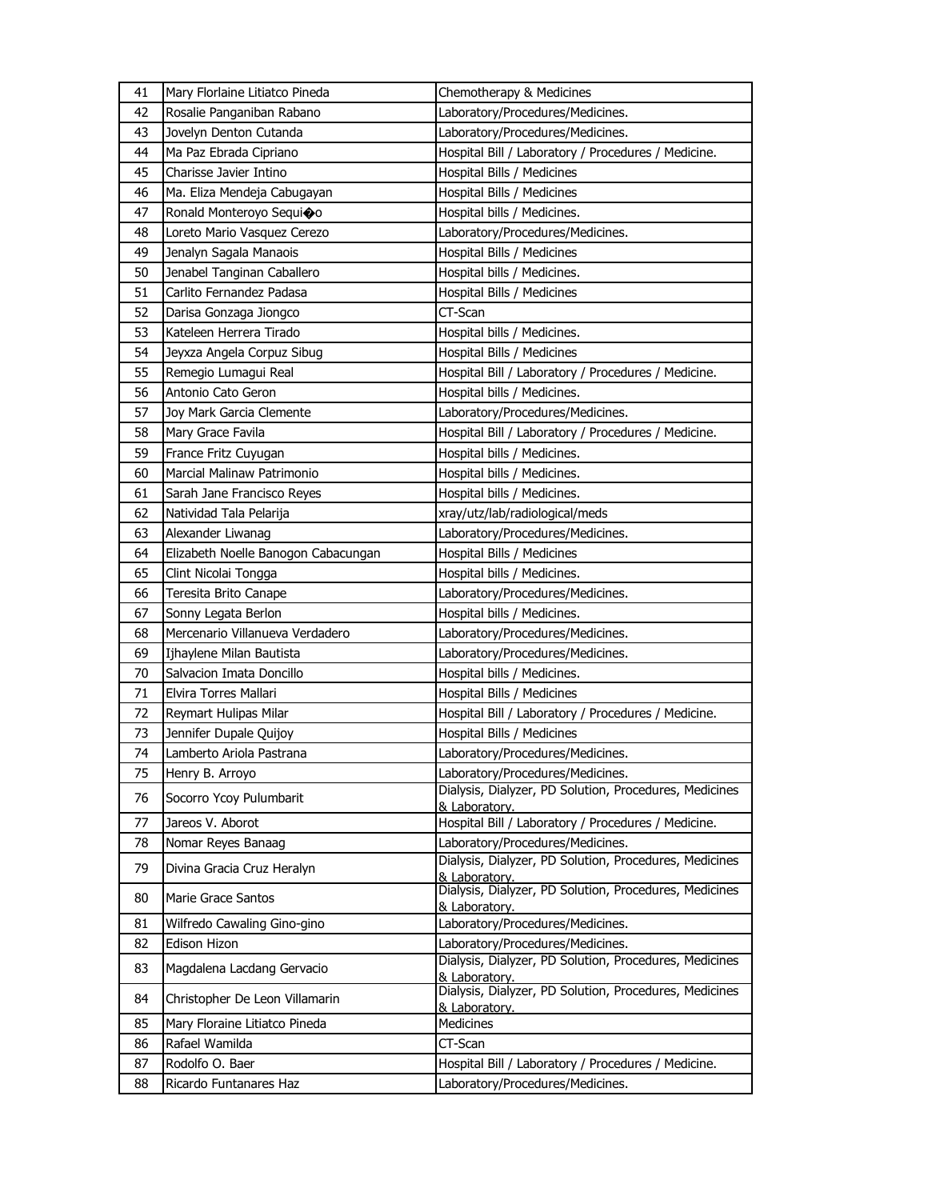| 41 | Mary Florlaine Litiatco Pineda | Chemotherapy & Medicines |
|---|---|---|
| 42 | Rosalie Panganiban Rabano | Laboratory/Procedures/Medicines. |
| 43 | Jovelyn Denton Cutanda | Laboratory/Procedures/Medicines. |
| 44 | Ma Paz Ebrada Cipriano | Hospital Bill / Laboratory / Procedures / Medicine. |
| 45 | Charisse Javier Intino | Hospital Bills / Medicines |
| 46 | Ma. Eliza Mendeja Cabugayan | Hospital Bills / Medicines |
| 47 | Ronald Monteroyo Sequi�o | Hospital bills / Medicines. |
| 48 | Loreto Mario Vasquez Cerezo | Laboratory/Procedures/Medicines. |
| 49 | Jenalyn Sagala Manaois | Hospital Bills / Medicines |
| 50 | Jenabel Tanginan Caballero | Hospital bills / Medicines. |
| 51 | Carlito Fernandez Padasa | Hospital Bills / Medicines |
| 52 | Darisa Gonzaga Jiongco | CT-Scan |
| 53 | Kateleen Herrera Tirado | Hospital bills / Medicines. |
| 54 | Jeyxza Angela Corpuz Sibug | Hospital Bills / Medicines |
| 55 | Remegio Lumagui Real | Hospital Bill / Laboratory / Procedures / Medicine. |
| 56 | Antonio Cato Geron | Hospital bills / Medicines. |
| 57 | Joy Mark Garcia Clemente | Laboratory/Procedures/Medicines. |
| 58 | Mary Grace Favila | Hospital Bill / Laboratory / Procedures / Medicine. |
| 59 | France Fritz Cuyugan | Hospital bills / Medicines. |
| 60 | Marcial Malinaw Patrimonio | Hospital bills / Medicines. |
| 61 | Sarah Jane Francisco Reyes | Hospital bills / Medicines. |
| 62 | Natividad Tala Pelarija | xray/utz/lab/radiological/meds |
| 63 | Alexander Liwanag | Laboratory/Procedures/Medicines. |
| 64 | Elizabeth Noelle Banogon Cabacungan | Hospital Bills / Medicines |
| 65 | Clint Nicolai Tongga | Hospital bills / Medicines. |
| 66 | Teresita Brito Canape | Laboratory/Procedures/Medicines. |
| 67 | Sonny Legata Berlon | Hospital bills / Medicines. |
| 68 | Mercenario Villanueva Verdadero | Laboratory/Procedures/Medicines. |
| 69 | Ijhaylene Milan Bautista | Laboratory/Procedures/Medicines. |
| 70 | Salvacion Imata Doncillo | Hospital bills / Medicines. |
| 71 | Elvira Torres Mallari | Hospital Bills / Medicines |
| 72 | Reymart Hulipas Milar | Hospital Bill / Laboratory / Procedures / Medicine. |
| 73 | Jennifer Dupale Quijoy | Hospital Bills / Medicines |
| 74 | Lamberto Ariola Pastrana | Laboratory/Procedures/Medicines. |
| 75 | Henry B. Arroyo | Laboratory/Procedures/Medicines. |
| 76 | Socorro Ycoy Pulumbarit | Dialysis, Dialyzer, PD Solution, Procedures, Medicines & Laboratory. |
| 77 | Jareos V. Aborot | Hospital Bill / Laboratory / Procedures / Medicine. |
| 78 | Nomar Reyes Banaag | Laboratory/Procedures/Medicines. |
| 79 | Divina Gracia Cruz Heralyn | Dialysis, Dialyzer, PD Solution, Procedures, Medicines & Laboratory. |
| 80 | Marie Grace Santos | Dialysis, Dialyzer, PD Solution, Procedures, Medicines & Laboratory. |
| 81 | Wilfredo Cawaling Gino-gino | Laboratory/Procedures/Medicines. |
| 82 | Edison Hizon | Laboratory/Procedures/Medicines. |
| 83 | Magdalena Lacdang Gervacio | Dialysis, Dialyzer, PD Solution, Procedures, Medicines & Laboratory. |
| 84 | Christopher De Leon Villamarin | Dialysis, Dialyzer, PD Solution, Procedures, Medicines & Laboratory. |
| 85 | Mary Floraine Litiatco Pineda | Medicines |
| 86 | Rafael Wamilda | CT-Scan |
| 87 | Rodolfo O. Baer | Hospital Bill / Laboratory / Procedures / Medicine. |
| 88 | Ricardo Funtanares Haz | Laboratory/Procedures/Medicines. |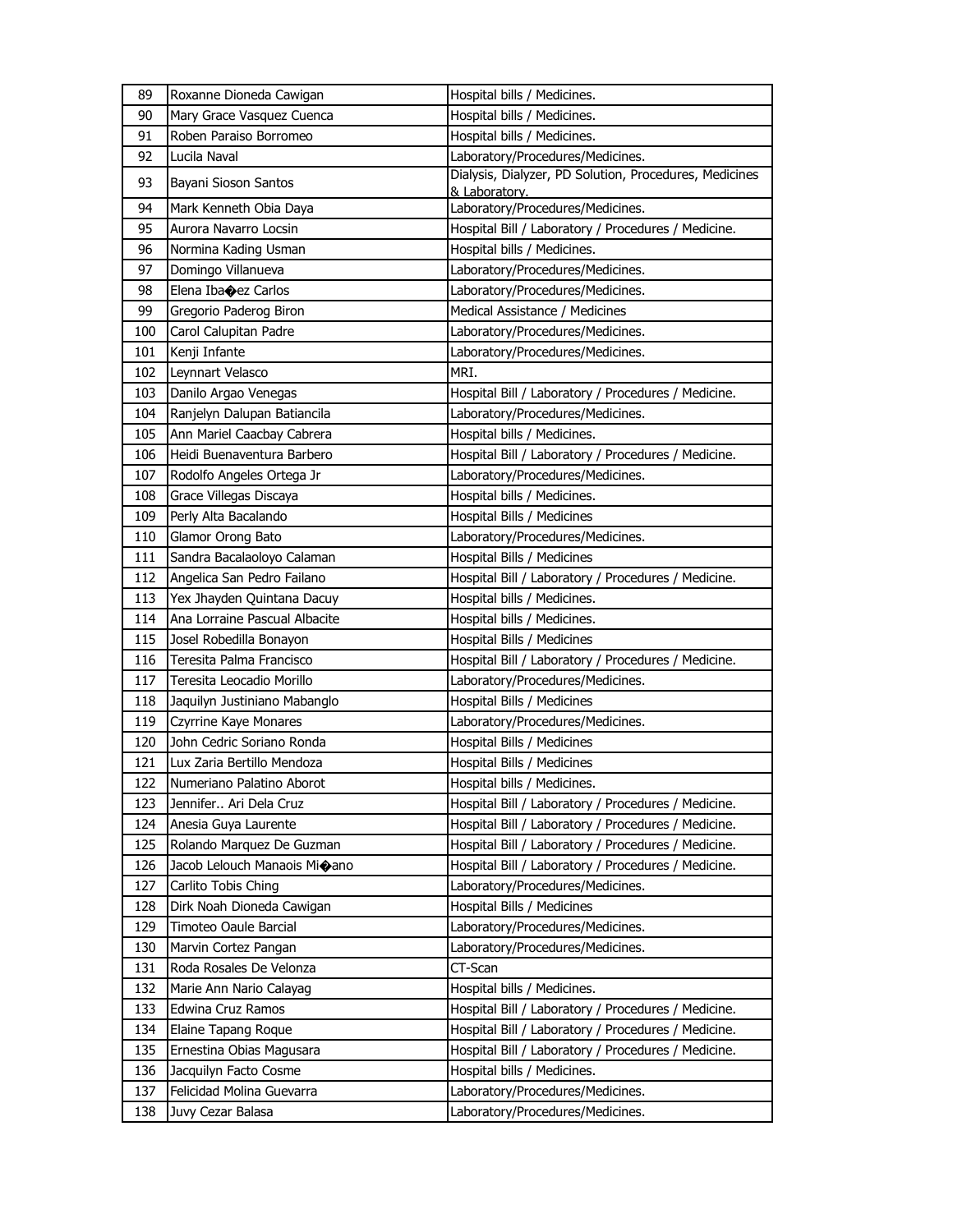| 89 | Roxanne Dioneda Cawigan | Hospital bills / Medicines. |
|---|---|---|
| 90 | Mary Grace Vasquez Cuenca | Hospital bills / Medicines. |
| 91 | Roben Paraiso Borromeo | Hospital bills / Medicines. |
| 92 | Lucila Naval | Laboratory/Procedures/Medicines. |
| 93 | Bayani Sioson Santos | Dialysis, Dialyzer, PD Solution, Procedures, Medicines & Laboratory. |
| 94 | Mark Kenneth Obia Daya | Laboratory/Procedures/Medicines. |
| 95 | Aurora Navarro Locsin | Hospital Bill / Laboratory / Procedures / Medicine. |
| 96 | Normina Kading Usman | Hospital bills / Medicines. |
| 97 | Domingo Villanueva | Laboratory/Procedures/Medicines. |
| 98 | Elena Iba�ez Carlos | Laboratory/Procedures/Medicines. |
| 99 | Gregorio Paderog Biron | Medical Assistance / Medicines |
| 100 | Carol Calupitan Padre | Laboratory/Procedures/Medicines. |
| 101 | Kenji Infante | Laboratory/Procedures/Medicines. |
| 102 | Leynnart Velasco | MRI. |
| 103 | Danilo Argao Venegas | Hospital Bill / Laboratory / Procedures / Medicine. |
| 104 | Ranjelyn Dalupan Batiancila | Laboratory/Procedures/Medicines. |
| 105 | Ann Mariel Caacbay Cabrera | Hospital bills / Medicines. |
| 106 | Heidi Buenaventura Barbero | Hospital Bill / Laboratory / Procedures / Medicine. |
| 107 | Rodolfo Angeles Ortega Jr | Laboratory/Procedures/Medicines. |
| 108 | Grace Villegas Discaya | Hospital bills / Medicines. |
| 109 | Perly Alta Bacalando | Hospital Bills / Medicines |
| 110 | Glamor Orong Bato | Laboratory/Procedures/Medicines. |
| 111 | Sandra Bacalaoloyo Calaman | Hospital Bills / Medicines |
| 112 | Angelica San Pedro Failano | Hospital Bill / Laboratory / Procedures / Medicine. |
| 113 | Yex Jhayden Quintana Dacuy | Hospital bills / Medicines. |
| 114 | Ana Lorraine Pascual Albacite | Hospital bills / Medicines. |
| 115 | Josel Robedilla Bonayon | Hospital Bills / Medicines |
| 116 | Teresita Palma Francisco | Hospital Bill / Laboratory / Procedures / Medicine. |
| 117 | Teresita Leocadio Morillo | Laboratory/Procedures/Medicines. |
| 118 | Jaquilyn Justiniano Mabanglo | Hospital Bills / Medicines |
| 119 | Czyrrine Kaye Monares | Laboratory/Procedures/Medicines. |
| 120 | John Cedric Soriano Ronda | Hospital Bills / Medicines |
| 121 | Lux Zaria Bertillo Mendoza | Hospital Bills / Medicines |
| 122 | Numeriano Palatino Aborot | Hospital bills / Medicines. |
| 123 | Jennifer.. Ari Dela Cruz | Hospital Bill / Laboratory / Procedures / Medicine. |
| 124 | Anesia Guya Laurente | Hospital Bill / Laboratory / Procedures / Medicine. |
| 125 | Rolando Marquez De Guzman | Hospital Bill / Laboratory / Procedures / Medicine. |
| 126 | Jacob Lelouch Manaois Mi�ano | Hospital Bill / Laboratory / Procedures / Medicine. |
| 127 | Carlito Tobis Ching | Laboratory/Procedures/Medicines. |
| 128 | Dirk Noah Dioneda Cawigan | Hospital Bills / Medicines |
| 129 | Timoteo Oaule Barcial | Laboratory/Procedures/Medicines. |
| 130 | Marvin Cortez Pangan | Laboratory/Procedures/Medicines. |
| 131 | Roda Rosales De Velonza | CT-Scan |
| 132 | Marie Ann Nario Calayag | Hospital bills / Medicines. |
| 133 | Edwina Cruz Ramos | Hospital Bill / Laboratory / Procedures / Medicine. |
| 134 | Elaine Tapang Roque | Hospital Bill / Laboratory / Procedures / Medicine. |
| 135 | Ernestina Obias Magusara | Hospital Bill / Laboratory / Procedures / Medicine. |
| 136 | Jacquilyn Facto Cosme | Hospital bills / Medicines. |
| 137 | Felicidad Molina Guevarra | Laboratory/Procedures/Medicines. |
| 138 | Juvy Cezar Balasa | Laboratory/Procedures/Medicines. |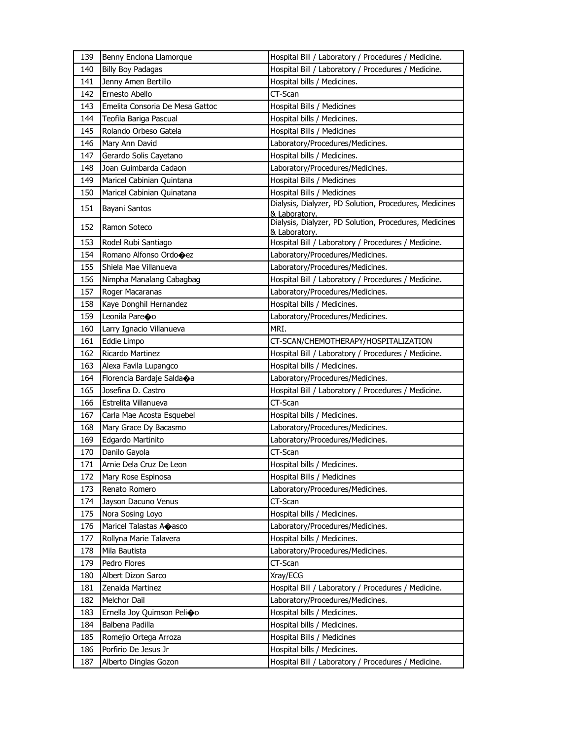| 139 | Benny Enclona Llamorque | Hospital Bill / Laboratory / Procedures / Medicine. |
|---|---|---|
| 140 | Billy Boy Padagas | Hospital Bill / Laboratory / Procedures / Medicine. |
| 141 | Jenny Amen Bertillo | Hospital bills / Medicines. |
| 142 | Ernesto Abello | CT-Scan |
| 143 | Emelita Consoria De Mesa Gattoc | Hospital Bills / Medicines |
| 144 | Teofila Bariga Pascual | Hospital bills / Medicines. |
| 145 | Rolando Orbeso Gatela | Hospital Bills / Medicines |
| 146 | Mary Ann David | Laboratory/Procedures/Medicines. |
| 147 | Gerardo Solis Cayetano | Hospital bills / Medicines. |
| 148 | Joan Guimbarda Cadaon | Laboratory/Procedures/Medicines. |
| 149 | Maricel Cabinian Quintana | Hospital Bills / Medicines |
| 150 | Maricel Cabinian Quinatana | Hospital Bills / Medicines |
| 151 | Bayani Santos | Dialysis, Dialyzer, PD Solution, Procedures, Medicines & Laboratory. |
| 152 | Ramon Soteco | Dialysis, Dialyzer, PD Solution, Procedures, Medicines & Laboratory. |
| 153 | Rodel Rubi Santiago | Hospital Bill / Laboratory / Procedures / Medicine. |
| 154 | Romano Alfonso Ordo�ez | Laboratory/Procedures/Medicines. |
| 155 | Shiela Mae Villanueva | Laboratory/Procedures/Medicines. |
| 156 | Nimpha Manalang Cabagbag | Hospital Bill / Laboratory / Procedures / Medicine. |
| 157 | Roger Macaranas | Laboratory/Procedures/Medicines. |
| 158 | Kaye Donghil Hernandez | Hospital bills / Medicines. |
| 159 | Leonila Pare�o | Laboratory/Procedures/Medicines. |
| 160 | Larry Ignacio Villanueva | MRI. |
| 161 | Eddie Limpo | CT-SCAN/CHEMOTHERAPY/HOSPITALIZATION |
| 162 | Ricardo Martinez | Hospital Bill / Laboratory / Procedures / Medicine. |
| 163 | Alexa Favila Lupangco | Hospital bills / Medicines. |
| 164 | Florencia Bardaje Salda�a | Laboratory/Procedures/Medicines. |
| 165 | Josefina D. Castro | Hospital Bill / Laboratory / Procedures / Medicine. |
| 166 | Estrelita Villanueva | CT-Scan |
| 167 | Carla Mae Acosta Esquebel | Hospital bills / Medicines. |
| 168 | Mary Grace Dy Bacasmo | Laboratory/Procedures/Medicines. |
| 169 | Edgardo Martinito | Laboratory/Procedures/Medicines. |
| 170 | Danilo Gayola | CT-Scan |
| 171 | Arnie Dela Cruz De Leon | Hospital bills / Medicines. |
| 172 | Mary Rose Espinosa | Hospital Bills / Medicines |
| 173 | Renato Romero | Laboratory/Procedures/Medicines. |
| 174 | Jayson Dacuno Venus | CT-Scan |
| 175 | Nora Sosing Loyo | Hospital bills / Medicines. |
| 176 | Maricel Talastas A�asco | Laboratory/Procedures/Medicines. |
| 177 | Rollyna Marie Talavera | Hospital bills / Medicines. |
| 178 | Mila Bautista | Laboratory/Procedures/Medicines. |
| 179 | Pedro Flores | CT-Scan |
| 180 | Albert Dizon Sarco | Xray/ECG |
| 181 | Zenaida Martinez | Hospital Bill / Laboratory / Procedures / Medicine. |
| 182 | Melchor Dail | Laboratory/Procedures/Medicines. |
| 183 | Ernella Joy Quimson Peli�o | Hospital bills / Medicines. |
| 184 | Balbena Padilla | Hospital bills / Medicines. |
| 185 | Romejio Ortega Arroza | Hospital Bills / Medicines |
| 186 | Porfirio De Jesus Jr | Hospital bills / Medicines. |
| 187 | Alberto Dinglas Gozon | Hospital Bill / Laboratory / Procedures / Medicine. |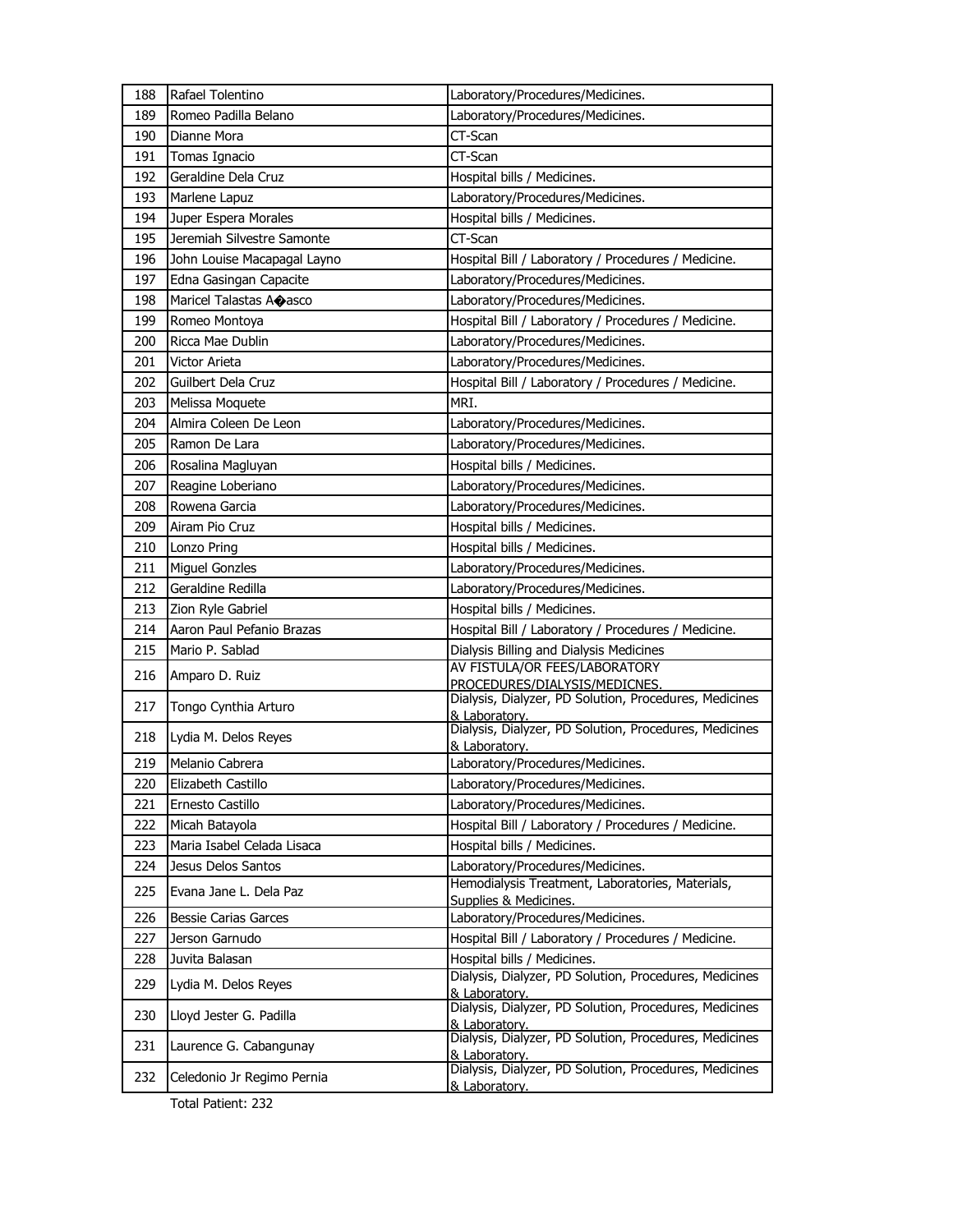| | | |
|---|---|---|
| 188 | Rafael Tolentino | Laboratory/Procedures/Medicines. |
| 189 | Romeo Padilla Belano | Laboratory/Procedures/Medicines. |
| 190 | Dianne Mora | CT-Scan |
| 191 | Tomas Ignacio | CT-Scan |
| 192 | Geraldine Dela Cruz | Hospital bills / Medicines. |
| 193 | Marlene Lapuz | Laboratory/Procedures/Medicines. |
| 194 | Juper Espera Morales | Hospital bills / Medicines. |
| 195 | Jeremiah Silvestre Samonte | CT-Scan |
| 196 | John Louise Macapagal Layno | Hospital Bill / Laboratory / Procedures / Medicine. |
| 197 | Edna Gasingan Capacite | Laboratory/Procedures/Medicines. |
| 198 | Maricel Talastas A�asco | Laboratory/Procedures/Medicines. |
| 199 | Romeo Montoya | Hospital Bill / Laboratory / Procedures / Medicine. |
| 200 | Ricca Mae Dublin | Laboratory/Procedures/Medicines. |
| 201 | Victor Arieta | Laboratory/Procedures/Medicines. |
| 202 | Guilbert Dela Cruz | Hospital Bill / Laboratory / Procedures / Medicine. |
| 203 | Melissa Moquete | MRI. |
| 204 | Almira Coleen De Leon | Laboratory/Procedures/Medicines. |
| 205 | Ramon De Lara | Laboratory/Procedures/Medicines. |
| 206 | Rosalina Magluyan | Hospital bills / Medicines. |
| 207 | Reagine Loberiano | Laboratory/Procedures/Medicines. |
| 208 | Rowena Garcia | Laboratory/Procedures/Medicines. |
| 209 | Airam Pio Cruz | Hospital bills / Medicines. |
| 210 | Lonzo Pring | Hospital bills / Medicines. |
| 211 | Miguel Gonzles | Laboratory/Procedures/Medicines. |
| 212 | Geraldine Redilla | Laboratory/Procedures/Medicines. |
| 213 | Zion Ryle Gabriel | Hospital bills / Medicines. |
| 214 | Aaron Paul Pefanio Brazas | Hospital Bill / Laboratory / Procedures / Medicine. |
| 215 | Mario P. Sablad | Dialysis Billing and Dialysis Medicines |
| 216 | Amparo D. Ruiz | AV FISTULA/OR FEES/LABORATORY PROCEDURES/DIALYSIS/MEDICNES. |
| 217 | Tongo Cynthia Arturo | Dialysis, Dialyzer, PD Solution, Procedures, Medicines & Laboratory. |
| 218 | Lydia M. Delos Reyes | Dialysis, Dialyzer, PD Solution, Procedures, Medicines & Laboratory. |
| 219 | Melanio Cabrera | Laboratory/Procedures/Medicines. |
| 220 | Elizabeth Castillo | Laboratory/Procedures/Medicines. |
| 221 | Ernesto Castillo | Laboratory/Procedures/Medicines. |
| 222 | Micah Batayola | Hospital Bill / Laboratory / Procedures / Medicine. |
| 223 | Maria Isabel Celada Lisaca | Hospital bills / Medicines. |
| 224 | Jesus Delos Santos | Laboratory/Procedures/Medicines. |
| 225 | Evana Jane L. Dela Paz | Hemodialysis Treatment, Laboratories, Materials, Supplies & Medicines. |
| 226 | Bessie Carias Garces | Laboratory/Procedures/Medicines. |
| 227 | Jerson Garnudo | Hospital Bill / Laboratory / Procedures / Medicine. |
| 228 | Juvita Balasan | Hospital bills / Medicines. |
| 229 | Lydia M. Delos Reyes | Dialysis, Dialyzer, PD Solution, Procedures, Medicines & Laboratory. |
| 230 | Lloyd Jester G. Padilla | Dialysis, Dialyzer, PD Solution, Procedures, Medicines & Laboratory. |
| 231 | Laurence G. Cabangunay | Dialysis, Dialyzer, PD Solution, Procedures, Medicines & Laboratory. |
| 232 | Celedonio Jr Regimo Pernia | Dialysis, Dialyzer, PD Solution, Procedures, Medicines & Laboratory. |

Total Patient: 232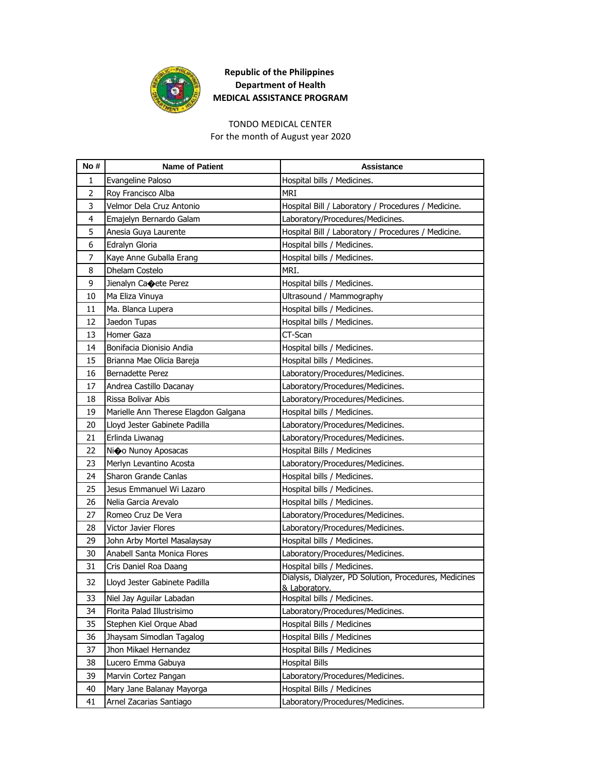**Republic of the Philippines**
**Department of Health**
**MEDICAL ASSISTANCE PROGRAM**

TONDO MEDICAL CENTER
For the month of August year 2020

| No # | Name of Patient | Assistance |
|---|---|---|
| 1 | Evangeline Paloso | Hospital bills / Medicines. |
| 2 | Roy Francisco Alba | MRI |
| 3 | Velmor Dela Cruz Antonio | Hospital Bill / Laboratory / Procedures / Medicine. |
| 4 | Emajelyn Bernardo Galam | Laboratory/Procedures/Medicines. |
| 5 | Anesia Guya Laurente | Hospital Bill / Laboratory / Procedures / Medicine. |
| 6 | Edralyn Gloria | Hospital bills / Medicines. |
| 7 | Kaye Anne Guballa Erang | Hospital bills / Medicines. |
| 8 | Dhelam Costelo | MRI. |
| 9 | Jienalyn Ca�ete Perez | Hospital bills / Medicines. |
| 10 | Ma Eliza Vinuya | Ultrasound / Mammography |
| 11 | Ma. Blanca Lupera | Hospital bills / Medicines. |
| 12 | Jaedon Tupas | Hospital bills / Medicines. |
| 13 | Homer Gaza | CT-Scan |
| 14 | Bonifacia Dionisio Andia | Hospital bills / Medicines. |
| 15 | Brianna Mae Olicia Bareja | Hospital bills / Medicines. |
| 16 | Bernadette Perez | Laboratory/Procedures/Medicines. |
| 17 | Andrea Castillo Dacanay | Laboratory/Procedures/Medicines. |
| 18 | Rissa Bolivar Abis | Laboratory/Procedures/Medicines. |
| 19 | Marielle Ann Therese Elagdon Galgana | Hospital bills / Medicines. |
| 20 | Lloyd Jester Gabinete Padilla | Laboratory/Procedures/Medicines. |
| 21 | Erlinda Liwanag | Laboratory/Procedures/Medicines. |
| 22 | Ni�o Nunoy Aposacas | Hospital Bills / Medicines |
| 23 | Merlyn Levantino Acosta | Laboratory/Procedures/Medicines. |
| 24 | Sharon Grande Canlas | Hospital bills / Medicines. |
| 25 | Jesus Emmanuel Wi Lazaro | Hospital bills / Medicines. |
| 26 | Nelia Garcia Arevalo | Hospital bills / Medicines. |
| 27 | Romeo Cruz De Vera | Laboratory/Procedures/Medicines. |
| 28 | Victor Javier Flores | Laboratory/Procedures/Medicines. |
| 29 | John Arby Mortel Masalaysay | Hospital bills / Medicines. |
| 30 | Anabell Santa Monica Flores | Laboratory/Procedures/Medicines. |
| 31 | Cris Daniel Roa Daang | Hospital bills / Medicines. |
| 32 | Lloyd Jester Gabinete Padilla | Dialysis, Dialyzer, PD Solution, Procedures, Medicines & Laboratory. |
| 33 | Niel Jay Aguilar Labadan | Hospital bills / Medicines. |
| 34 | Florita Palad Illustrisimo | Laboratory/Procedures/Medicines. |
| 35 | Stephen Kiel Orque Abad | Hospital Bills / Medicines |
| 36 | Jhaysam Simodlan Tagalog | Hospital Bills / Medicines |
| 37 | Jhon Mikael Hernandez | Hospital Bills / Medicines |
| 38 | Lucero Emma Gabuya | Hospital Bills |
| 39 | Marvin Cortez Pangan | Laboratory/Procedures/Medicines. |
| 40 | Mary Jane Balanay Mayorga | Hospital Bills / Medicines |
| 41 | Arnel Zacarias Santiago | Laboratory/Procedures/Medicines. |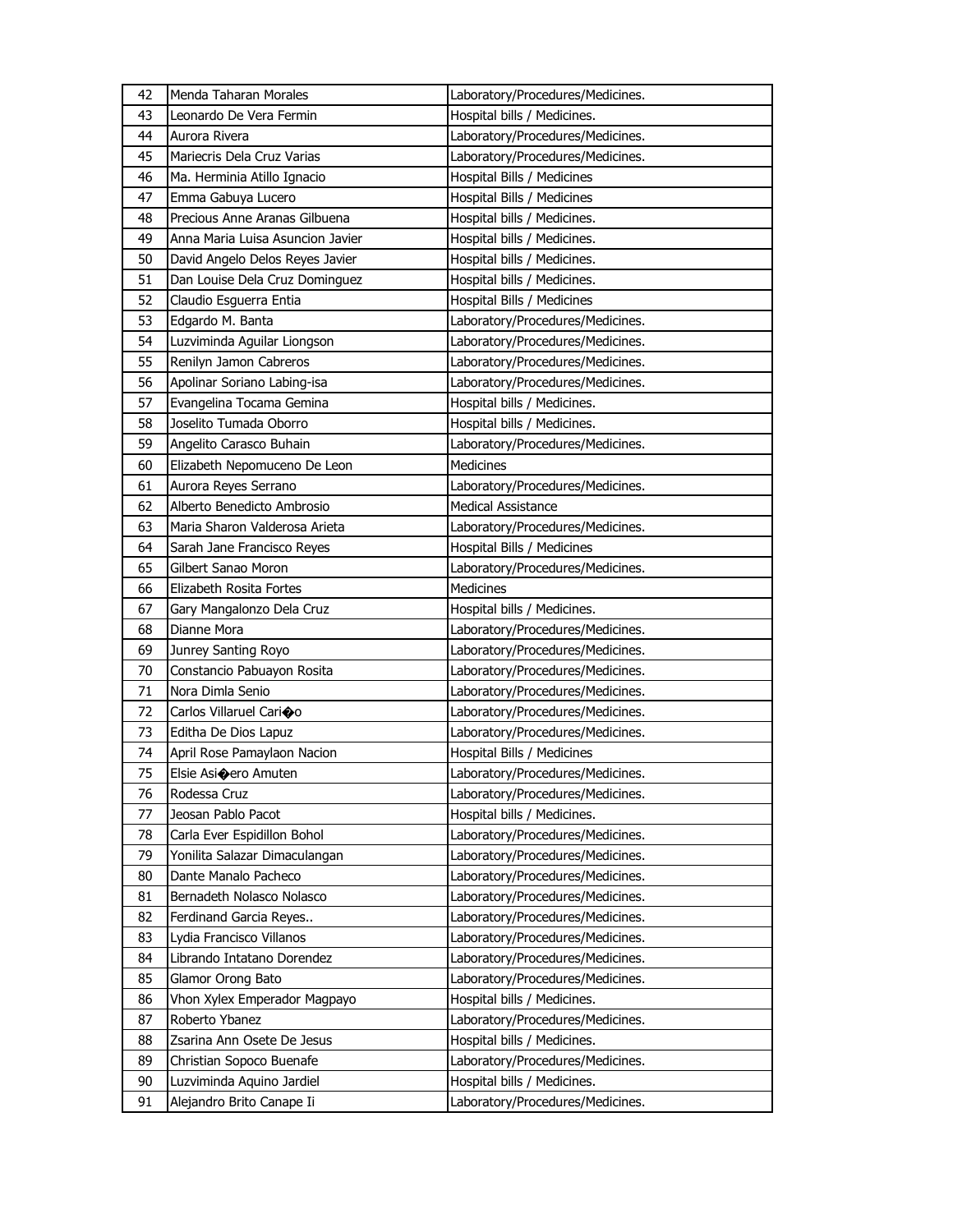| 42 | Menda Taharan Morales | Laboratory/Procedures/Medicines. |
|---|---|---|
| 43 | Leonardo De Vera Fermin | Hospital bills / Medicines. |
| 44 | Aurora Rivera | Laboratory/Procedures/Medicines. |
| 45 | Mariecris Dela Cruz Varias | Laboratory/Procedures/Medicines. |
| 46 | Ma. Herminia Atillo Ignacio | Hospital Bills / Medicines |
| 47 | Emma Gabuya Lucero | Hospital Bills / Medicines |
| 48 | Precious Anne Aranas Gilbuena | Hospital bills / Medicines. |
| 49 | Anna Maria Luisa Asuncion Javier | Hospital bills / Medicines. |
| 50 | David Angelo Delos Reyes Javier | Hospital bills / Medicines. |
| 51 | Dan Louise Dela Cruz Dominguez | Hospital bills / Medicines. |
| 52 | Claudio Esguerra Entia | Hospital Bills / Medicines |
| 53 | Edgardo M. Banta | Laboratory/Procedures/Medicines. |
| 54 | Luzviminda Aguilar Liongson | Laboratory/Procedures/Medicines. |
| 55 | Renilyn Jamon Cabreros | Laboratory/Procedures/Medicines. |
| 56 | Apolinar Soriano Labing-isa | Laboratory/Procedures/Medicines. |
| 57 | Evangelina Tocama Gemina | Hospital bills / Medicines. |
| 58 | Joselito Tumada Oborro | Hospital bills / Medicines. |
| 59 | Angelito Carasco Buhain | Laboratory/Procedures/Medicines. |
| 60 | Elizabeth Nepomuceno De Leon | Medicines |
| 61 | Aurora Reyes Serrano | Laboratory/Procedures/Medicines. |
| 62 | Alberto Benedicto Ambrosio | Medical Assistance |
| 63 | Maria Sharon Valderosa Arieta | Laboratory/Procedures/Medicines. |
| 64 | Sarah Jane Francisco Reyes | Hospital Bills / Medicines |
| 65 | Gilbert Sanao Moron | Laboratory/Procedures/Medicines. |
| 66 | Elizabeth Rosita Fortes | Medicines |
| 67 | Gary Mangalonzo Dela Cruz | Hospital bills / Medicines. |
| 68 | Dianne Mora | Laboratory/Procedures/Medicines. |
| 69 | Junrey Santing Royo | Laboratory/Procedures/Medicines. |
| 70 | Constancio Pabuayon Rosita | Laboratory/Procedures/Medicines. |
| 71 | Nora Dimla Senio | Laboratory/Procedures/Medicines. |
| 72 | Carlos Villaruel Cari�o | Laboratory/Procedures/Medicines. |
| 73 | Editha De Dios Lapuz | Laboratory/Procedures/Medicines. |
| 74 | April Rose Pamaylaon Nacion | Hospital Bills / Medicines |
| 75 | Elsie Asi�ero Amuten | Laboratory/Procedures/Medicines. |
| 76 | Rodessa Cruz | Laboratory/Procedures/Medicines. |
| 77 | Jeosan Pablo Pacot | Hospital bills / Medicines. |
| 78 | Carla Ever Espidillon Bohol | Laboratory/Procedures/Medicines. |
| 79 | Yonilita Salazar Dimaculangan | Laboratory/Procedures/Medicines. |
| 80 | Dante Manalo Pacheco | Laboratory/Procedures/Medicines. |
| 81 | Bernadeth Nolasco Nolasco | Laboratory/Procedures/Medicines. |
| 82 | Ferdinand Garcia Reyes.. | Laboratory/Procedures/Medicines. |
| 83 | Lydia Francisco Villanos | Laboratory/Procedures/Medicines. |
| 84 | Librando Intatano Dorendez | Laboratory/Procedures/Medicines. |
| 85 | Glamor Orong Bato | Laboratory/Procedures/Medicines. |
| 86 | Vhon Xylex Emperador Magpayo | Hospital bills / Medicines. |
| 87 | Roberto Ybanez | Laboratory/Procedures/Medicines. |
| 88 | Zsarina Ann Osete De Jesus | Hospital bills / Medicines. |
| 89 | Christian Sopoco Buenafe | Laboratory/Procedures/Medicines. |
| 90 | Luzviminda Aquino Jardiel | Hospital bills / Medicines. |
| 91 | Alejandro Brito Canape Ii | Laboratory/Procedures/Medicines. |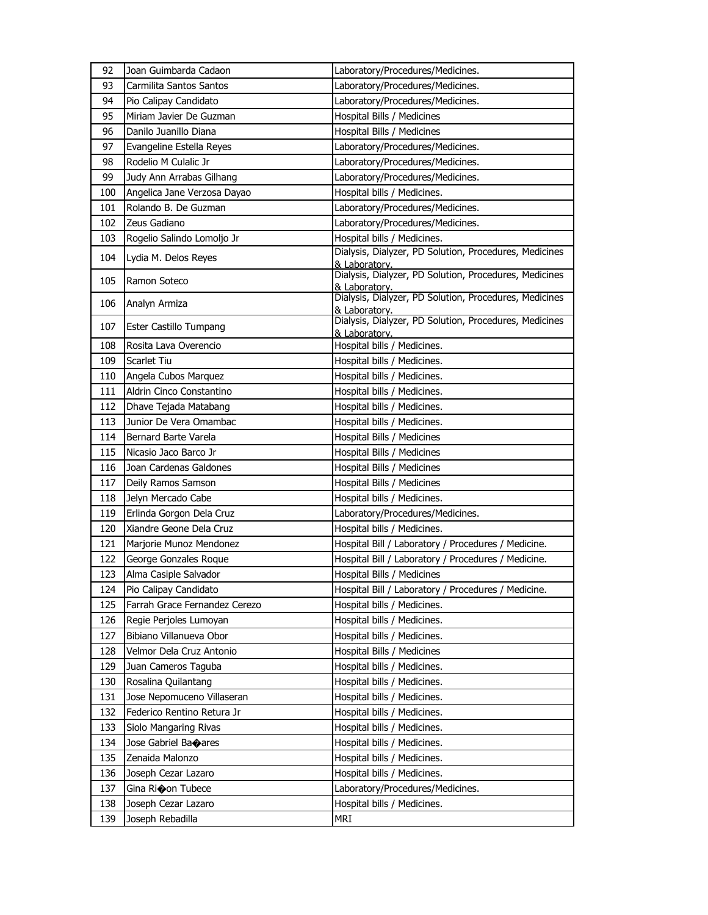| 92 | Joan Guimbarda Cadaon | Laboratory/Procedures/Medicines. |
|---|---|---|
| 93 | Carmilita Santos Santos | Laboratory/Procedures/Medicines. |
| 94 | Pio Calipay Candidato | Laboratory/Procedures/Medicines. |
| 95 | Miriam Javier De Guzman | Hospital Bills / Medicines |
| 96 | Danilo Juanillo Diana | Hospital Bills / Medicines |
| 97 | Evangeline Estella Reyes | Laboratory/Procedures/Medicines. |
| 98 | Rodelio M Culalic Jr | Laboratory/Procedures/Medicines. |
| 99 | Judy Ann Arrabas Gilhang | Laboratory/Procedures/Medicines. |
| 100 | Angelica Jane Verzosa Dayao | Hospital bills / Medicines. |
| 101 | Rolando B. De Guzman | Laboratory/Procedures/Medicines. |
| 102 | Zeus Gadiano | Laboratory/Procedures/Medicines. |
| 103 | Rogelio Salindo Lomoljo Jr | Hospital bills / Medicines. |
| 104 | Lydia M. Delos Reyes | Dialysis, Dialyzer, PD Solution, Procedures, Medicines & Laboratory. |
| 105 | Ramon Soteco | Dialysis, Dialyzer, PD Solution, Procedures, Medicines & Laboratory. |
| 106 | Analyn Armiza | Dialysis, Dialyzer, PD Solution, Procedures, Medicines & Laboratory. |
| 107 | Ester Castillo Tumpang | Dialysis, Dialyzer, PD Solution, Procedures, Medicines & Laboratory. |
| 108 | Rosita Lava Overencio | Hospital bills / Medicines. |
| 109 | Scarlet Tiu | Hospital bills / Medicines. |
| 110 | Angela Cubos Marquez | Hospital bills / Medicines. |
| 111 | Aldrin Cinco Constantino | Hospital bills / Medicines. |
| 112 | Dhave Tejada Matabang | Hospital bills / Medicines. |
| 113 | Junior De Vera Omambac | Hospital bills / Medicines. |
| 114 | Bernard Barte Varela | Hospital Bills / Medicines |
| 115 | Nicasio Jaco Barco Jr | Hospital Bills / Medicines |
| 116 | Joan Cardenas Galdones | Hospital Bills / Medicines |
| 117 | Deily Ramos Samson | Hospital Bills / Medicines |
| 118 | Jelyn Mercado Cabe | Hospital bills / Medicines. |
| 119 | Erlinda Gorgon Dela Cruz | Laboratory/Procedures/Medicines. |
| 120 | Xiandre Geone Dela Cruz | Hospital bills / Medicines. |
| 121 | Marjorie Munoz Mendonez | Hospital Bill / Laboratory / Procedures / Medicine. |
| 122 | George Gonzales Roque | Hospital Bill / Laboratory / Procedures / Medicine. |
| 123 | Alma Casiple Salvador | Hospital Bills / Medicines |
| 124 | Pio Calipay Candidato | Hospital Bill / Laboratory / Procedures / Medicine. |
| 125 | Farrah Grace Fernandez Cerezo | Hospital bills / Medicines. |
| 126 | Regie Perjoles Lumoyan | Hospital bills / Medicines. |
| 127 | Bibiano Villanueva Obor | Hospital bills / Medicines. |
| 128 | Velmor Dela Cruz Antonio | Hospital Bills / Medicines |
| 129 | Juan Cameros Taguba | Hospital bills / Medicines. |
| 130 | Rosalina Quilantang | Hospital bills / Medicines. |
| 131 | Jose Nepomuceno Villaseran | Hospital bills / Medicines. |
| 132 | Federico Rentino Retura Jr | Hospital bills / Medicines. |
| 133 | Siolo Mangaring Rivas | Hospital bills / Medicines. |
| 134 | Jose Gabriel Ba�ares | Hospital bills / Medicines. |
| 135 | Zenaida Malonzo | Hospital bills / Medicines. |
| 136 | Joseph Cezar Lazaro | Hospital bills / Medicines. |
| 137 | Gina Ri�on Tubece | Laboratory/Procedures/Medicines. |
| 138 | Joseph Cezar Lazaro | Hospital bills / Medicines. |
| 139 | Joseph Rebadilla | MRI |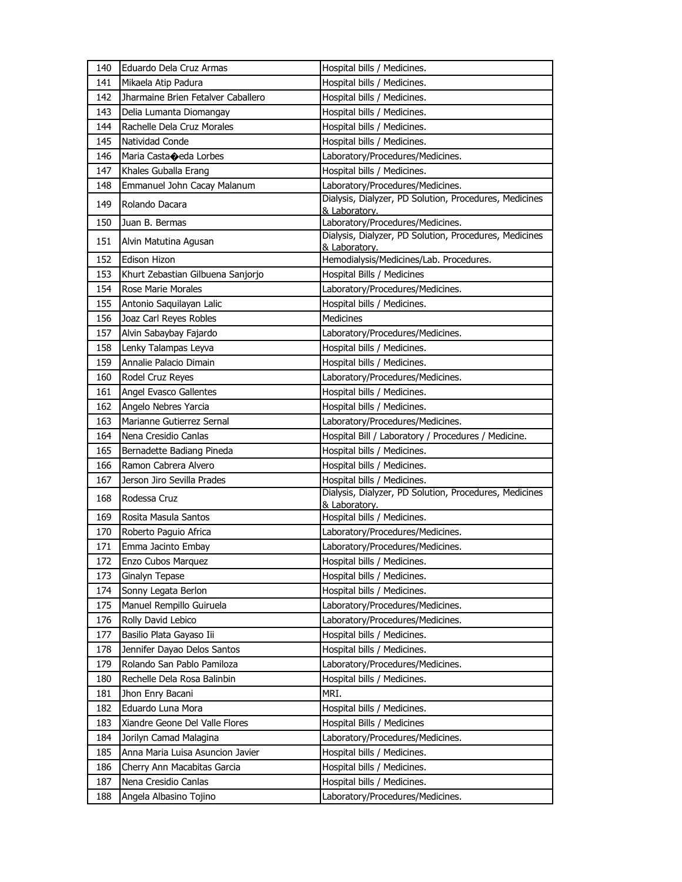| | | |
|---|---|---|
| 140 | Eduardo Dela Cruz Armas | Hospital bills / Medicines. |
| 141 | Mikaela Atip Padura | Hospital bills / Medicines. |
| 142 | Jharmaine Brien Fetalver Caballero | Hospital bills / Medicines. |
| 143 | Delia Lumanta Diomangay | Hospital bills / Medicines. |
| 144 | Rachelle Dela Cruz Morales | Hospital bills / Medicines. |
| 145 | Natividad Conde | Hospital bills / Medicines. |
| 146 | Maria Casta�eda Lorbes | Laboratory/Procedures/Medicines. |
| 147 | Khales Guballa Erang | Hospital bills / Medicines. |
| 148 | Emmanuel John Cacay Malanum | Laboratory/Procedures/Medicines. |
| 149 | Rolando Dacara | Dialysis, Dialyzer, PD Solution, Procedures, Medicines & Laboratory. |
| 150 | Juan B. Bermas | Laboratory/Procedures/Medicines. |
| 151 | Alvin Matutina Agusan | Dialysis, Dialyzer, PD Solution, Procedures, Medicines & Laboratory. |
| 152 | Edison Hizon | Hemodialysis/Medicines/Lab. Procedures. |
| 153 | Khurt Zebastian Gilbuena Sanjorjo | Hospital Bills / Medicines |
| 154 | Rose Marie Morales | Laboratory/Procedures/Medicines. |
| 155 | Antonio Saquilayan Lalic | Hospital bills / Medicines. |
| 156 | Joaz Carl Reyes Robles | Medicines |
| 157 | Alvin Sabaybay Fajardo | Laboratory/Procedures/Medicines. |
| 158 | Lenky Talampas Leyva | Hospital bills / Medicines. |
| 159 | Annalie Palacio Dimain | Hospital bills / Medicines. |
| 160 | Rodel Cruz Reyes | Laboratory/Procedures/Medicines. |
| 161 | Angel Evasco Gallentes | Hospital bills / Medicines. |
| 162 | Angelo Nebres Yarcia | Hospital bills / Medicines. |
| 163 | Marianne Gutierrez Sernal | Laboratory/Procedures/Medicines. |
| 164 | Nena Cresidio Canlas | Hospital Bill / Laboratory / Procedures / Medicine. |
| 165 | Bernadette Badiang Pineda | Hospital bills / Medicines. |
| 166 | Ramon Cabrera Alvero | Hospital bills / Medicines. |
| 167 | Jerson Jiro Sevilla Prades | Hospital bills / Medicines. |
| 168 | Rodessa Cruz | Dialysis, Dialyzer, PD Solution, Procedures, Medicines & Laboratory. |
| 169 | Rosita Masula Santos | Hospital bills / Medicines. |
| 170 | Roberto Paguio Africa | Laboratory/Procedures/Medicines. |
| 171 | Emma Jacinto Embay | Laboratory/Procedures/Medicines. |
| 172 | Enzo Cubos Marquez | Hospital bills / Medicines. |
| 173 | Ginalyn Tepase | Hospital bills / Medicines. |
| 174 | Sonny Legata Berlon | Hospital bills / Medicines. |
| 175 | Manuel Rempillo Guiruela | Laboratory/Procedures/Medicines. |
| 176 | Rolly David Lebico | Laboratory/Procedures/Medicines. |
| 177 | Basilio Plata Gayaso Iii | Hospital bills / Medicines. |
| 178 | Jennifer Dayao Delos Santos | Hospital bills / Medicines. |
| 179 | Rolando San Pablo Pamiloza | Laboratory/Procedures/Medicines. |
| 180 | Rechelle Dela Rosa Balinbin | Hospital bills / Medicines. |
| 181 | Jhon Enry Bacani | MRI. |
| 182 | Eduardo Luna Mora | Hospital bills / Medicines. |
| 183 | Xiandre Geone Del Valle Flores | Hospital Bills / Medicines |
| 184 | Jorilyn Camad Malagina | Laboratory/Procedures/Medicines. |
| 185 | Anna Maria Luisa Asuncion Javier | Hospital bills / Medicines. |
| 186 | Cherry Ann Macabitas Garcia | Hospital bills / Medicines. |
| 187 | Nena Cresidio Canlas | Hospital bills / Medicines. |
| 188 | Angela Albasino Tojino | Laboratory/Procedures/Medicines. |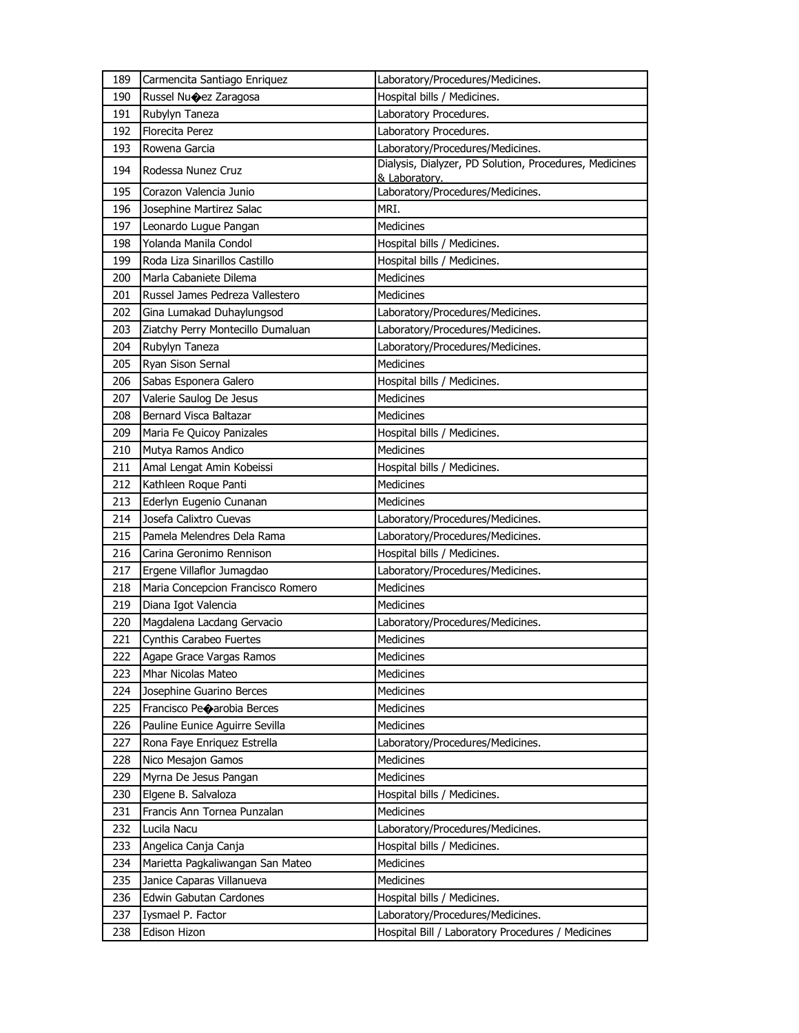| 189 | Carmencita Santiago Enriquez | Laboratory/Procedures/Medicines. |
|---|---|---|
| 190 | Russel Nu�ez Zaragosa | Hospital bills / Medicines. |
| 191 | Rubylyn Taneza | Laboratory Procedures. |
| 192 | Florecita Perez | Laboratory Procedures. |
| 193 | Rowena Garcia | Laboratory/Procedures/Medicines. |
| 194 | Rodessa Nunez Cruz | Dialysis, Dialyzer, PD Solution, Procedures, Medicines & Laboratory. |
| 195 | Corazon Valencia Junio | Laboratory/Procedures/Medicines. |
| 196 | Josephine Martirez Salac | MRI. |
| 197 | Leonardo Lugue Pangan | Medicines |
| 198 | Yolanda Manila Condol | Hospital bills / Medicines. |
| 199 | Roda Liza Sinarillos Castillo | Hospital bills / Medicines. |
| 200 | Marla Cabaniete Dilema | Medicines |
| 201 | Russel James Pedreza Vallestero | Medicines |
| 202 | Gina Lumakad Duhaylungsod | Laboratory/Procedures/Medicines. |
| 203 | Ziatchy Perry Montecillo Dumaluan | Laboratory/Procedures/Medicines. |
| 204 | Rubylyn Taneza | Laboratory/Procedures/Medicines. |
| 205 | Ryan Sison Sernal | Medicines |
| 206 | Sabas Esponera Galero | Hospital bills / Medicines. |
| 207 | Valerie Saulog De Jesus | Medicines |
| 208 | Bernard Visca Baltazar | Medicines |
| 209 | Maria Fe Quicoy Panizales | Hospital bills / Medicines. |
| 210 | Mutya Ramos Andico | Medicines |
| 211 | Amal Lengat Amin Kobeissi | Hospital bills / Medicines. |
| 212 | Kathleen Roque Panti | Medicines |
| 213 | Ederlyn Eugenio Cunanan | Medicines |
| 214 | Josefa Calixtro Cuevas | Laboratory/Procedures/Medicines. |
| 215 | Pamela Melendres Dela Rama | Laboratory/Procedures/Medicines. |
| 216 | Carina Geronimo Rennison | Hospital bills / Medicines. |
| 217 | Ergene Villaflor Jumagdao | Laboratory/Procedures/Medicines. |
| 218 | Maria Concepcion Francisco Romero | Medicines |
| 219 | Diana Igot Valencia | Medicines |
| 220 | Magdalena Lacdang Gervacio | Laboratory/Procedures/Medicines. |
| 221 | Cynthis Carabeo Fuertes | Medicines |
| 222 | Agape Grace Vargas Ramos | Medicines |
| 223 | Mhar Nicolas Mateo | Medicines |
| 224 | Josephine Guarino Berces | Medicines |
| 225 | Francisco Pe�arobia Berces | Medicines |
| 226 | Pauline Eunice Aguirre Sevilla | Medicines |
| 227 | Rona Faye Enriquez Estrella | Laboratory/Procedures/Medicines. |
| 228 | Nico Mesajon Gamos | Medicines |
| 229 | Myrna De Jesus Pangan | Medicines |
| 230 | Elgene B. Salvaloza | Hospital bills / Medicines. |
| 231 | Francis Ann Tornea Punzalan | Medicines |
| 232 | Lucila Nacu | Laboratory/Procedures/Medicines. |
| 233 | Angelica Canja Canja | Hospital bills / Medicines. |
| 234 | Marietta Pagkaliwangan San Mateo | Medicines |
| 235 | Janice Caparas Villanueva | Medicines |
| 236 | Edwin Gabutan Cardones | Hospital bills / Medicines. |
| 237 | Iysmael P. Factor | Laboratory/Procedures/Medicines. |
| 238 | Edison Hizon | Hospital Bill / Laboratory Procedures / Medicines |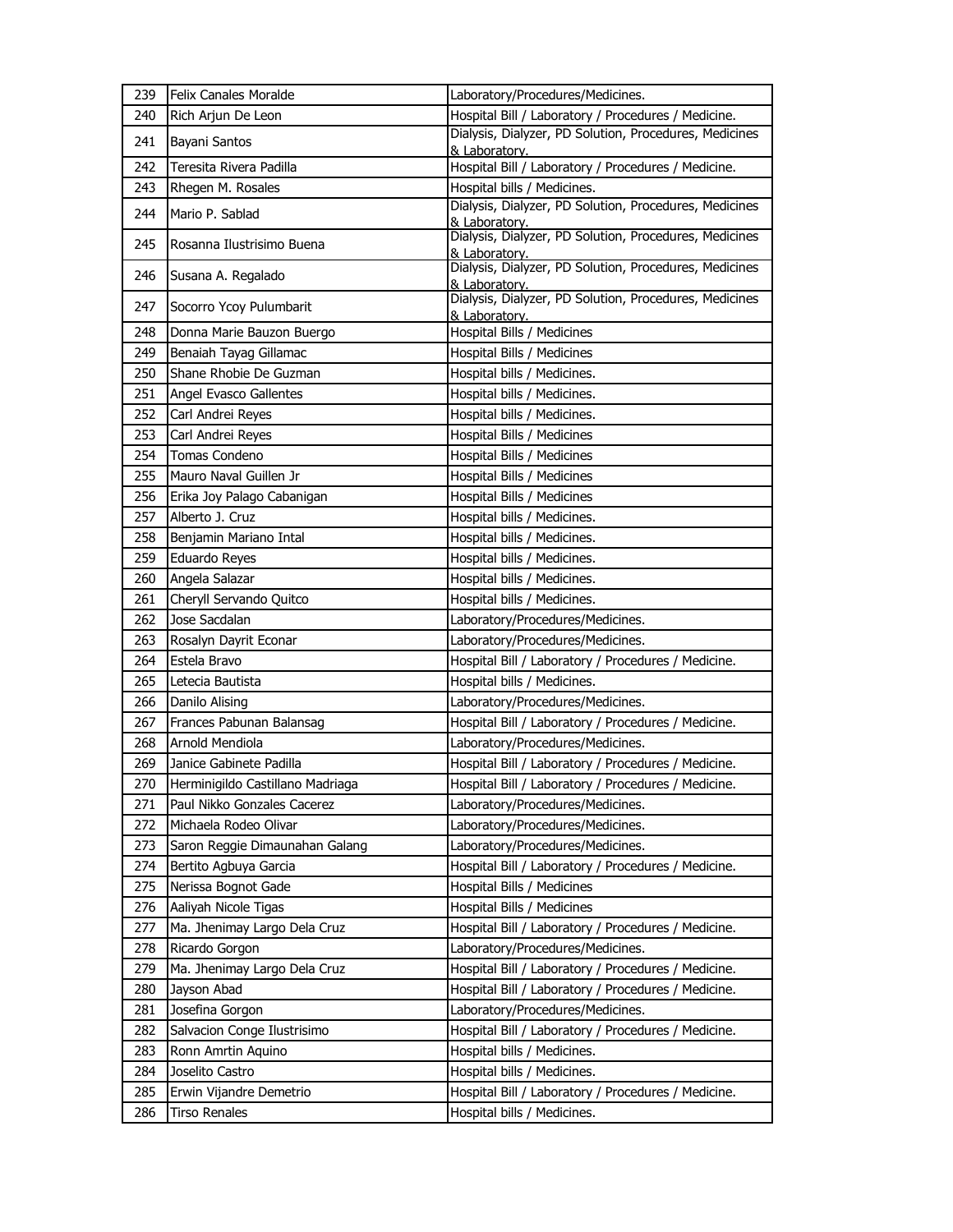| 239 | Felix Canales Moralde | Laboratory/Procedures/Medicines. |
|---|---|---|
| 240 | Rich Arjun De Leon | Hospital Bill / Laboratory / Procedures / Medicine. |
| 241 | Bayani Santos | Dialysis, Dialyzer, PD Solution, Procedures, Medicines & Laboratory. |
| 242 | Teresita Rivera Padilla | Hospital Bill / Laboratory / Procedures / Medicine. |
| 243 | Rhegen M. Rosales | Hospital bills / Medicines. |
| 244 | Mario P. Sablad | Dialysis, Dialyzer, PD Solution, Procedures, Medicines & Laboratory. |
| 245 | Rosanna Ilustrisimo Buena | Dialysis, Dialyzer, PD Solution, Procedures, Medicines & Laboratory. |
| 246 | Susana A. Regalado | Dialysis, Dialyzer, PD Solution, Procedures, Medicines & Laboratory. |
| 247 | Socorro Ycoy Pulumbarit | Dialysis, Dialyzer, PD Solution, Procedures, Medicines & Laboratory. |
| 248 | Donna Marie Bauzon Buergo | Hospital Bills / Medicines |
| 249 | Benaiah Tayag Gillamac | Hospital Bills / Medicines |
| 250 | Shane Rhobie De Guzman | Hospital bills / Medicines. |
| 251 | Angel Evasco Gallentes | Hospital bills / Medicines. |
| 252 | Carl Andrei Reyes | Hospital bills / Medicines. |
| 253 | Carl Andrei Reyes | Hospital Bills / Medicines |
| 254 | Tomas Condeno | Hospital Bills / Medicines |
| 255 | Mauro Naval Guillen Jr | Hospital Bills / Medicines |
| 256 | Erika Joy Palago Cabanigan | Hospital Bills / Medicines |
| 257 | Alberto J. Cruz | Hospital bills / Medicines. |
| 258 | Benjamin Mariano Intal | Hospital bills / Medicines. |
| 259 | Eduardo Reyes | Hospital bills / Medicines. |
| 260 | Angela Salazar | Hospital bills / Medicines. |
| 261 | Cheryll Servando Quitco | Hospital bills / Medicines. |
| 262 | Jose Sacdalan | Laboratory/Procedures/Medicines. |
| 263 | Rosalyn Dayrit Econar | Laboratory/Procedures/Medicines. |
| 264 | Estela Bravo | Hospital Bill / Laboratory / Procedures / Medicine. |
| 265 | Letecia Bautista | Hospital bills / Medicines. |
| 266 | Danilo Alising | Laboratory/Procedures/Medicines. |
| 267 | Frances Pabunan Balansag | Hospital Bill / Laboratory / Procedures / Medicine. |
| 268 | Arnold Mendiola | Laboratory/Procedures/Medicines. |
| 269 | Janice Gabinete Padilla | Hospital Bill / Laboratory / Procedures / Medicine. |
| 270 | Herminigildo Castillano Madriaga | Hospital Bill / Laboratory / Procedures / Medicine. |
| 271 | Paul Nikko Gonzales Cacerez | Laboratory/Procedures/Medicines. |
| 272 | Michaela Rodeo Olivar | Laboratory/Procedures/Medicines. |
| 273 | Saron Reggie Dimaunahan Galang | Laboratory/Procedures/Medicines. |
| 274 | Bertito Agbuya Garcia | Hospital Bill / Laboratory / Procedures / Medicine. |
| 275 | Nerissa Bognot Gade | Hospital Bills / Medicines |
| 276 | Aaliyah Nicole Tigas | Hospital Bills / Medicines |
| 277 | Ma. Jhenimay Largo Dela Cruz | Hospital Bill / Laboratory / Procedures / Medicine. |
| 278 | Ricardo Gorgon | Laboratory/Procedures/Medicines. |
| 279 | Ma. Jhenimay Largo Dela Cruz | Hospital Bill / Laboratory / Procedures / Medicine. |
| 280 | Jayson Abad | Hospital Bill / Laboratory / Procedures / Medicine. |
| 281 | Josefina Gorgon | Laboratory/Procedures/Medicines. |
| 282 | Salvacion Conge Ilustrisimo | Hospital Bill / Laboratory / Procedures / Medicine. |
| 283 | Ronn Amrtin Aquino | Hospital bills / Medicines. |
| 284 | Joselito Castro | Hospital bills / Medicines. |
| 285 | Erwin Vijandre Demetrio | Hospital Bill / Laboratory / Procedures / Medicine. |
| 286 | Tirso Renales | Hospital bills / Medicines. |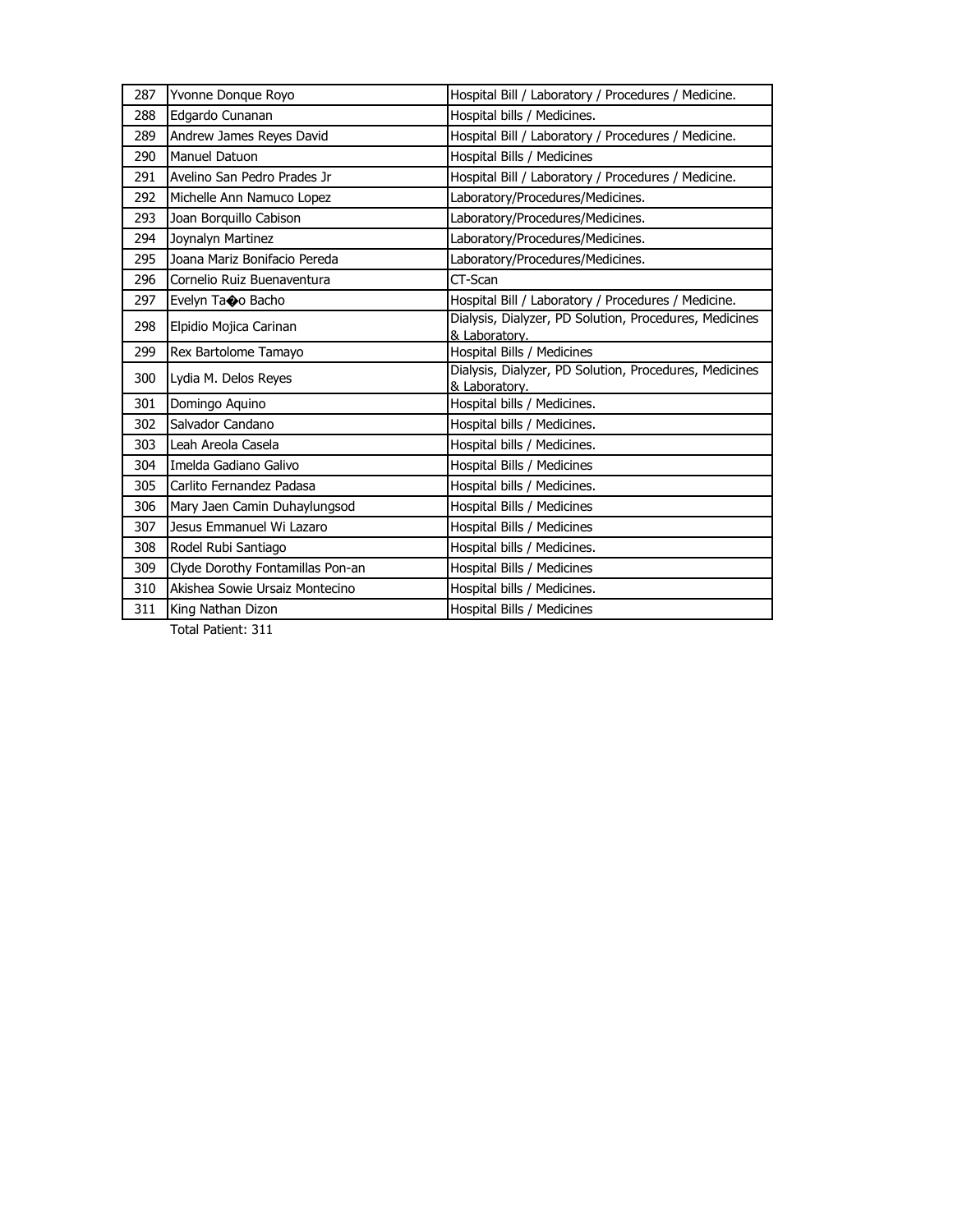| 287 | Yvonne Donque Royo | Hospital Bill / Laboratory / Procedures / Medicine. |
|---|---|---|
| 288 | Edgardo Cunanan | Hospital bills / Medicines. |
| 289 | Andrew James Reyes David | Hospital Bill / Laboratory / Procedures / Medicine. |
| 290 | Manuel Datuon | Hospital Bills / Medicines |
| 291 | Avelino San Pedro Prades Jr | Hospital Bill / Laboratory / Procedures / Medicine. |
| 292 | Michelle Ann Namuco Lopez | Laboratory/Procedures/Medicines. |
| 293 | Joan Borquillo Cabison | Laboratory/Procedures/Medicines. |
| 294 | Joynalyn Martinez | Laboratory/Procedures/Medicines. |
| 295 | Joana Mariz Bonifacio Pereda | Laboratory/Procedures/Medicines. |
| 296 | Cornelio Ruiz Buenaventura | CT-Scan |
| 297 | Evelyn Ta�o Bacho | Hospital Bill / Laboratory / Procedures / Medicine. |
| 298 | Elpidio Mojica Carinan | Dialysis, Dialyzer, PD Solution, Procedures, Medicines & Laboratory. |
| 299 | Rex Bartolome Tamayo | Hospital Bills / Medicines |
| 300 | Lydia M. Delos Reyes | Dialysis, Dialyzer, PD Solution, Procedures, Medicines & Laboratory. |
| 301 | Domingo Aquino | Hospital bills / Medicines. |
| 302 | Salvador Candano | Hospital bills / Medicines. |
| 303 | Leah Areola Casela | Hospital bills / Medicines. |
| 304 | Imelda Gadiano Galivo | Hospital Bills / Medicines |
| 305 | Carlito Fernandez Padasa | Hospital bills / Medicines. |
| 306 | Mary Jaen Camin Duhaylungsod | Hospital Bills / Medicines |
| 307 | Jesus Emmanuel Wi Lazaro | Hospital Bills / Medicines |
| 308 | Rodel Rubi Santiago | Hospital bills / Medicines. |
| 309 | Clyde Dorothy Fontamillas Pon-an | Hospital Bills / Medicines |
| 310 | Akishea Sowie Ursaiz Montecino | Hospital bills / Medicines. |
| 311 | King Nathan Dizon | Hospital Bills / Medicines |

Total Patient: 311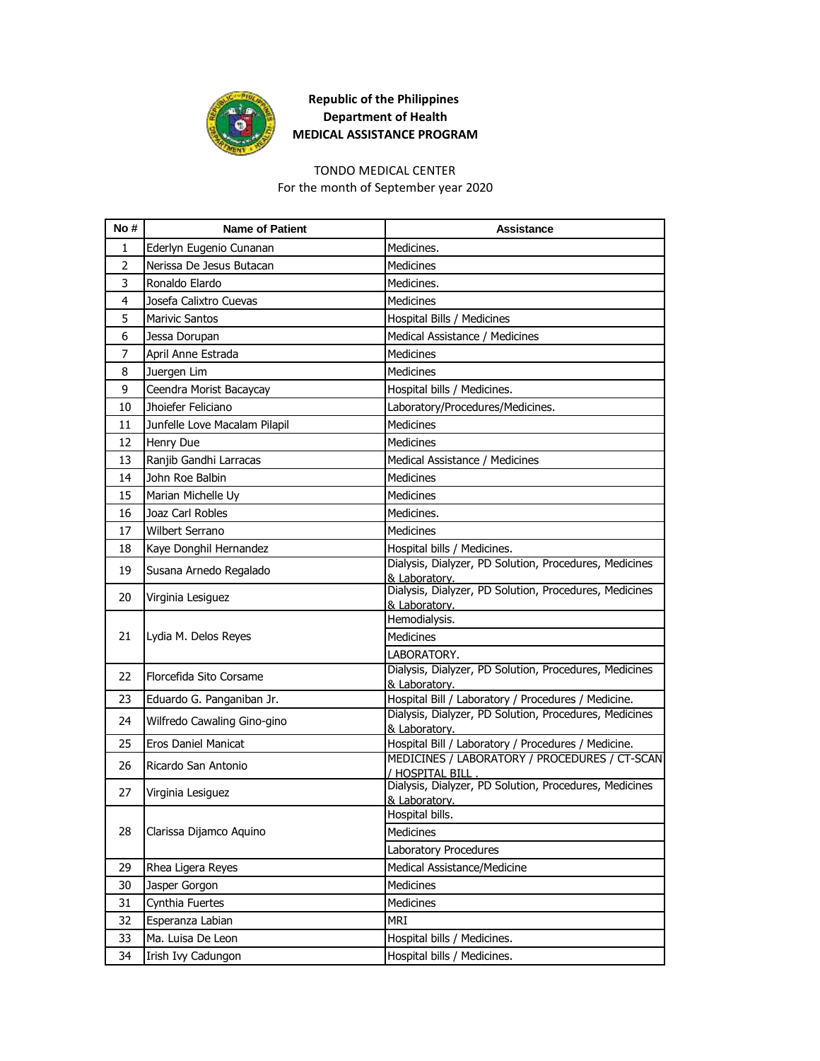**Republic of the Philippines**
**Department of Health**
**MEDICAL ASSISTANCE PROGRAM**

TONDO MEDICAL CENTER
For the month of September year 2020

| No # | Name of Patient | Assistance |
|---|---|---|
| 1 | Ederlyn Eugenio Cunanan | Medicines. |
| 2 | Nerissa De Jesus Butacan | Medicines |
| 3 | Ronaldo Elardo | Medicines. |
| 4 | Josefa Calixtro Cuevas | Medicines |
| 5 | Marivic Santos | Hospital Bills / Medicines |
| 6 | Jessa Dorupan | Medical Assistance / Medicines |
| 7 | April Anne Estrada | Medicines |
| 8 | Juergen Lim | Medicines |
| 9 | Ceendra Morist Bacaycay | Hospital bills / Medicines. |
| 10 | Jhoiefer Feliciano | Laboratory/Procedures/Medicines. |
| 11 | Junfelle Love Macalam Pilapil | Medicines |
| 12 | Henry Due | Medicines |
| 13 | Ranjib Gandhi Larracas | Medical Assistance / Medicines |
| 14 | John Roe Balbin | Medicines |
| 15 | Marian Michelle Uy | Medicines |
| 16 | Joaz Carl Robles | Medicines. |
| 17 | Wilbert Serrano | Medicines |
| 18 | Kaye Donghil Hernandez | Hospital bills / Medicines. |
| 19 | Susana Arnedo Regalado | Dialysis, Dialyzer, PD Solution, Procedures, Medicines & Laboratory. |
| 20 | Virginia Lesiguez | Dialysis, Dialyzer, PD Solution, Procedures, Medicines & Laboratory. |
| 21 | Lydia M. Delos Reyes | Hemodialysis. |
| | | Medicines |
| | | LABORATORY. |
| 22 | Florcefida Sito Corsame | Dialysis, Dialyzer, PD Solution, Procedures, Medicines & Laboratory. |
| 23 | Eduardo G. Panganiban Jr. | Hospital Bill / Laboratory / Procedures / Medicine. |
| 24 | Wilfredo Cawaling Gino-gino | Dialysis, Dialyzer, PD Solution, Procedures, Medicines & Laboratory. |
| 25 | Eros Daniel Manicat | Hospital Bill / Laboratory / Procedures / Medicine. |
| 26 | Ricardo San Antonio | MEDICINES / LABORATORY / PROCEDURES / CT-SCAN / HOSPITAL BILL . |
| 27 | Virginia Lesiguez | Dialysis, Dialyzer, PD Solution, Procedures, Medicines & Laboratory. |
| 28 | Clarissa Dijamco Aquino | Hospital bills. |
| | | Medicines |
| | | Laboratory Procedures |
| 29 | Rhea Ligera Reyes | Medical Assistance/Medicine |
| 30 | Jasper Gorgon | Medicines |
| 31 | Cynthia Fuertes | Medicines |
| 32 | Esperanza Labian | MRI |
| 33 | Ma. Luisa De Leon | Hospital bills / Medicines. |
| 34 | Irish Ivy Cadungon | Hospital bills / Medicines. |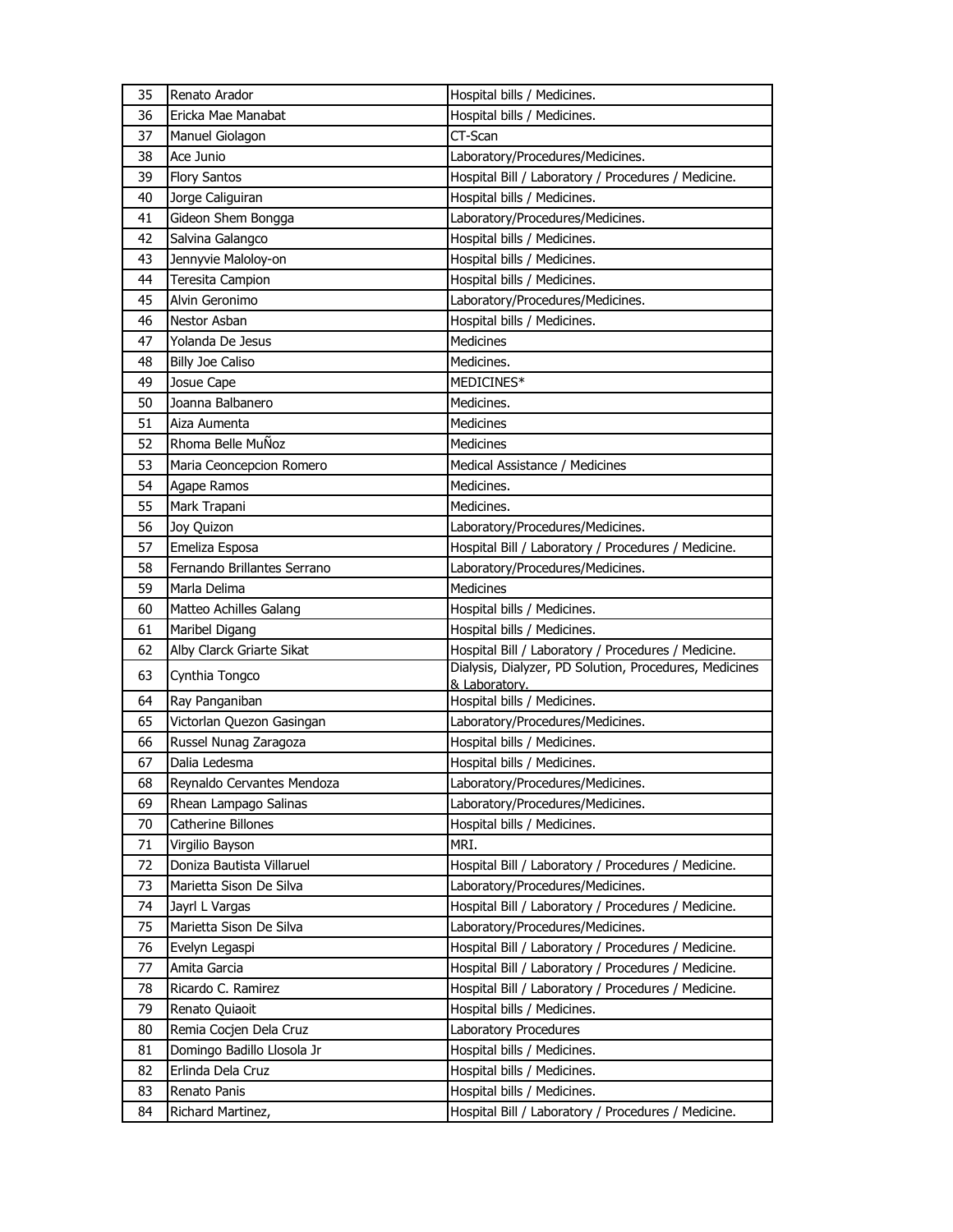| 35 | Renato Arador | Hospital bills / Medicines. |
|---|---|---|
| 36 | Ericka Mae Manabat | Hospital bills / Medicines. |
| 37 | Manuel Giolagon | CT-Scan |
| 38 | Ace Junio | Laboratory/Procedures/Medicines. |
| 39 | Flory Santos | Hospital Bill / Laboratory / Procedures / Medicine. |
| 40 | Jorge Caliguiran | Hospital bills / Medicines. |
| 41 | Gideon Shem Bongga | Laboratory/Procedures/Medicines. |
| 42 | Salvina Galangco | Hospital bills / Medicines. |
| 43 | Jennyvie Maloloy-on | Hospital bills / Medicines. |
| 44 | Teresita Campion | Hospital bills / Medicines. |
| 45 | Alvin Geronimo | Laboratory/Procedures/Medicines. |
| 46 | Nestor Asban | Hospital bills / Medicines. |
| 47 | Yolanda De Jesus | Medicines |
| 48 | Billy Joe Caliso | Medicines. |
| 49 | Josue Cape | MEDICINES* |
| 50 | Joanna Balbanero | Medicines. |
| 51 | Aiza Aumenta | Medicines |
| 52 | Rhoma Belle MuÑoz | Medicines |
| 53 | Maria Ceonception Romero | Medical Assistance / Medicines |
| 54 | Agape Ramos | Medicines. |
| 55 | Mark Trapani | Medicines. |
| 56 | Joy Quizon | Laboratory/Procedures/Medicines. |
| 57 | Emeliza Esposa | Hospital Bill / Laboratory / Procedures / Medicine. |
| 58 | Fernando Brillantes Serrano | Laboratory/Procedures/Medicines. |
| 59 | Marla Delima | Medicines |
| 60 | Matteo Achilles Galang | Hospital bills / Medicines. |
| 61 | Maribel Digang | Hospital bills / Medicines. |
| 62 | Alby Clarck Griarte Sikat | Hospital Bill / Laboratory / Procedures / Medicine. |
| 63 | Cynthia Tongco | Dialysis, Dialyzer, PD Solution, Procedures, Medicines & Laboratory. |
| 64 | Ray Panganiban | Hospital bills / Medicines. |
| 65 | Victorlan Quezon Gasingan | Laboratory/Procedures/Medicines. |
| 66 | Russel Nunag Zaragoza | Hospital bills / Medicines. |
| 67 | Dalia Ledesma | Hospital bills / Medicines. |
| 68 | Reynaldo Cervantes Mendoza | Laboratory/Procedures/Medicines. |
| 69 | Rhean Lampago Salinas | Laboratory/Procedures/Medicines. |
| 70 | Catherine Billones | Hospital bills / Medicines. |
| 71 | Virgilio Bayson | MRI. |
| 72 | Doniza Bautista Villaruel | Hospital Bill / Laboratory / Procedures / Medicine. |
| 73 | Marietta Sison De Silva | Laboratory/Procedures/Medicines. |
| 74 | Jayrl L Vargas | Hospital Bill / Laboratory / Procedures / Medicine. |
| 75 | Marietta Sison De Silva | Laboratory/Procedures/Medicines. |
| 76 | Evelyn Legaspi | Hospital Bill / Laboratory / Procedures / Medicine. |
| 77 | Amita Garcia | Hospital Bill / Laboratory / Procedures / Medicine. |
| 78 | Ricardo C. Ramirez | Hospital Bill / Laboratory / Procedures / Medicine. |
| 79 | Renato Quiaoit | Hospital bills / Medicines. |
| 80 | Remia Cocjen Dela Cruz | Laboratory Procedures |
| 81 | Domingo Badillo Llosola Jr | Hospital bills / Medicines. |
| 82 | Erlinda Dela Cruz | Hospital bills / Medicines. |
| 83 | Renato Panis | Hospital bills / Medicines. |
| 84 | Richard Martinez, | Hospital Bill / Laboratory / Procedures / Medicine. |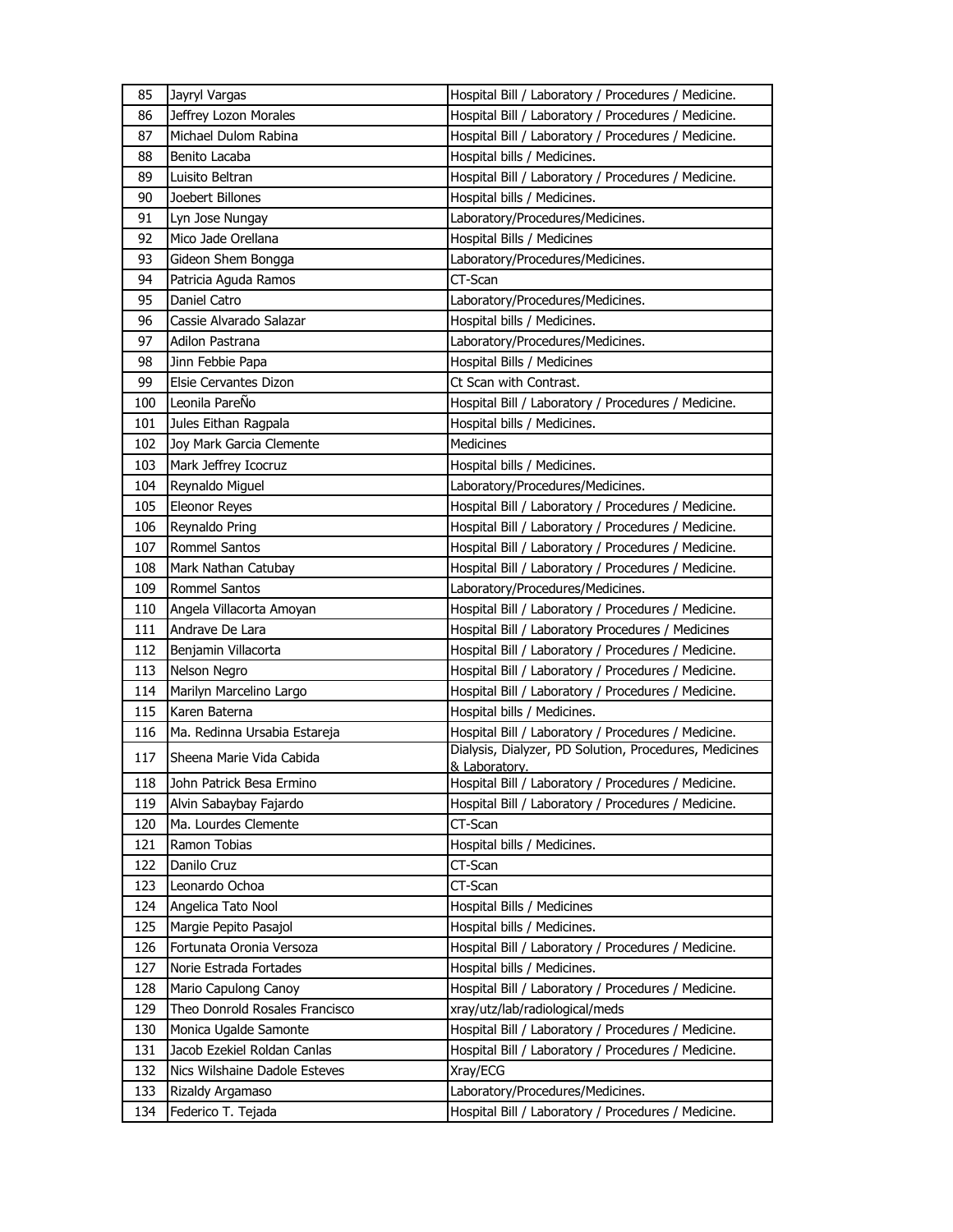| 85 | Jayryl Vargas | Hospital Bill / Laboratory / Procedures / Medicine. |
|---|---|---|
| 86 | Jeffrey Lozon Morales | Hospital Bill / Laboratory / Procedures / Medicine. |
| 87 | Michael Dulom Rabina | Hospital Bill / Laboratory / Procedures / Medicine. |
| 88 | Benito Lacaba | Hospital bills / Medicines. |
| 89 | Luisito Beltran | Hospital Bill / Laboratory / Procedures / Medicine. |
| 90 | Joebert Billones | Hospital bills / Medicines. |
| 91 | Lyn Jose Nungay | Laboratory/Procedures/Medicines. |
| 92 | Mico Jade Orellana | Hospital Bills / Medicines |
| 93 | Gideon Shem Bongga | Laboratory/Procedures/Medicines. |
| 94 | Patricia Aguda Ramos | CT-Scan |
| 95 | Daniel Catro | Laboratory/Procedures/Medicines. |
| 96 | Cassie Alvarado Salazar | Hospital bills / Medicines. |
| 97 | Adilon Pastrana | Laboratory/Procedures/Medicines. |
| 98 | Jinn Febbie Papa | Hospital Bills / Medicines |
| 99 | Elsie Cervantes Dizon | Ct Scan with Contrast. |
| 100 | Leonila PareÑo | Hospital Bill / Laboratory / Procedures / Medicine. |
| 101 | Jules Eithan Ragpala | Hospital bills / Medicines. |
| 102 | Joy Mark Garcia Clemente | Medicines |
| 103 | Mark Jeffrey Icocruz | Hospital bills / Medicines. |
| 104 | Reynaldo Miguel | Laboratory/Procedures/Medicines. |
| 105 | Eleonor Reyes | Hospital Bill / Laboratory / Procedures / Medicine. |
| 106 | Reynaldo Pring | Hospital Bill / Laboratory / Procedures / Medicine. |
| 107 | Rommel Santos | Hospital Bill / Laboratory / Procedures / Medicine. |
| 108 | Mark Nathan Catubay | Hospital Bill / Laboratory / Procedures / Medicine. |
| 109 | Rommel Santos | Laboratory/Procedures/Medicines. |
| 110 | Angela Villacorta Amoyan | Hospital Bill / Laboratory / Procedures / Medicine. |
| 111 | Andrave De Lara | Hospital Bill / Laboratory Procedures / Medicines |
| 112 | Benjamin Villacorta | Hospital Bill / Laboratory / Procedures / Medicine. |
| 113 | Nelson Negro | Hospital Bill / Laboratory / Procedures / Medicine. |
| 114 | Marilyn Marcelino Largo | Hospital Bill / Laboratory / Procedures / Medicine. |
| 115 | Karen Baterna | Hospital bills / Medicines. |
| 116 | Ma. Redinna Ursabia Estareja | Hospital Bill / Laboratory / Procedures / Medicine. |
| 117 | Sheena Marie Vida Cabida | Dialysis, Dialyzer, PD Solution, Procedures, Medicines & Laboratory. |
| 118 | John Patrick Besa Ermino | Hospital Bill / Laboratory / Procedures / Medicine. |
| 119 | Alvin Sabaybay Fajardo | Hospital Bill / Laboratory / Procedures / Medicine. |
| 120 | Ma. Lourdes Clemente | CT-Scan |
| 121 | Ramon Tobias | Hospital bills / Medicines. |
| 122 | Danilo Cruz | CT-Scan |
| 123 | Leonardo Ochoa | CT-Scan |
| 124 | Angelica Tato Nool | Hospital Bills / Medicines |
| 125 | Margie Pepito Pasajol | Hospital bills / Medicines. |
| 126 | Fortunata Oronia Versoza | Hospital Bill / Laboratory / Procedures / Medicine. |
| 127 | Norie Estrada Fortades | Hospital bills / Medicines. |
| 128 | Mario Capulong Canoy | Hospital Bill / Laboratory / Procedures / Medicine. |
| 129 | Theo Donrold Rosales Francisco | xray/utz/lab/radiological/meds |
| 130 | Monica Ugalde Samonte | Hospital Bill / Laboratory / Procedures / Medicine. |
| 131 | Jacob Ezekiel Roldan Canlas | Hospital Bill / Laboratory / Procedures / Medicine. |
| 132 | Nics Wilshaine Dadole Esteves | Xray/ECG |
| 133 | Rizaldy Argamaso | Laboratory/Procedures/Medicines. |
| 134 | Federico T. Tejada | Hospital Bill / Laboratory / Procedures / Medicine. |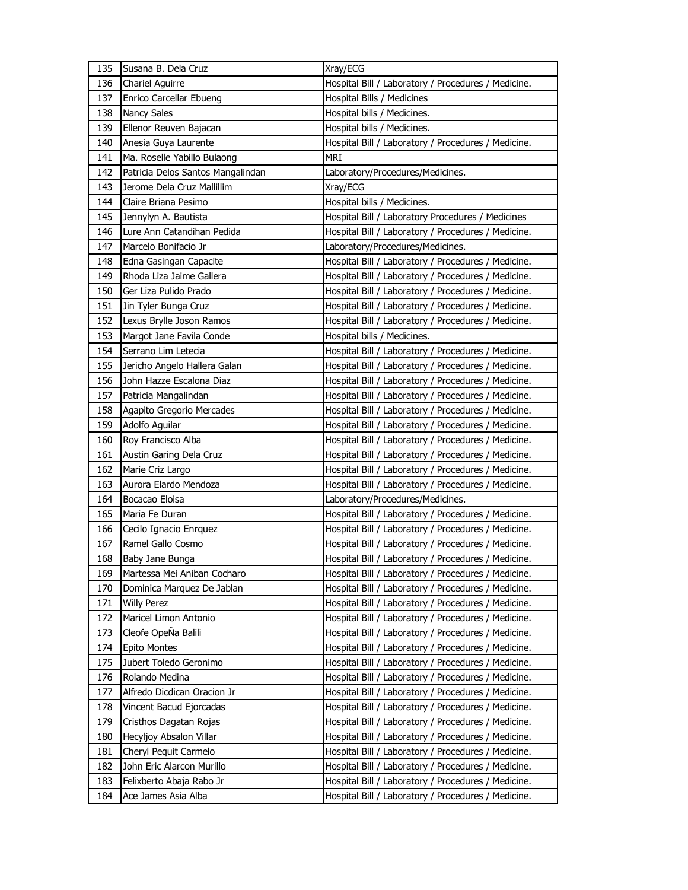| 135 | Susana B. Dela Cruz | Xray/ECG |
|---|---|---|
| 136 | Chariel Aguirre | Hospital Bill / Laboratory / Procedures / Medicine. |
| 137 | Enrico Carcellar Ebueng | Hospital Bills / Medicines |
| 138 | Nancy Sales | Hospital bills / Medicines. |
| 139 | Ellenor Reuven Bajacan | Hospital bills / Medicines. |
| 140 | Anesia Guya Laurente | Hospital Bill / Laboratory / Procedures / Medicine. |
| 141 | Ma. Roselle Yabillo Bulaong | MRI |
| 142 | Patricia Delos Santos Mangalindan | Laboratory/Procedures/Medicines. |
| 143 | Jerome Dela Cruz Mallillim | Xray/ECG |
| 144 | Claire Briana Pesimo | Hospital bills / Medicines. |
| 145 | Jennylyn A. Bautista | Hospital Bill / Laboratory Procedures / Medicines |
| 146 | Lure Ann Catandihan Pedida | Hospital Bill / Laboratory / Procedures / Medicine. |
| 147 | Marcelo Bonifacio Jr | Laboratory/Procedures/Medicines. |
| 148 | Edna Gasingan Capacite | Hospital Bill / Laboratory / Procedures / Medicine. |
| 149 | Rhoda Liza Jaime Gallera | Hospital Bill / Laboratory / Procedures / Medicine. |
| 150 | Ger Liza Pulido Prado | Hospital Bill / Laboratory / Procedures / Medicine. |
| 151 | Jin Tyler Bunga Cruz | Hospital Bill / Laboratory / Procedures / Medicine. |
| 152 | Lexus Brylle Joson Ramos | Hospital Bill / Laboratory / Procedures / Medicine. |
| 153 | Margot Jane Favila Conde | Hospital bills / Medicines. |
| 154 | Serrano Lim Letecia | Hospital Bill / Laboratory / Procedures / Medicine. |
| 155 | Jericho Angelo Hallera Galan | Hospital Bill / Laboratory / Procedures / Medicine. |
| 156 | John Hazze Escalona Diaz | Hospital Bill / Laboratory / Procedures / Medicine. |
| 157 | Patricia Mangalindan | Hospital Bill / Laboratory / Procedures / Medicine. |
| 158 | Agapito Gregorio Mercades | Hospital Bill / Laboratory / Procedures / Medicine. |
| 159 | Adolfo Aguilar | Hospital Bill / Laboratory / Procedures / Medicine. |
| 160 | Roy Francisco Alba | Hospital Bill / Laboratory / Procedures / Medicine. |
| 161 | Austin Garing Dela Cruz | Hospital Bill / Laboratory / Procedures / Medicine. |
| 162 | Marie Criz Largo | Hospital Bill / Laboratory / Procedures / Medicine. |
| 163 | Aurora Elardo Mendoza | Hospital Bill / Laboratory / Procedures / Medicine. |
| 164 | Bocacao Eloisa | Laboratory/Procedures/Medicines. |
| 165 | Maria Fe Duran | Hospital Bill / Laboratory / Procedures / Medicine. |
| 166 | Cecilo Ignacio Enrquez | Hospital Bill / Laboratory / Procedures / Medicine. |
| 167 | Ramel Gallo Cosmo | Hospital Bill / Laboratory / Procedures / Medicine. |
| 168 | Baby Jane Bunga | Hospital Bill / Laboratory / Procedures / Medicine. |
| 169 | Martessa Mei Aniban Cocharo | Hospital Bill / Laboratory / Procedures / Medicine. |
| 170 | Dominica Marquez De Jablan | Hospital Bill / Laboratory / Procedures / Medicine. |
| 171 | Willy Perez | Hospital Bill / Laboratory / Procedures / Medicine. |
| 172 | Maricel Limon Antonio | Hospital Bill / Laboratory / Procedures / Medicine. |
| 173 | Cleofe OpeÑa Balili | Hospital Bill / Laboratory / Procedures / Medicine. |
| 174 | Epito Montes | Hospital Bill / Laboratory / Procedures / Medicine. |
| 175 | Jubert Toledo Geronimo | Hospital Bill / Laboratory / Procedures / Medicine. |
| 176 | Rolando Medina | Hospital Bill / Laboratory / Procedures / Medicine. |
| 177 | Alfredo Dicdican Oracion Jr | Hospital Bill / Laboratory / Procedures / Medicine. |
| 178 | Vincent Bacud Ejorcadas | Hospital Bill / Laboratory / Procedures / Medicine. |
| 179 | Cristhos Dagatan Rojas | Hospital Bill / Laboratory / Procedures / Medicine. |
| 180 | Hecyljoy Absalon Villar | Hospital Bill / Laboratory / Procedures / Medicine. |
| 181 | Cheryl Pequit Carmelo | Hospital Bill / Laboratory / Procedures / Medicine. |
| 182 | John Eric Alarcon Murillo | Hospital Bill / Laboratory / Procedures / Medicine. |
| 183 | Felixberto Abaja Rabo Jr | Hospital Bill / Laboratory / Procedures / Medicine. |
| 184 | Ace James Asia Alba | Hospital Bill / Laboratory / Procedures / Medicine. |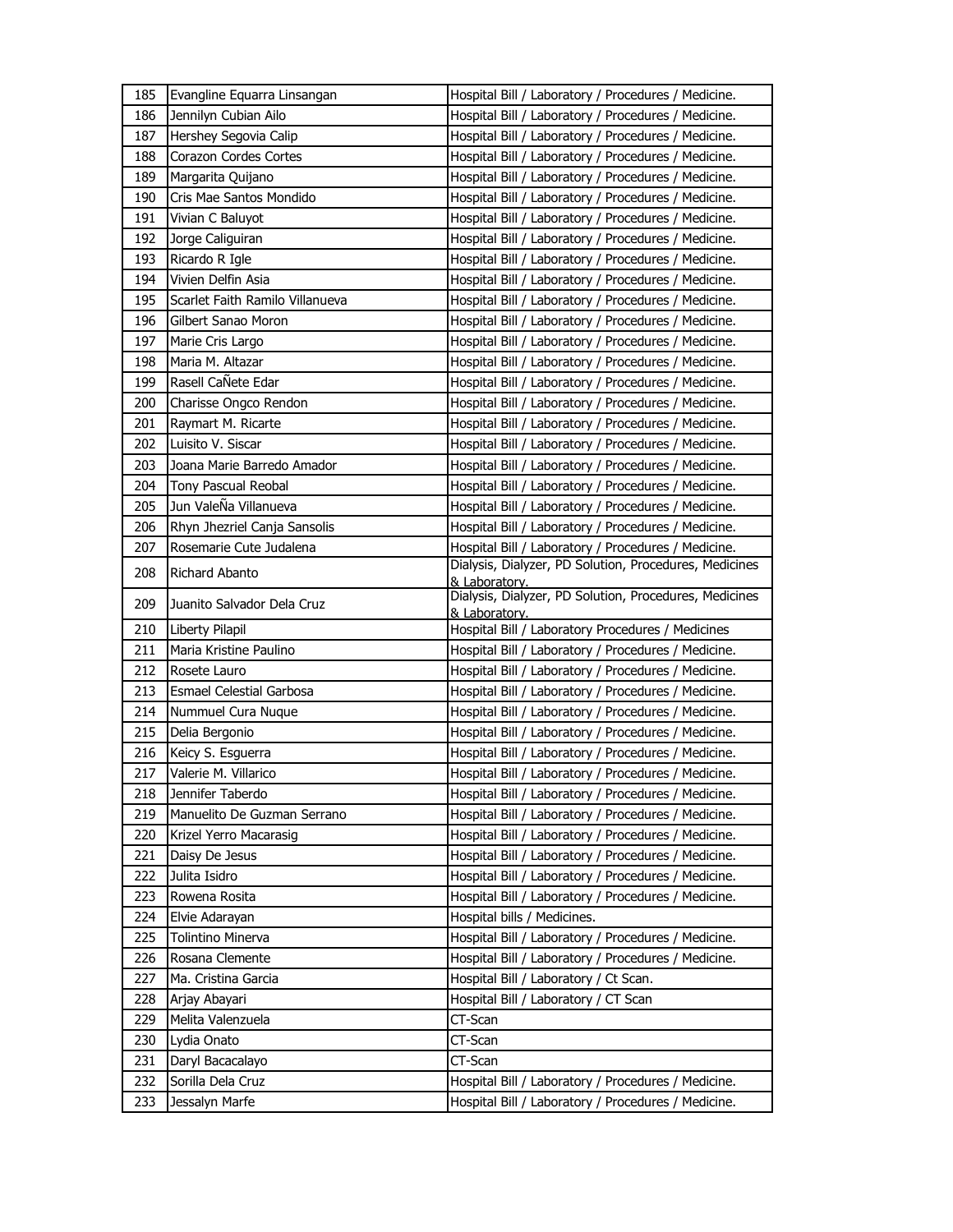| 185 | Evangline Equarra Linsangan | Hospital Bill / Laboratory / Procedures / Medicine. |
|---|---|---|
| 186 | Jennilyn Cubian Ailo | Hospital Bill / Laboratory / Procedures / Medicine. |
| 187 | Hershey Segovia Calip | Hospital Bill / Laboratory / Procedures / Medicine. |
| 188 | Corazon Cordes Cortes | Hospital Bill / Laboratory / Procedures / Medicine. |
| 189 | Margarita Quijano | Hospital Bill / Laboratory / Procedures / Medicine. |
| 190 | Cris Mae Santos Mondido | Hospital Bill / Laboratory / Procedures / Medicine. |
| 191 | Vivian C Baluyot | Hospital Bill / Laboratory / Procedures / Medicine. |
| 192 | Jorge Caliguiran | Hospital Bill / Laboratory / Procedures / Medicine. |
| 193 | Ricardo R Igle | Hospital Bill / Laboratory / Procedures / Medicine. |
| 194 | Vivien Delfin Asia | Hospital Bill / Laboratory / Procedures / Medicine. |
| 195 | Scarlet Faith Ramilo Villanueva | Hospital Bill / Laboratory / Procedures / Medicine. |
| 196 | Gilbert Sanao Moron | Hospital Bill / Laboratory / Procedures / Medicine. |
| 197 | Marie Cris Largo | Hospital Bill / Laboratory / Procedures / Medicine. |
| 198 | Maria M. Altazar | Hospital Bill / Laboratory / Procedures / Medicine. |
| 199 | Rasell CaÑete Edar | Hospital Bill / Laboratory / Procedures / Medicine. |
| 200 | Charisse Ongco Rendon | Hospital Bill / Laboratory / Procedures / Medicine. |
| 201 | Raymart M. Ricarte | Hospital Bill / Laboratory / Procedures / Medicine. |
| 202 | Luisito V. Siscar | Hospital Bill / Laboratory / Procedures / Medicine. |
| 203 | Joana Marie Barredo Amador | Hospital Bill / Laboratory / Procedures / Medicine. |
| 204 | Tony Pascual Reobal | Hospital Bill / Laboratory / Procedures / Medicine. |
| 205 | Jun ValeÑa Villanueva | Hospital Bill / Laboratory / Procedures / Medicine. |
| 206 | Rhyn Jhezriel Canja Sansolis | Hospital Bill / Laboratory / Procedures / Medicine. |
| 207 | Rosemarie Cute Judalena | Hospital Bill / Laboratory / Procedures / Medicine. |
| 208 | Richard Abanto | Dialysis, Dialyzer, PD Solution, Procedures, Medicines & Laboratory. |
| 209 | Juanito Salvador Dela Cruz | Dialysis, Dialyzer, PD Solution, Procedures, Medicines & Laboratory. |
| 210 | Liberty Pilapil | Hospital Bill / Laboratory Procedures / Medicines |
| 211 | Maria Kristine Paulino | Hospital Bill / Laboratory / Procedures / Medicine. |
| 212 | Rosete Lauro | Hospital Bill / Laboratory / Procedures / Medicine. |
| 213 | Esmael Celestial Garbosa | Hospital Bill / Laboratory / Procedures / Medicine. |
| 214 | Nummuel Cura Nuque | Hospital Bill / Laboratory / Procedures / Medicine. |
| 215 | Delia Bergonio | Hospital Bill / Laboratory / Procedures / Medicine. |
| 216 | Keicy S. Esguerra | Hospital Bill / Laboratory / Procedures / Medicine. |
| 217 | Valerie M. Villarico | Hospital Bill / Laboratory / Procedures / Medicine. |
| 218 | Jennifer Taberdo | Hospital Bill / Laboratory / Procedures / Medicine. |
| 219 | Manuelito De Guzman Serrano | Hospital Bill / Laboratory / Procedures / Medicine. |
| 220 | Krizel Yerro Macarasig | Hospital Bill / Laboratory / Procedures / Medicine. |
| 221 | Daisy De Jesus | Hospital Bill / Laboratory / Procedures / Medicine. |
| 222 | Julita Isidro | Hospital Bill / Laboratory / Procedures / Medicine. |
| 223 | Rowena Rosita | Hospital Bill / Laboratory / Procedures / Medicine. |
| 224 | Elvie Adarayan | Hospital bills / Medicines. |
| 225 | Tolintino Minerva | Hospital Bill / Laboratory / Procedures / Medicine. |
| 226 | Rosana Clemente | Hospital Bill / Laboratory / Procedures / Medicine. |
| 227 | Ma. Cristina Garcia | Hospital Bill / Laboratory / Ct Scan. |
| 228 | Arjay Abayari | Hospital Bill / Laboratory / CT Scan |
| 229 | Melita Valenzuela | CT-Scan |
| 230 | Lydia Onato | CT-Scan |
| 231 | Daryl Bacacalayo | CT-Scan |
| 232 | Sorilla Dela Cruz | Hospital Bill / Laboratory / Procedures / Medicine. |
| 233 | Jessalyn Marfe | Hospital Bill / Laboratory / Procedures / Medicine. |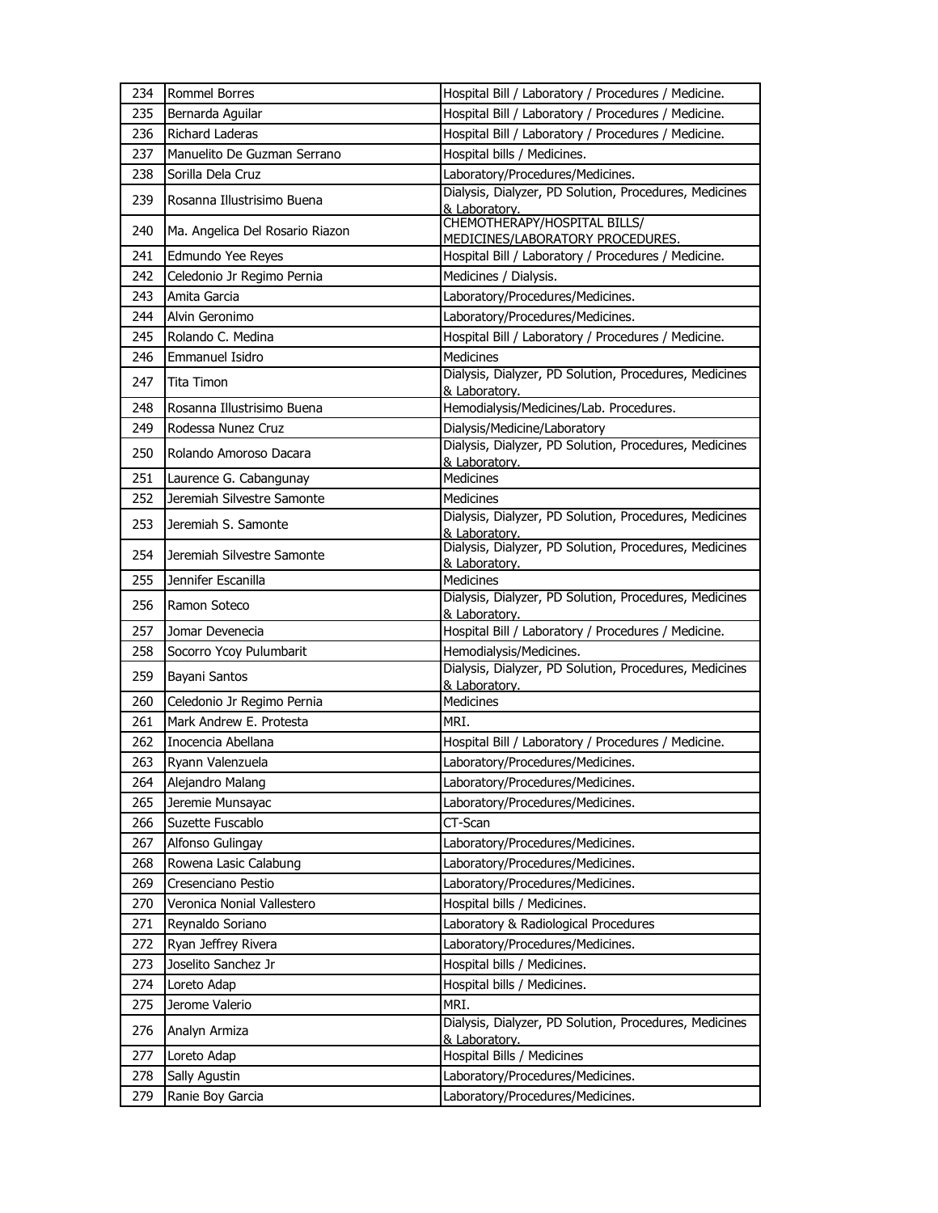| 234 | Rommel Borres | Hospital Bill / Laboratory / Procedures / Medicine. |
|---|---|---|
| 235 | Bernarda Aguilar | Hospital Bill / Laboratory / Procedures / Medicine. |
| 236 | Richard Laderas | Hospital Bill / Laboratory / Procedures / Medicine. |
| 237 | Manuelito De Guzman Serrano | Hospital bills / Medicines. |
| 238 | Sorilla Dela Cruz | Laboratory/Procedures/Medicines. |
| 239 | Rosanna Illustrisimo Buena | Dialysis, Dialyzer, PD Solution, Procedures, Medicines & Laboratory. |
| 240 | Ma. Angelica Del Rosario Riazon | CHEMOTHERAPY/HOSPITAL BILLS/ MEDICINES/LABORATORY PROCEDURES. |
| 241 | Edmundo Yee Reyes | Hospital Bill / Laboratory / Procedures / Medicine. |
| 242 | Celedonio Jr Regimo Pernia | Medicines / Dialysis. |
| 243 | Amita Garcia | Laboratory/Procedures/Medicines. |
| 244 | Alvin Geronimo | Laboratory/Procedures/Medicines. |
| 245 | Rolando C. Medina | Hospital Bill / Laboratory / Procedures / Medicine. |
| 246 | Emmanuel Isidro | Medicines |
| 247 | Tita Timon | Dialysis, Dialyzer, PD Solution, Procedures, Medicines & Laboratory. |
| 248 | Rosanna Illustrisimo Buena | Hemodialysis/Medicines/Lab. Procedures. |
| 249 | Rodessa Nunez Cruz | Dialysis/Medicine/Laboratory |
| 250 | Rolando Amoroso Dacara | Dialysis, Dialyzer, PD Solution, Procedures, Medicines & Laboratory. |
| 251 | Laurence G. Cabangunay | Medicines |
| 252 | Jeremiah Silvestre Samonte | Medicines |
| 253 | Jeremiah S. Samonte | Dialysis, Dialyzer, PD Solution, Procedures, Medicines & Laboratory. |
| 254 | Jeremiah Silvestre Samonte | Dialysis, Dialyzer, PD Solution, Procedures, Medicines & Laboratory. |
| 255 | Jennifer Escanilla | Medicines |
| 256 | Ramon Soteco | Dialysis, Dialyzer, PD Solution, Procedures, Medicines & Laboratory. |
| 257 | Jomar Devenecia | Hospital Bill / Laboratory / Procedures / Medicine. |
| 258 | Socorro Ycoy Pulumbarit | Hemodialysis/Medicines. |
| 259 | Bayani Santos | Dialysis, Dialyzer, PD Solution, Procedures, Medicines & Laboratory. |
| 260 | Celedonio Jr Regimo Pernia | Medicines |
| 261 | Mark Andrew E. Protesta | MRI. |
| 262 | Inocencia Abellana | Hospital Bill / Laboratory / Procedures / Medicine. |
| 263 | Ryann Valenzuela | Laboratory/Procedures/Medicines. |
| 264 | Alejandro Malang | Laboratory/Procedures/Medicines. |
| 265 | Jeremie Munsayac | Laboratory/Procedures/Medicines. |
| 266 | Suzette Fuscablo | CT-Scan |
| 267 | Alfonso Gulingay | Laboratory/Procedures/Medicines. |
| 268 | Rowena Lasic Calabung | Laboratory/Procedures/Medicines. |
| 269 | Cresenciano Pestio | Laboratory/Procedures/Medicines. |
| 270 | Veronica Nonial Vallestero | Hospital bills / Medicines. |
| 271 | Reynaldo Soriano | Laboratory & Radiological Procedures |
| 272 | Ryan Jeffrey Rivera | Laboratory/Procedures/Medicines. |
| 273 | Joselito Sanchez Jr | Hospital bills / Medicines. |
| 274 | Loreto Adap | Hospital bills / Medicines. |
| 275 | Jerome Valerio | MRI. |
| 276 | Analyn Armiza | Dialysis, Dialyzer, PD Solution, Procedures, Medicines & Laboratory. |
| 277 | Loreto Adap | Hospital Bills / Medicines |
| 278 | Sally Agustin | Laboratory/Procedures/Medicines. |
| 279 | Ranie Boy Garcia | Laboratory/Procedures/Medicines. |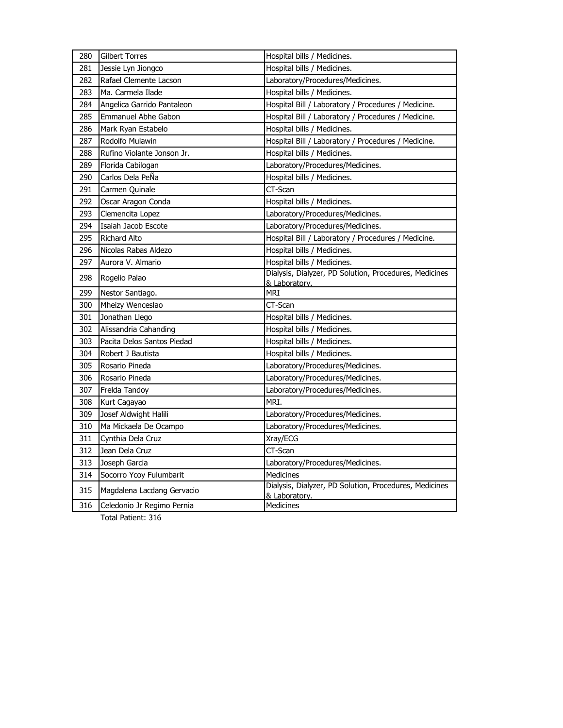| 280 | Gilbert Torres | Hospital bills / Medicines. |
|---|---|---|
| 281 | Jessie Lyn Jiongco | Hospital bills / Medicines. |
| 282 | Rafael Clemente Lacson | Laboratory/Procedures/Medicines. |
| 283 | Ma. Carmela Ilade | Hospital bills / Medicines. |
| 284 | Angelica Garrido Pantaleon | Hospital Bill / Laboratory / Procedures / Medicine. |
| 285 | Emmanuel Abhe Gabon | Hospital Bill / Laboratory / Procedures / Medicine. |
| 286 | Mark Ryan Estabelo | Hospital bills / Medicines. |
| 287 | Rodolfo Mulawin | Hospital Bill / Laboratory / Procedures / Medicine. |
| 288 | Rufino Violante Jonson Jr. | Hospital bills / Medicines. |
| 289 | Florida Cabilogan | Laboratory/Procedures/Medicines. |
| 290 | Carlos Dela PeÑa | Hospital bills / Medicines. |
| 291 | Carmen Quinale | CT-Scan |
| 292 | Oscar Aragon Conda | Hospital bills / Medicines. |
| 293 | Clemencita Lopez | Laboratory/Procedures/Medicines. |
| 294 | Isaiah Jacob Escote | Laboratory/Procedures/Medicines. |
| 295 | Richard Alto | Hospital Bill / Laboratory / Procedures / Medicine. |
| 296 | Nicolas Rabas Aldezo | Hospital bills / Medicines. |
| 297 | Aurora V. Almario | Hospital bills / Medicines. |
| 298 | Rogelio Palao | Dialysis, Dialyzer, PD Solution, Procedures, Medicines & Laboratory. |
| 299 | Nestor Santiago. | MRI |
| 300 | Mheizy Wenceslao | CT-Scan |
| 301 | Jonathan Llego | Hospital bills / Medicines. |
| 302 | Alissandria Cahanding | Hospital bills / Medicines. |
| 303 | Pacita Delos Santos Piedad | Hospital bills / Medicines. |
| 304 | Robert J Bautista | Hospital bills / Medicines. |
| 305 | Rosario Pineda | Laboratory/Procedures/Medicines. |
| 306 | Rosario Pineda | Laboratory/Procedures/Medicines. |
| 307 | Frelda Tandoy | Laboratory/Procedures/Medicines. |
| 308 | Kurt Cagayao | MRI. |
| 309 | Josef Aldwight Halili | Laboratory/Procedures/Medicines. |
| 310 | Ma Mickaela De Ocampo | Laboratory/Procedures/Medicines. |
| 311 | Cynthia Dela Cruz | Xray/ECG |
| 312 | Jean Dela Cruz | CT-Scan |
| 313 | Joseph Garcia | Laboratory/Procedures/Medicines. |
| 314 | Socorro Ycoy Fulumbarit | Medicines |
| 315 | Magdalena Lacdang Gervacio | Dialysis, Dialyzer, PD Solution, Procedures, Medicines & Laboratory. |
| 316 | Celedonio Jr Regimo Pernia | Medicines |

Total Patient: 316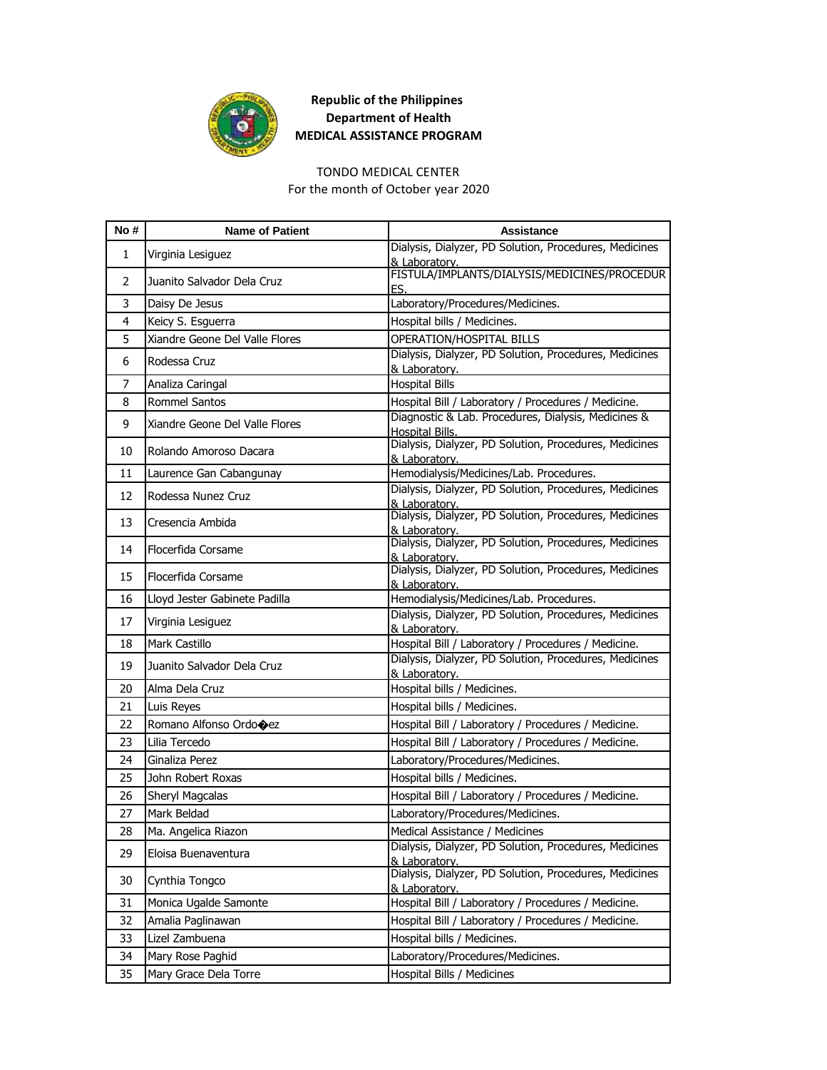**Republic of the Philippines**
**Department of Health**
**MEDICAL ASSISTANCE PROGRAM**

TONDO MEDICAL CENTER
For the month of October year 2020

| No # | Name of Patient | Assistance |
|---|---|---|
| 1 | Virginia Lesiguez | Dialysis, Dialyzer, PD Solution, Procedures, Medicines & Laboratory. |
| 2 | Juanito Salvador Dela Cruz | FISTULA/IMPLANTS/DIALYSIS/MEDICINES/PROCEDURES. |
| 3 | Daisy De Jesus | Laboratory/Procedures/Medicines. |
| 4 | Keicy S. Esguerra | Hospital bills / Medicines. |
| 5 | Xiandre Geone Del Valle Flores | OPERATION/HOSPITAL BILLS |
| 6 | Rodessa Cruz | Dialysis, Dialyzer, PD Solution, Procedures, Medicines & Laboratory. |
| 7 | Analiza Caringal | Hospital Bills |
| 8 | Rommel Santos | Hospital Bill / Laboratory / Procedures / Medicine. |
| 9 | Xiandre Geone Del Valle Flores | Diagnostic & Lab. Procedures, Dialysis, Medicines & Hospital Bills. |
| 10 | Rolando Amoroso Dacara | Dialysis, Dialyzer, PD Solution, Procedures, Medicines & Laboratory. |
| 11 | Laurence Gan Cabangunay | Hemodialysis/Medicines/Lab. Procedures. |
| 12 | Rodessa Nunez Cruz | Dialysis, Dialyzer, PD Solution, Procedures, Medicines & Laboratory. |
| 13 | Cresencia Ambida | Dialysis, Dialyzer, PD Solution, Procedures, Medicines & Laboratory. |
| 14 | Flocerfida Corsame | Dialysis, Dialyzer, PD Solution, Procedures, Medicines & Laboratory. |
| 15 | Flocerfida Corsame | Dialysis, Dialyzer, PD Solution, Procedures, Medicines & Laboratory. |
| 16 | Lloyd Jester Gabinete Padilla | Hemodialysis/Medicines/Lab. Procedures. |
| 17 | Virginia Lesiguez | Dialysis, Dialyzer, PD Solution, Procedures, Medicines & Laboratory. |
| 18 | Mark Castillo | Hospital Bill / Laboratory / Procedures / Medicine. |
| 19 | Juanito Salvador Dela Cruz | Dialysis, Dialyzer, PD Solution, Procedures, Medicines & Laboratory. |
| 20 | Alma Dela Cruz | Hospital bills / Medicines. |
| 21 | Luis Reyes | Hospital bills / Medicines. |
| 22 | Romano Alfonso Ordo�ez | Hospital Bill / Laboratory / Procedures / Medicine. |
| 23 | Lilia Tercedo | Hospital Bill / Laboratory / Procedures / Medicine. |
| 24 | Ginaliza Perez | Laboratory/Procedures/Medicines. |
| 25 | John Robert Roxas | Hospital bills / Medicines. |
| 26 | Sheryl Magcalas | Hospital Bill / Laboratory / Procedures / Medicine. |
| 27 | Mark Beldad | Laboratory/Procedures/Medicines. |
| 28 | Ma. Angelica Riazon | Medical Assistance / Medicines |
| 29 | Eloisa Buenaventura | Dialysis, Dialyzer, PD Solution, Procedures, Medicines & Laboratory. |
| 30 | Cynthia Tongco | Dialysis, Dialyzer, PD Solution, Procedures, Medicines & Laboratory. |
| 31 | Monica Ugalde Samonte | Hospital Bill / Laboratory / Procedures / Medicine. |
| 32 | Amalia Paglinawan | Hospital Bill / Laboratory / Procedures / Medicine. |
| 33 | Lizel Zambuena | Hospital bills / Medicines. |
| 34 | Mary Rose Paghid | Laboratory/Procedures/Medicines. |
| 35 | Mary Grace Dela Torre | Hospital Bills / Medicines |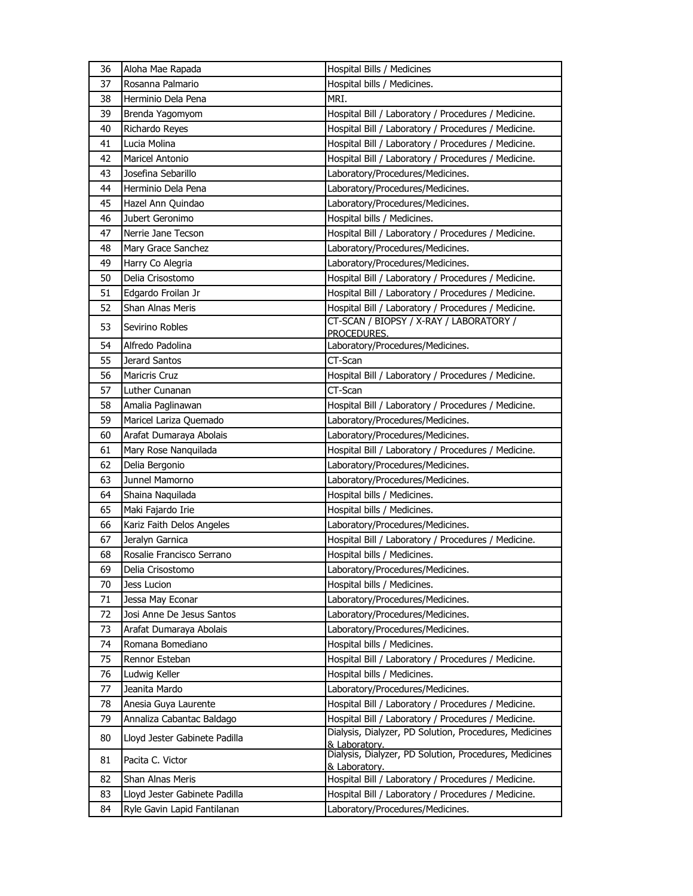| 36 | Aloha Mae Rapada | Hospital Bills / Medicines |
|---|---|---|
| 37 | Rosanna Palmario | Hospital bills / Medicines. |
| 38 | Herminio Dela Pena | MRI. |
| 39 | Brenda Yagomyom | Hospital Bill / Laboratory / Procedures / Medicine. |
| 40 | Richardo Reyes | Hospital Bill / Laboratory / Procedures / Medicine. |
| 41 | Lucia Molina | Hospital Bill / Laboratory / Procedures / Medicine. |
| 42 | Maricel Antonio | Hospital Bill / Laboratory / Procedures / Medicine. |
| 43 | Josefina Sebarillo | Laboratory/Procedures/Medicines. |
| 44 | Herminio Dela Pena | Laboratory/Procedures/Medicines. |
| 45 | Hazel Ann Quindao | Laboratory/Procedures/Medicines. |
| 46 | Jubert Geronimo | Hospital bills / Medicines. |
| 47 | Nerrie Jane Tecson | Hospital Bill / Laboratory / Procedures / Medicine. |
| 48 | Mary Grace Sanchez | Laboratory/Procedures/Medicines. |
| 49 | Harry Co Alegria | Laboratory/Procedures/Medicines. |
| 50 | Delia Crisostomo | Hospital Bill / Laboratory / Procedures / Medicine. |
| 51 | Edgardo Froilan Jr | Hospital Bill / Laboratory / Procedures / Medicine. |
| 52 | Shan Alnas Meris | Hospital Bill / Laboratory / Procedures / Medicine. |
| 53 | Sevirino Robles | CT-SCAN / BIOPSY / X-RAY / LABORATORY / PROCEDURES. |
| 54 | Alfredo Padolina | Laboratory/Procedures/Medicines. |
| 55 | Jerard Santos | CT-Scan |
| 56 | Maricris Cruz | Hospital Bill / Laboratory / Procedures / Medicine. |
| 57 | Luther Cunanan | CT-Scan |
| 58 | Amalia Paglinawan | Hospital Bill / Laboratory / Procedures / Medicine. |
| 59 | Maricel Lariza Quemado | Laboratory/Procedures/Medicines. |
| 60 | Arafat Dumaraya Abolais | Laboratory/Procedures/Medicines. |
| 61 | Mary Rose Nanquilada | Hospital Bill / Laboratory / Procedures / Medicine. |
| 62 | Delia Bergonio | Laboratory/Procedures/Medicines. |
| 63 | Junnel Mamorno | Laboratory/Procedures/Medicines. |
| 64 | Shaina Naquilada | Hospital bills / Medicines. |
| 65 | Maki Fajardo Irie | Hospital bills / Medicines. |
| 66 | Kariz Faith Delos Angeles | Laboratory/Procedures/Medicines. |
| 67 | Jeralyn Garnica | Hospital Bill / Laboratory / Procedures / Medicine. |
| 68 | Rosalie Francisco Serrano | Hospital bills / Medicines. |
| 69 | Delia Crisostomo | Laboratory/Procedures/Medicines. |
| 70 | Jess Lucion | Hospital bills / Medicines. |
| 71 | Jessa May Econar | Laboratory/Procedures/Medicines. |
| 72 | Josi Anne De Jesus Santos | Laboratory/Procedures/Medicines. |
| 73 | Arafat Dumaraya Abolais | Laboratory/Procedures/Medicines. |
| 74 | Romana Bomediano | Hospital bills / Medicines. |
| 75 | Rennor Esteban | Hospital Bill / Laboratory / Procedures / Medicine. |
| 76 | Ludwig Keller | Hospital bills / Medicines. |
| 77 | Jeanita Mardo | Laboratory/Procedures/Medicines. |
| 78 | Anesia Guya Laurente | Hospital Bill / Laboratory / Procedures / Medicine. |
| 79 | Annaliza Cabantac Baldago | Hospital Bill / Laboratory / Procedures / Medicine. |
| 80 | Lloyd Jester Gabinete Padilla | Dialysis, Dialyzer, PD Solution, Procedures, Medicines & Laboratory. |
| 81 | Pacita C. Victor | Dialysis, Dialyzer, PD Solution, Procedures, Medicines & Laboratory. |
| 82 | Shan Alnas Meris | Hospital Bill / Laboratory / Procedures / Medicine. |
| 83 | Lloyd Jester Gabinete Padilla | Hospital Bill / Laboratory / Procedures / Medicine. |
| 84 | Ryle Gavin Lapid Fantilanan | Laboratory/Procedures/Medicines. |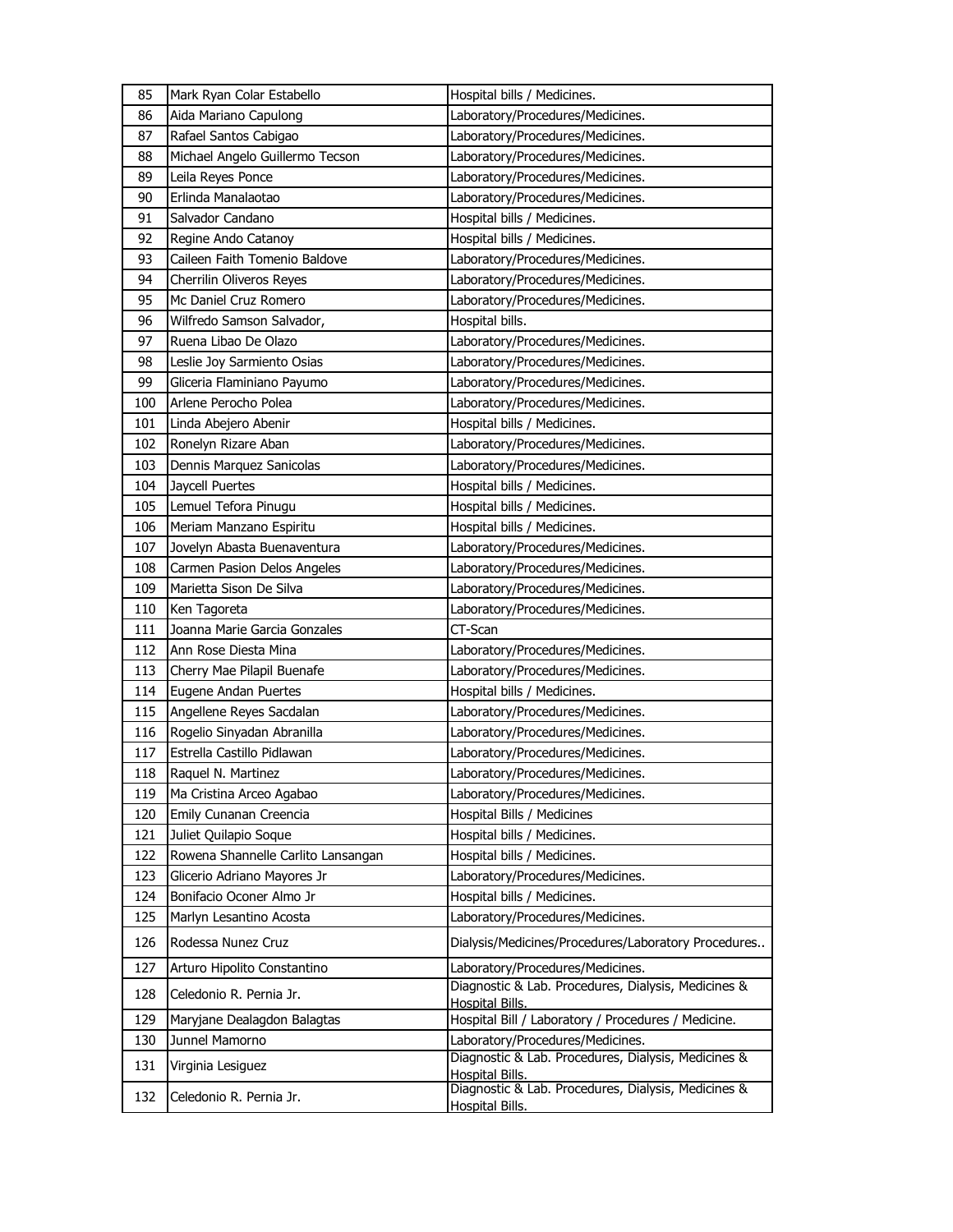| 85 | Mark Ryan Colar Estabello | Hospital bills / Medicines. |
|---|---|---|
| 86 | Aida Mariano Capulong | Laboratory/Procedures/Medicines. |
| 87 | Rafael Santos Cabigao | Laboratory/Procedures/Medicines. |
| 88 | Michael Angelo Guillermo Tecson | Laboratory/Procedures/Medicines. |
| 89 | Leila Reyes Ponce | Laboratory/Procedures/Medicines. |
| 90 | Erlinda Manalaotao | Laboratory/Procedures/Medicines. |
| 91 | Salvador Candano | Hospital bills / Medicines. |
| 92 | Regine Ando Catanoy | Hospital bills / Medicines. |
| 93 | Caileen Faith Tomenio Baldove | Laboratory/Procedures/Medicines. |
| 94 | Cherrilin Oliveros Reyes | Laboratory/Procedures/Medicines. |
| 95 | Mc Daniel Cruz Romero | Laboratory/Procedures/Medicines. |
| 96 | Wilfredo Samson Salvador, | Hospital bills. |
| 97 | Ruena Libao De Olazo | Laboratory/Procedures/Medicines. |
| 98 | Leslie Joy Sarmiento Osias | Laboratory/Procedures/Medicines. |
| 99 | Gliceria Flaminiano Payumo | Laboratory/Procedures/Medicines. |
| 100 | Arlene Perocho Polea | Laboratory/Procedures/Medicines. |
| 101 | Linda Abejero Abenir | Hospital bills / Medicines. |
| 102 | Ronelyn Rizare Aban | Laboratory/Procedures/Medicines. |
| 103 | Dennis Marquez Sanicolas | Laboratory/Procedures/Medicines. |
| 104 | Jaycell Puertes | Hospital bills / Medicines. |
| 105 | Lemuel Tefora Pinugu | Hospital bills / Medicines. |
| 106 | Meriam Manzano Espiritu | Hospital bills / Medicines. |
| 107 | Jovelyn Abasta Buenaventura | Laboratory/Procedures/Medicines. |
| 108 | Carmen Pasion Delos Angeles | Laboratory/Procedures/Medicines. |
| 109 | Marietta Sison De Silva | Laboratory/Procedures/Medicines. |
| 110 | Ken Tagoreta | Laboratory/Procedures/Medicines. |
| 111 | Joanna Marie Garcia Gonzales | CT-Scan |
| 112 | Ann Rose Diesta Mina | Laboratory/Procedures/Medicines. |
| 113 | Cherry Mae Pilapil Buenafe | Laboratory/Procedures/Medicines. |
| 114 | Eugene Andan Puertes | Hospital bills / Medicines. |
| 115 | Angellene Reyes Sacdalan | Laboratory/Procedures/Medicines. |
| 116 | Rogelio Sinyadan Abranilla | Laboratory/Procedures/Medicines. |
| 117 | Estrella Castillo Pidlawan | Laboratory/Procedures/Medicines. |
| 118 | Raquel N. Martinez | Laboratory/Procedures/Medicines. |
| 119 | Ma Cristina Arceo Agabao | Laboratory/Procedures/Medicines. |
| 120 | Emily Cunanan Creencia | Hospital Bills / Medicines |
| 121 | Juliet Quilapio Soque | Hospital bills / Medicines. |
| 122 | Rowena Shannelle Carlito Lansangan | Hospital bills / Medicines. |
| 123 | Glicerio Adriano Mayores Jr | Laboratory/Procedures/Medicines. |
| 124 | Bonifacio Oconer Almo Jr | Hospital bills / Medicines. |
| 125 | Marlyn Lesantino Acosta | Laboratory/Procedures/Medicines. |
| 126 | Rodessa Nunez Cruz | Dialysis/Medicines/Procedures/Laboratory Procedures.. |
| 127 | Arturo Hipolito Constantino | Laboratory/Procedures/Medicines. |
| 128 | Celedonio R. Pernia Jr. | Diagnostic & Lab. Procedures, Dialysis, Medicines & Hospital Bills. |
| 129 | Maryjane Dealagdon Balagtas | Hospital Bill / Laboratory / Procedures / Medicine. |
| 130 | Junnel Mamorno | Laboratory/Procedures/Medicines. |
| 131 | Virginia Lesiguez | Diagnostic & Lab. Procedures, Dialysis, Medicines & Hospital Bills. |
| 132 | Celedonio R. Pernia Jr. | Diagnostic & Lab. Procedures, Dialysis, Medicines & Hospital Bills. |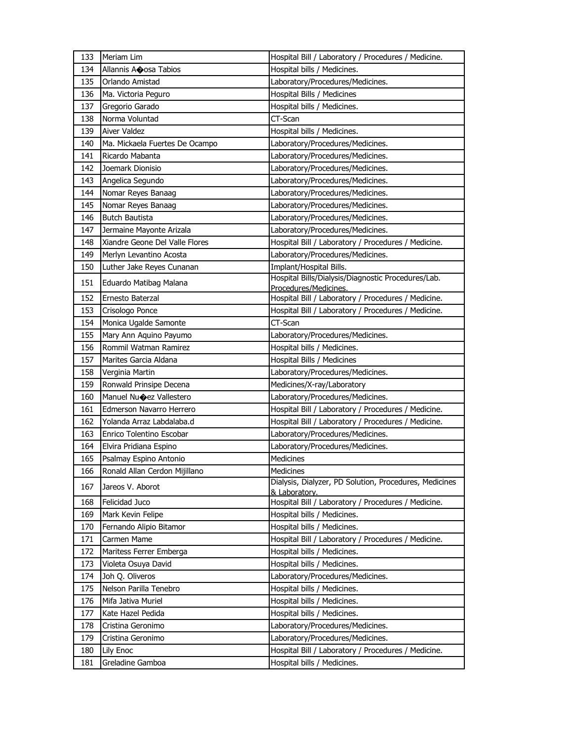| 133 | Meriam Lim | Hospital Bill / Laboratory / Procedures / Medicine. |
|---|---|---|
| 134 | Allannis A�osa Tabios | Hospital bills / Medicines. |
| 135 | Orlando Amistad | Laboratory/Procedures/Medicines. |
| 136 | Ma. Victoria Peguro | Hospital Bills / Medicines |
| 137 | Gregorio Garado | Hospital bills / Medicines. |
| 138 | Norma Voluntad | CT-Scan |
| 139 | Aiver Valdez | Hospital bills / Medicines. |
| 140 | Ma. Mickaela Fuertes De Ocampo | Laboratory/Procedures/Medicines. |
| 141 | Ricardo Mabanta | Laboratory/Procedures/Medicines. |
| 142 | Joemark Dionisio | Laboratory/Procedures/Medicines. |
| 143 | Angelica Segundo | Laboratory/Procedures/Medicines. |
| 144 | Nomar Reyes Banaag | Laboratory/Procedures/Medicines. |
| 145 | Nomar Reyes Banaag | Laboratory/Procedures/Medicines. |
| 146 | Butch Bautista | Laboratory/Procedures/Medicines. |
| 147 | Jermaine Mayonte Arizala | Laboratory/Procedures/Medicines. |
| 148 | Xiandre Geone Del Valle Flores | Hospital Bill / Laboratory / Procedures / Medicine. |
| 149 | Merlyn Levantino Acosta | Laboratory/Procedures/Medicines. |
| 150 | Luther Jake Reyes Cunanan | Implant/Hospital Bills. |
| 151 | Eduardo Matibag Malana | Hospital Bills/Dialysis/Diagnostic Procedures/Lab. Procedures/Medicines. |
| 152 | Ernesto Baterzal | Hospital Bill / Laboratory / Procedures / Medicine. |
| 153 | Crisologo Ponce | Hospital Bill / Laboratory / Procedures / Medicine. |
| 154 | Monica Ugalde Samonte | CT-Scan |
| 155 | Mary Ann Aquino Payumo | Laboratory/Procedures/Medicines. |
| 156 | Rommil Watman Ramirez | Hospital bills / Medicines. |
| 157 | Marites Garcia Aldana | Hospital Bills / Medicines |
| 158 | Verginia Martin | Laboratory/Procedures/Medicines. |
| 159 | Ronwald Prinsipe Decena | Medicines/X-ray/Laboratory |
| 160 | Manuel Nu�ez Vallestero | Laboratory/Procedures/Medicines. |
| 161 | Edmerson Navarro Herrero | Hospital Bill / Laboratory / Procedures / Medicine. |
| 162 | Yolanda Arraz Labdalaba.d | Hospital Bill / Laboratory / Procedures / Medicine. |
| 163 | Enrico Tolentino Escobar | Laboratory/Procedures/Medicines. |
| 164 | Elvira Pridiana Espino | Laboratory/Procedures/Medicines. |
| 165 | Psalmay Espino Antonio | Medicines |
| 166 | Ronald Allan Cerdon Mijillano | Medicines |
| 167 | Jareos V. Aborot | Dialysis, Dialyzer, PD Solution, Procedures, Medicines & Laboratory. |
| 168 | Felicidad Juco | Hospital Bill / Laboratory / Procedures / Medicine. |
| 169 | Mark Kevin Felipe | Hospital bills / Medicines. |
| 170 | Fernando Alipio Bitamor | Hospital bills / Medicines. |
| 171 | Carmen Mame | Hospital Bill / Laboratory / Procedures / Medicine. |
| 172 | Maritess Ferrer Emberga | Hospital bills / Medicines. |
| 173 | Violeta Osuya David | Hospital bills / Medicines. |
| 174 | Joh Q. Oliveros | Laboratory/Procedures/Medicines. |
| 175 | Nelson Parilla Tenebro | Hospital bills / Medicines. |
| 176 | Mifa Jativa Muriel | Hospital bills / Medicines. |
| 177 | Kate Hazel Pedida | Hospital bills / Medicines. |
| 178 | Cristina Geronimo | Laboratory/Procedures/Medicines. |
| 179 | Cristina Geronimo | Laboratory/Procedures/Medicines. |
| 180 | Lily Enoc | Hospital Bill / Laboratory / Procedures / Medicine. |
| 181 | Greladine Gamboa | Hospital bills / Medicines. |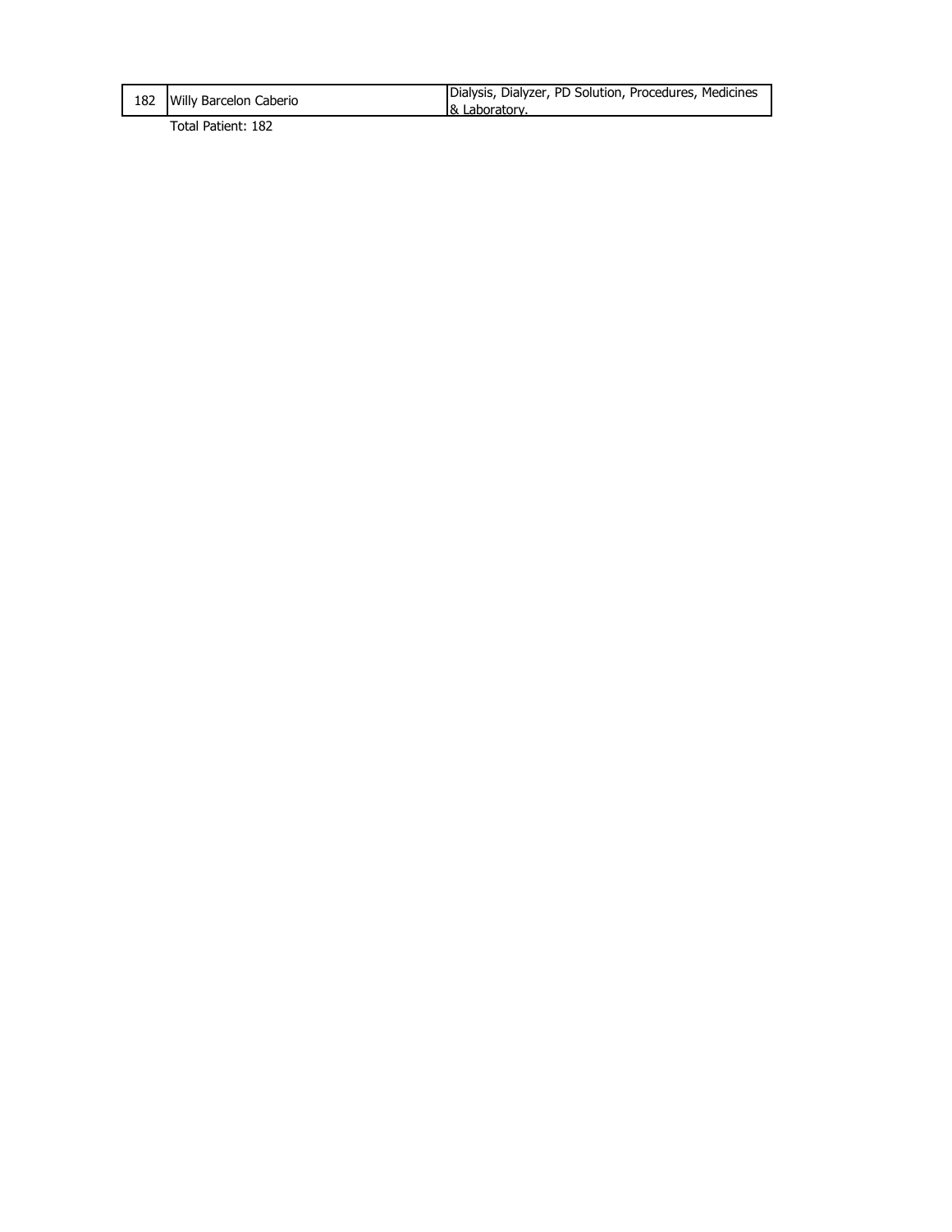| | | |
|---|---|---|
| 182 | Willy Barcelon Caberio | Dialysis, Dialyzer, PD Solution, Procedures, Medicines & Laboratory. |

Total Patient: 182